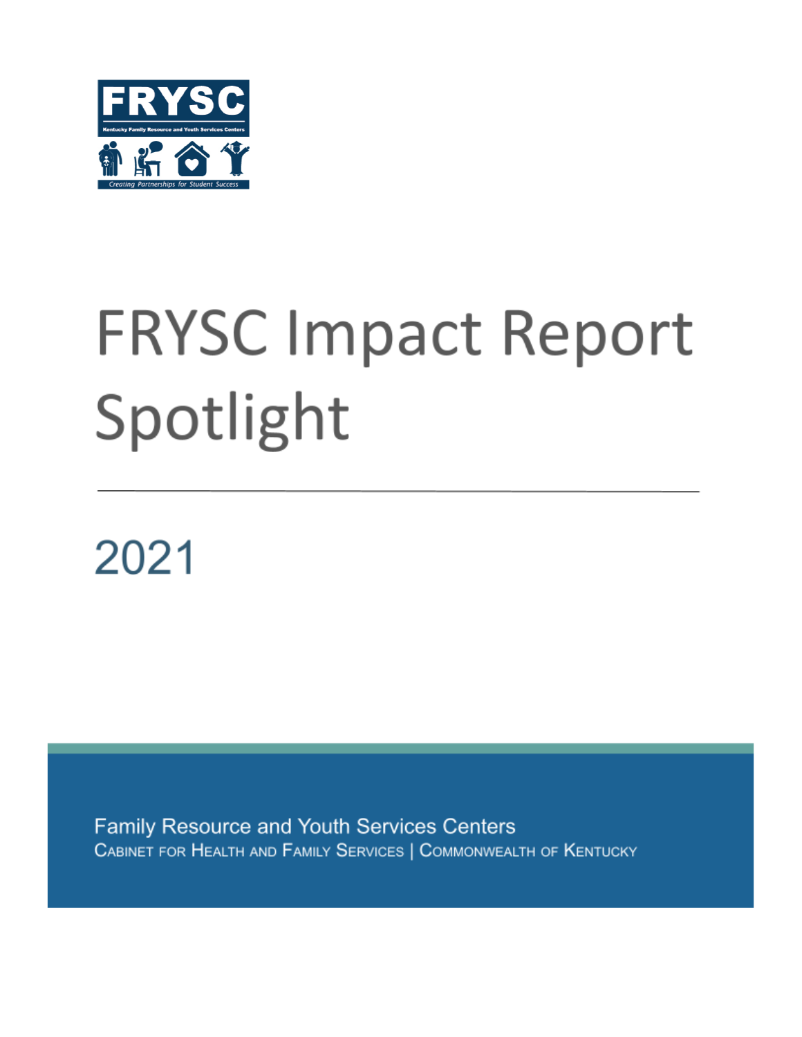FRYSC

Kentucky Family Resource and Youth Services Centers

Creating Partnerships for Student Success

# FRYSC Impact Report Spotlight

---

2021

Family Resource and Youth Services Centers

Cabinet for Health and Family Services | Commonwealth of Kentucky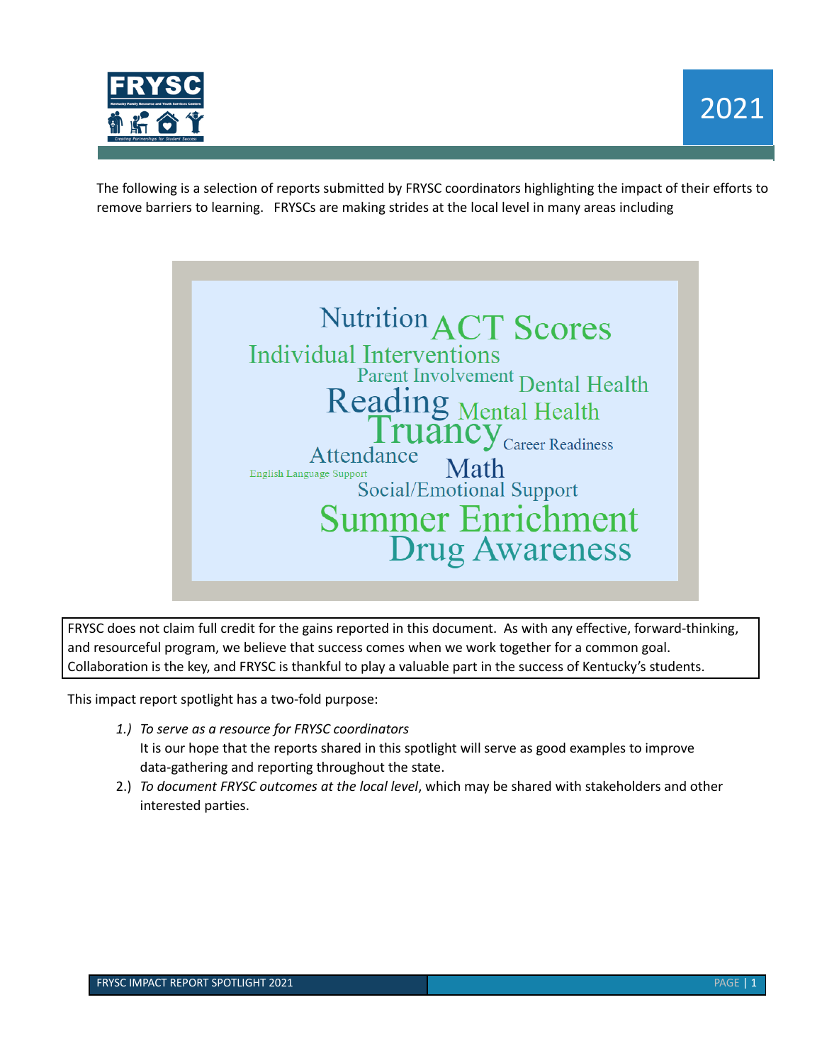2021

The following is a selection of reports submitted by FRYSC coordinators highlighting the impact of their efforts to remove barriers to learning. FRYSCs are making strides at the local level in many areas including

Nutrition
ACT Scores
Individual Interventions
Parent Involvement
Dental Health
Reading
Mental Health
Truancy
Career Readiness
Attendance
English Language Support
Math
Social/Emotional Support
Summer Enrichment
Drug Awareness

FRYSC does not claim full credit for the gains reported in this document. As with any effective, forward-thinking, and resourceful program, we believe that success comes when we work together for a common goal. Collaboration is the key, and FRYSC is thankful to play a valuable part in the success of Kentucky's students.

This impact report spotlight has a two-fold purpose:

1.) *To serve as a resource for FRYSC coordinators*
    It is our hope that the reports shared in this spotlight will serve as good examples to improve data-gathering and reporting throughout the state.
2.) *To document FRYSC outcomes at the local level*, which may be shared with stakeholders and other interested parties.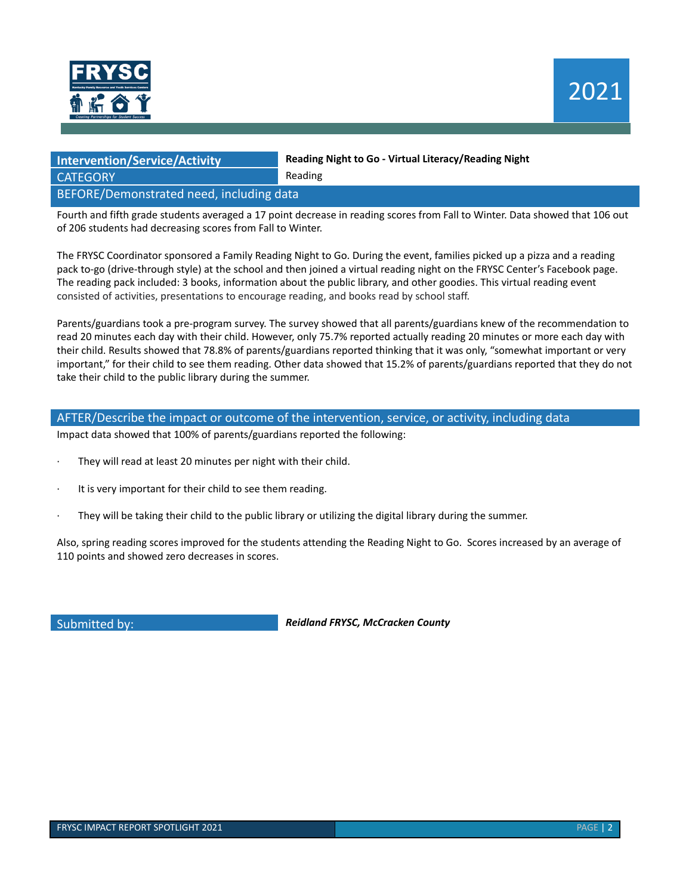2021

| | |
|---|---|
| Intervention/Service/Activity | **Reading Night to Go - Virtual Literacy/Reading Night** |
| CATEGORY | Reading |

## BEFORE/Demonstrated need, including data

Fourth and fifth grade students averaged a 17 point decrease in reading scores from Fall to Winter. Data showed that 106 out of 206 students had decreasing scores from Fall to Winter.

The FRYSC Coordinator sponsored a Family Reading Night to Go. During the event, families picked up a pizza and a reading pack to-go (drive-through style) at the school and then joined a virtual reading night on the FRYSC Center's Facebook page. The reading pack included: 3 books, information about the public library, and other goodies. This virtual reading event consisted of activities, presentations to encourage reading, and books read by school staff.

Parents/guardians took a pre-program survey. The survey showed that all parents/guardians knew of the recommendation to read 20 minutes each day with their child. However, only 75.7% reported actually reading 20 minutes or more each day with their child. Results showed that 78.8% of parents/guardians reported thinking that it was only, "somewhat important or very important," for their child to see them reading. Other data showed that 15.2% of parents/guardians reported that they do not take their child to the public library during the summer.

## AFTER/Describe the impact or outcome of the intervention, service, or activity, including data

Impact data showed that 100% of parents/guardians reported the following:

- They will read at least 20 minutes per night with their child.
- It is very important for their child to see them reading.
- They will be taking their child to the public library or utilizing the digital library during the summer.

Also, spring reading scores improved for the students attending the Reading Night to Go. Scores increased by an average of 110 points and showed zero decreases in scores.

Submitted by: ***Reidland FRYSC, McCracken County***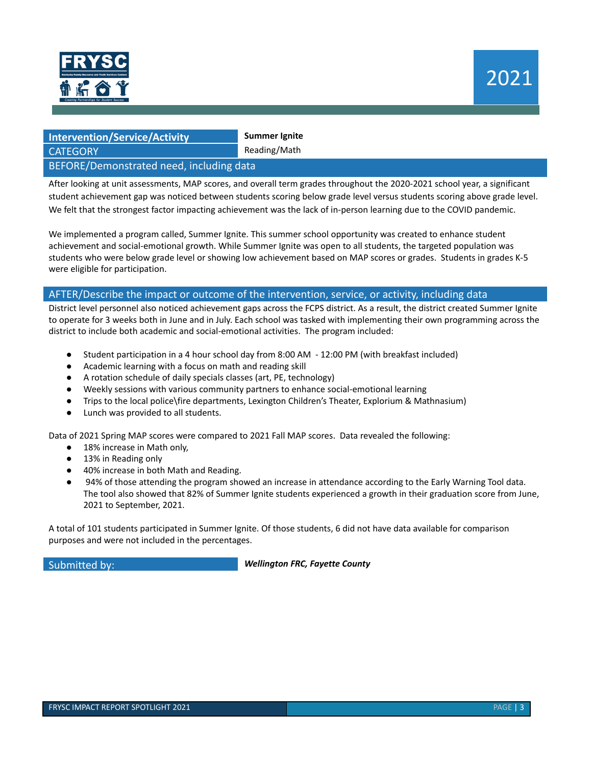2021

| Intervention/Service/Activity | Summer Ignite |
|---|---|
| CATEGORY | Reading/Math |

## BEFORE/Demonstrated need, including data

After looking at unit assessments, MAP scores, and overall term grades throughout the 2020-2021 school year, a significant student achievement gap was noticed between students scoring below grade level versus students scoring above grade level. We felt that the strongest factor impacting achievement was the lack of in-person learning due to the COVID pandemic.

We implemented a program called, Summer Ignite. This summer school opportunity was created to enhance student achievement and social-emotional growth. While Summer Ignite was open to all students, the targeted population was students who were below grade level or showing low achievement based on MAP scores or grades. Students in grades K-5 were eligible for participation.

## AFTER/Describe the impact or outcome of the intervention, service, or activity, including data

District level personnel also noticed achievement gaps across the FCPS district. As a result, the district created Summer Ignite to operate for 3 weeks both in June and in July. Each school was tasked with implementing their own programming across the district to include both academic and social-emotional activities. The program included:

- Student participation in a 4 hour school day from 8:00 AM - 12:00 PM (with breakfast included)
- Academic learning with a focus on math and reading skill
- A rotation schedule of daily specials classes (art, PE, technology)
- Weekly sessions with various community partners to enhance social-emotional learning
- Trips to the local police\fire departments, Lexington Children's Theater, Explorium & Mathnasium)
- Lunch was provided to all students.

Data of 2021 Spring MAP scores were compared to 2021 Fall MAP scores. Data revealed the following:

- 18% increase in Math only,
- 13% in Reading only
- 40% increase in both Math and Reading.
- 94% of those attending the program showed an increase in attendance according to the Early Warning Tool data. The tool also showed that 82% of Summer Ignite students experienced a growth in their graduation score from June, 2021 to September, 2021.

A total of 101 students participated in Summer Ignite. Of those students, 6 did not have data available for comparison purposes and were not included in the percentages.

| Submitted by: | ***Wellington FRC, Fayette County*** |
|---|---|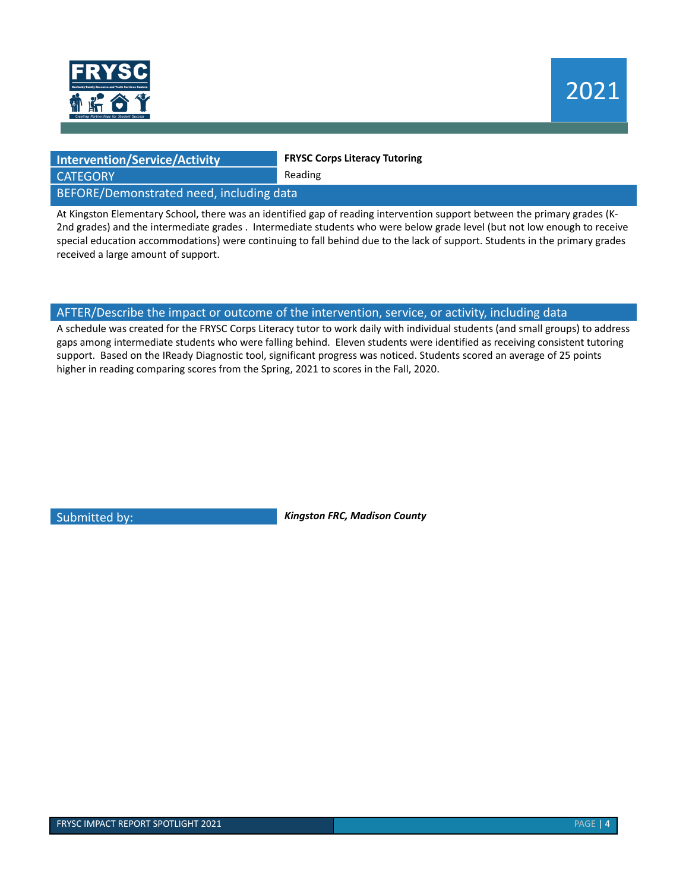2021

| | |
|---|---|
| **Intervention/Service/Activity** | **FRYSC Corps Literacy Tutoring** |
| CATEGORY | Reading |

## BEFORE/Demonstrated need, including data

At Kingston Elementary School, there was an identified gap of reading intervention support between the primary grades (K-2nd grades) and the intermediate grades . Intermediate students who were below grade level (but not low enough to receive special education accommodations) were continuing to fall behind due to the lack of support. Students in the primary grades received a large amount of support.

## AFTER/Describe the impact or outcome of the intervention, service, or activity, including data

A schedule was created for the FRYSC Corps Literacy tutor to work daily with individual students (and small groups) to address gaps among intermediate students who were falling behind. Eleven students were identified as receiving consistent tutoring support. Based on the IReady Diagnostic tool, significant progress was noticed. Students scored an average of 25 points higher in reading comparing scores from the Spring, 2021 to scores in the Fall, 2020.

Submitted by: ***Kingston FRC, Madison County***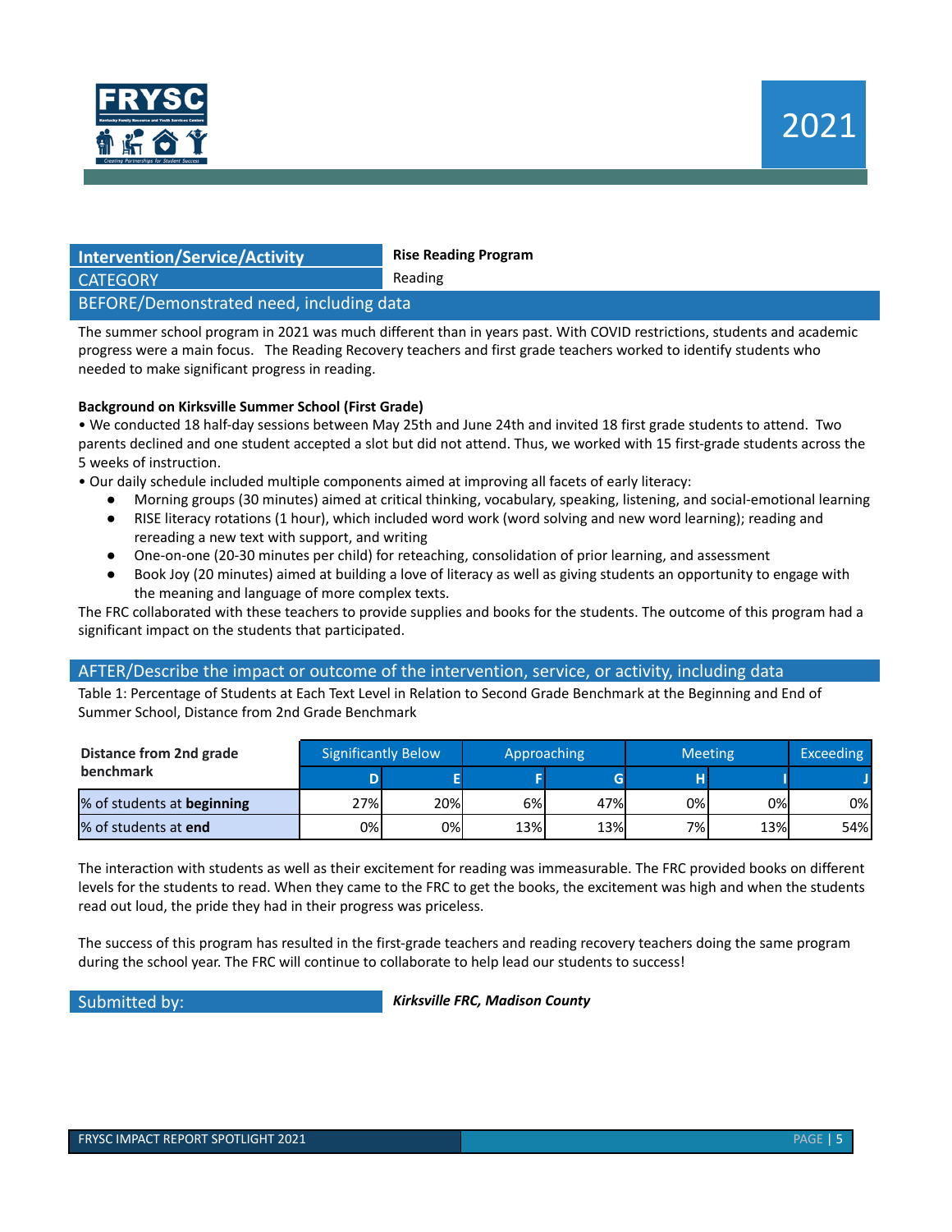| Intervention/Service/Activity | Rise Reading Program |
|---|---|
| CATEGORY | Reading |

## BEFORE/Demonstrated need, including data

The summer school program in 2021 was much different than in years past. With COVID restrictions, students and academic progress were a main focus. The Reading Recovery teachers and first grade teachers worked to identify students who needed to make significant progress in reading.

**Background on Kirksville Summer School (First Grade)**

• We conducted 18 half-day sessions between May 25th and June 24th and invited 18 first grade students to attend. Two parents declined and one student accepted a slot but did not attend. Thus, we worked with 15 first-grade students across the 5 weeks of instruction.

• Our daily schedule included multiple components aimed at improving all facets of early literacy:

- Morning groups (30 minutes) aimed at critical thinking, vocabulary, speaking, listening, and social-emotional learning
- RISE literacy rotations (1 hour), which included word work (word solving and new word learning); reading and rereading a new text with support, and writing
- One-on-one (20-30 minutes per child) for reteaching, consolidation of prior learning, and assessment
- Book Joy (20 minutes) aimed at building a love of literacy as well as giving students an opportunity to engage with the meaning and language of more complex texts.

The FRC collaborated with these teachers to provide supplies and books for the students. The outcome of this program had a significant impact on the students that participated.

## AFTER/Describe the impact or outcome of the intervention, service, or activity, including data

Table 1: Percentage of Students at Each Text Level in Relation to Second Grade Benchmark at the Beginning and End of Summer School, Distance from 2nd Grade Benchmark

| Distance from 2nd grade benchmark | Significantly Below | | Approaching | | Meeting | | Exceeding |
|---|---|---|---|---|---|---|---|
| | D | E | F | G | H | I | J |
| % of students at **beginning** | 27% | 20% | 6% | 47% | 0% | 0% | 0% |
| % of students at **end** | 0% | 0% | 13% | 13% | 7% | 13% | 54% |

The interaction with students as well as their excitement for reading was immeasurable. The FRC provided books on different levels for the students to read. When they came to the FRC to get the books, the excitement was high and when the students read out loud, the pride they had in their progress was priceless.

The success of this program has resulted in the first-grade teachers and reading recovery teachers doing the same program during the school year. The FRC will continue to collaborate to help lead our students to success!

**Submitted by:** ***Kirksville FRC, Madison County***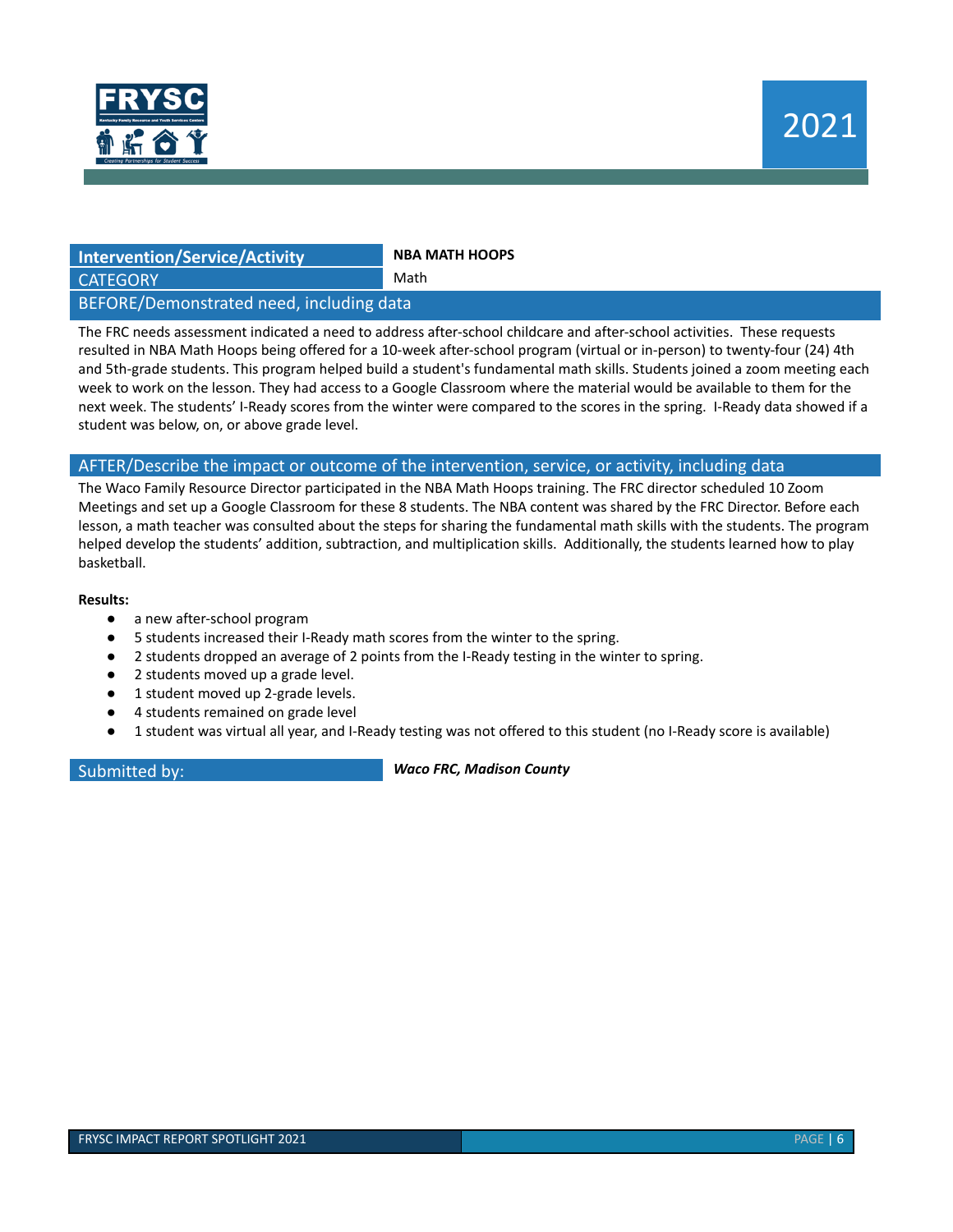| Intervention/Service/Activity | NBA MATH HOOPS |
| --- | --- |
| CATEGORY | Math |

## BEFORE/Demonstrated need, including data

The FRC needs assessment indicated a need to address after-school childcare and after-school activities. These requests resulted in NBA Math Hoops being offered for a 10-week after-school program (virtual or in-person) to twenty-four (24) 4th and 5th-grade students. This program helped build a student's fundamental math skills. Students joined a zoom meeting each week to work on the lesson. They had access to a Google Classroom where the material would be available to them for the next week. The students' I-Ready scores from the winter were compared to the scores in the spring. I-Ready data showed if a student was below, on, or above grade level.

## AFTER/Describe the impact or outcome of the intervention, service, or activity, including data

The Waco Family Resource Director participated in the NBA Math Hoops training. The FRC director scheduled 10 Zoom Meetings and set up a Google Classroom for these 8 students. The NBA content was shared by the FRC Director. Before each lesson, a math teacher was consulted about the steps for sharing the fundamental math skills with the students. The program helped develop the students' addition, subtraction, and multiplication skills. Additionally, the students learned how to play basketball.

**Results:**

- a new after-school program
- 5 students increased their I-Ready math scores from the winter to the spring.
- 2 students dropped an average of 2 points from the I-Ready testing in the winter to spring.
- 2 students moved up a grade level.
- 1 student moved up 2-grade levels.
- 4 students remained on grade level
- 1 student was virtual all year, and I-Ready testing was not offered to this student (no I-Ready score is available)

| Submitted by: | ***Waco FRC, Madison County*** |
| --- | --- |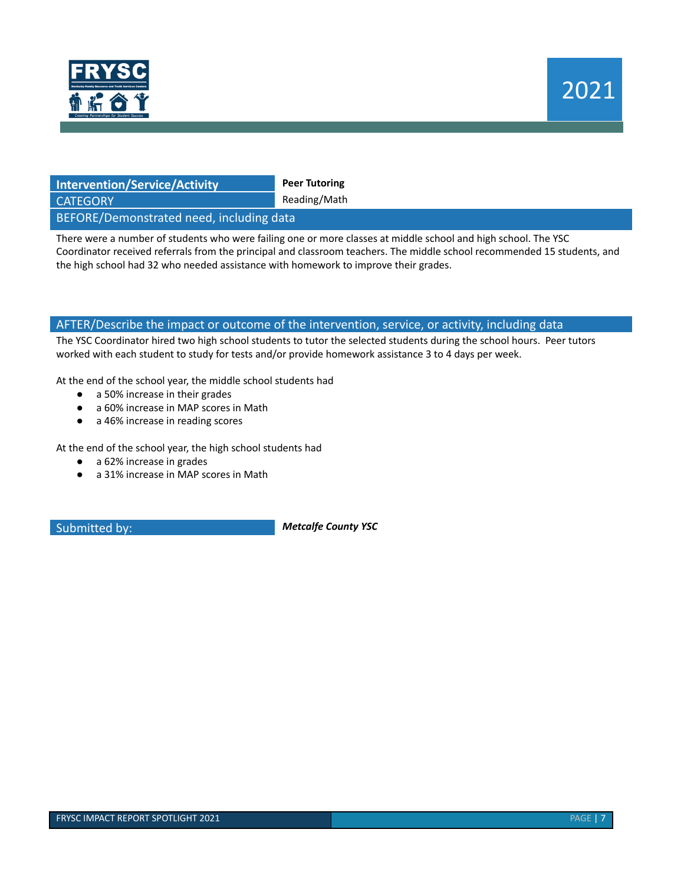| | |
|---|---|
| **Intervention/Service/Activity** | **Peer Tutoring** |
| CATEGORY | Reading/Math |

## BEFORE/Demonstrated need, including data

There were a number of students who were failing one or more classes at middle school and high school. The YSC Coordinator received referrals from the principal and classroom teachers. The middle school recommended 15 students, and the high school had 32 who needed assistance with homework to improve their grades.

## AFTER/Describe the impact or outcome of the intervention, service, or activity, including data

The YSC Coordinator hired two high school students to tutor the selected students during the school hours. Peer tutors worked with each student to study for tests and/or provide homework assistance 3 to 4 days per week.

At the end of the school year, the middle school students had

- a 50% increase in their grades
- a 60% increase in MAP scores in Math
- a 46% increase in reading scores

At the end of the school year, the high school students had

- a 62% increase in grades
- a 31% increase in MAP scores in Math

| | |
|---|---|
| Submitted by: | ***Metcalfe County YSC*** |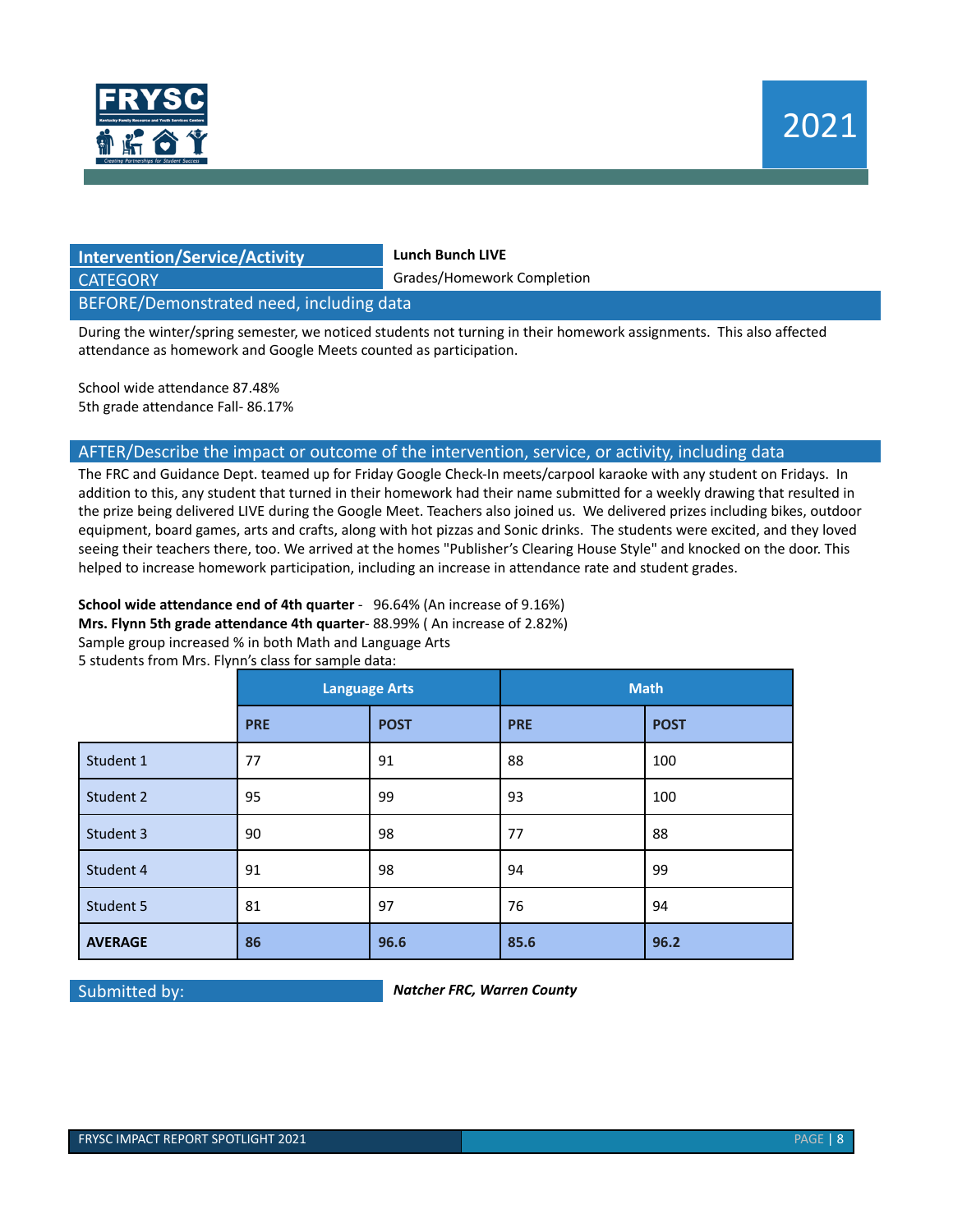| | |
|---|---|
| **Intervention/Service/Activity** | **Lunch Bunch LIVE** |
| CATEGORY | Grades/Homework Completion |

## BEFORE/Demonstrated need, including data

During the winter/spring semester, we noticed students not turning in their homework assignments. This also affected attendance as homework and Google Meets counted as participation.

School wide attendance 87.48%
5th grade attendance Fall- 86.17%

## AFTER/Describe the impact or outcome of the intervention, service, or activity, including data

The FRC and Guidance Dept. teamed up for Friday Google Check-In meets/carpool karaoke with any student on Fridays. In addition to this, any student that turned in their homework had their name submitted for a weekly drawing that resulted in the prize being delivered LIVE during the Google Meet. Teachers also joined us. We delivered prizes including bikes, outdoor equipment, board games, arts and crafts, along with hot pizzas and Sonic drinks. The students were excited, and they loved seeing their teachers there, too. We arrived at the homes "Publisher's Clearing House Style" and knocked on the door. This helped to increase homework participation, including an increase in attendance rate and student grades.

**School wide attendance end of 4th quarter** - 96.64% (An increase of 9.16%)
**Mrs. Flynn 5th grade attendance 4th quarter**- 88.99% ( An increase of 2.82%)
Sample group increased % in both Math and Language Arts
5 students from Mrs. Flynn's class for sample data:

| | Language Arts | | Math | |
|---|---|---|---|---|
| | **PRE** | **POST** | **PRE** | **POST** |
| Student 1 | 77 | 91 | 88 | 100 |
| Student 2 | 95 | 99 | 93 | 100 |
| Student 3 | 90 | 98 | 77 | 88 |
| Student 4 | 91 | 98 | 94 | 99 |
| Student 5 | 81 | 97 | 76 | 94 |
| **AVERAGE** | **86** | **96.6** | **85.6** | **96.2** |

| | |
|---|---|
| Submitted by: | ***Natcher FRC, Warren County*** |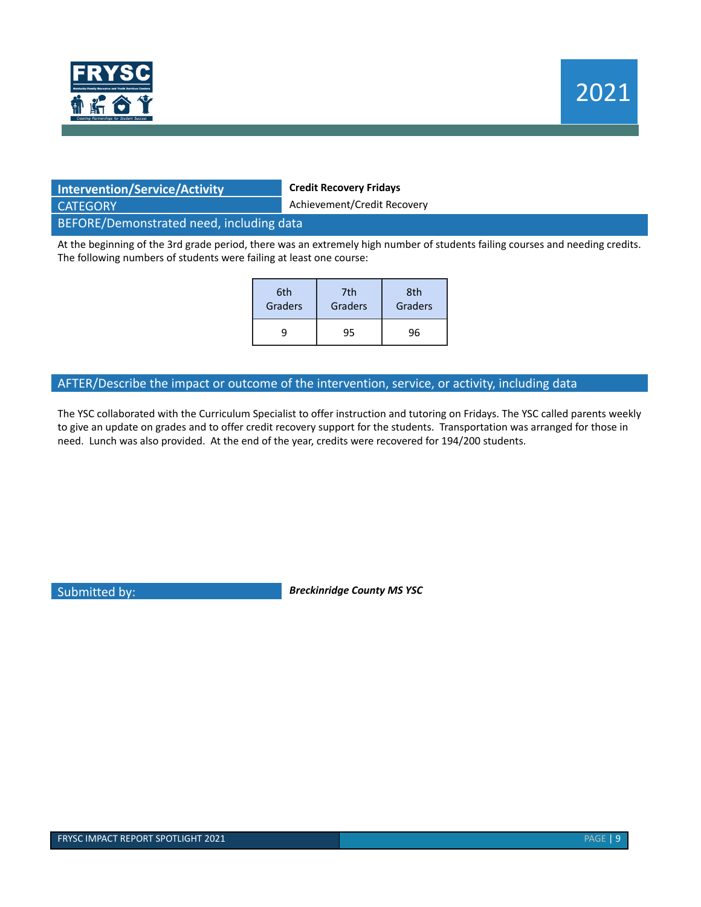**Intervention/Service/Activity** — **Credit Recovery Fridays**

CATEGORY — Achievement/Credit Recovery

## BEFORE/Demonstrated need, including data

At the beginning of the 3rd grade period, there was an extremely high number of students failing courses and needing credits. The following numbers of students were failing at least one course:

| 6th Graders | 7th Graders | 8th Graders |
|---|---|---|
| 9 | 95 | 96 |

## AFTER/Describe the impact or outcome of the intervention, service, or activity, including data

The YSC collaborated with the Curriculum Specialist to offer instruction and tutoring on Fridays. The YSC called parents weekly to give an update on grades and to offer credit recovery support for the students. Transportation was arranged for those in need. Lunch was also provided. At the end of the year, credits were recovered for 194/200 students.

Submitted by: ***Breckinridge County MS YSC***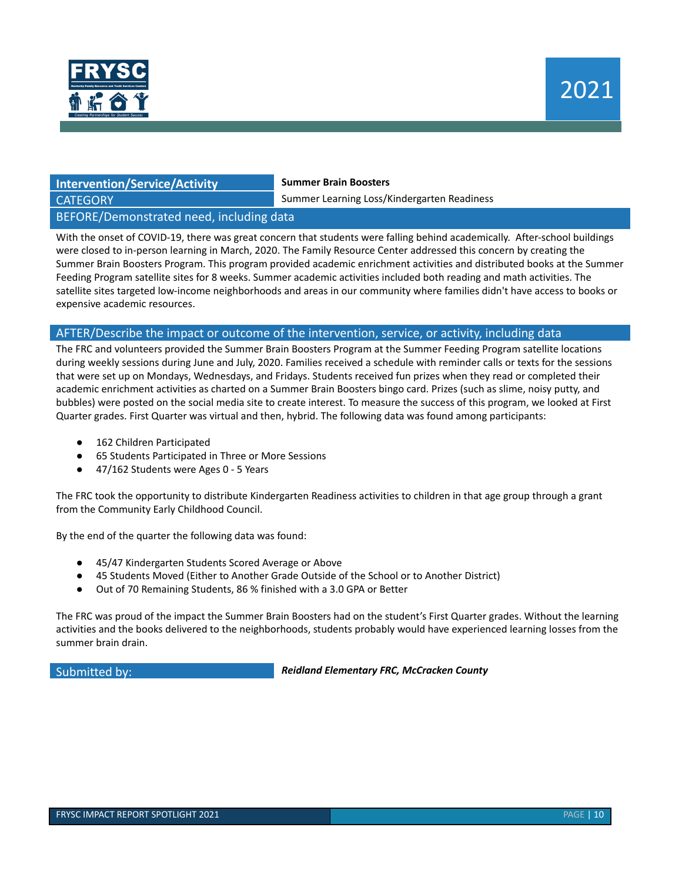| | |
|---|---|
| **Intervention/Service/Activity** | **Summer Brain Boosters** |
| CATEGORY | Summer Learning Loss/Kindergarten Readiness |

## BEFORE/Demonstrated need, including data

With the onset of COVID-19, there was great concern that students were falling behind academically. After-school buildings were closed to in-person learning in March, 2020. The Family Resource Center addressed this concern by creating the Summer Brain Boosters Program. This program provided academic enrichment activities and distributed books at the Summer Feeding Program satellite sites for 8 weeks. Summer academic activities included both reading and math activities. The satellite sites targeted low-income neighborhoods and areas in our community where families didn't have access to books or expensive academic resources.

## AFTER/Describe the impact or outcome of the intervention, service, or activity, including data

The FRC and volunteers provided the Summer Brain Boosters Program at the Summer Feeding Program satellite locations during weekly sessions during June and July, 2020. Families received a schedule with reminder calls or texts for the sessions that were set up on Mondays, Wednesdays, and Fridays. Students received fun prizes when they read or completed their academic enrichment activities as charted on a Summer Brain Boosters bingo card. Prizes (such as slime, noisy putty, and bubbles) were posted on the social media site to create interest. To measure the success of this program, we looked at First Quarter grades. First Quarter was virtual and then, hybrid. The following data was found among participants:

- 162 Children Participated
- 65 Students Participated in Three or More Sessions
- 47/162 Students were Ages 0 - 5 Years

The FRC took the opportunity to distribute Kindergarten Readiness activities to children in that age group through a grant from the Community Early Childhood Council.

By the end of the quarter the following data was found:

- 45/47 Kindergarten Students Scored Average or Above
- 45 Students Moved (Either to Another Grade Outside of the School or to Another District)
- Out of 70 Remaining Students, 86 % finished with a 3.0 GPA or Better

The FRC was proud of the impact the Summer Brain Boosters had on the student's First Quarter grades. Without the learning activities and the books delivered to the neighborhoods, students probably would have experienced learning losses from the summer brain drain.

| | |
|---|---|
| Submitted by: | ***Reidland Elementary FRC, McCracken County*** |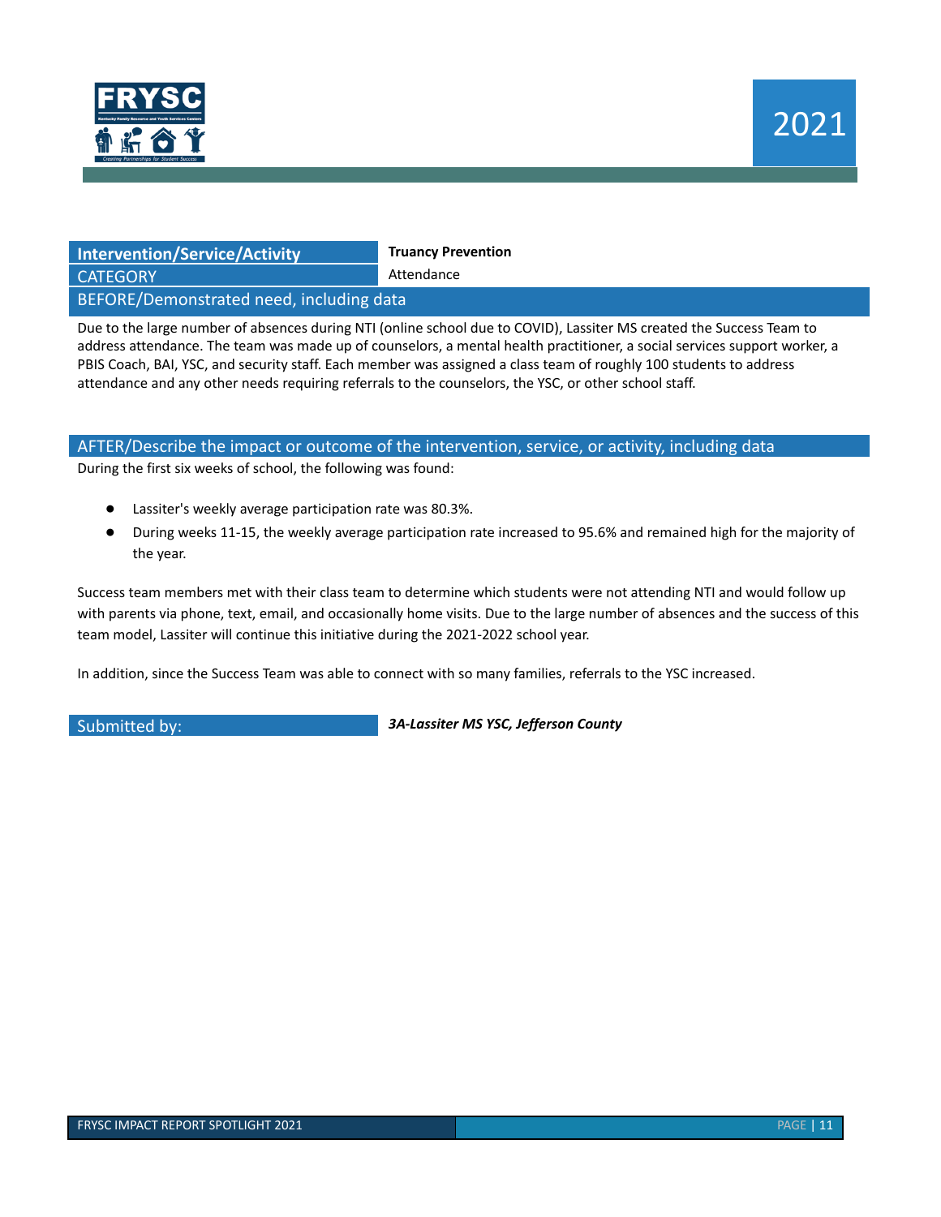| | |
|---|---|
| **Intervention/Service/Activity** | **Truancy Prevention** |
| CATEGORY | Attendance |

## BEFORE/Demonstrated need, including data

Due to the large number of absences during NTI (online school due to COVID), Lassiter MS created the Success Team to address attendance. The team was made up of counselors, a mental health practitioner, a social services support worker, a PBIS Coach, BAI, YSC, and security staff. Each member was assigned a class team of roughly 100 students to address attendance and any other needs requiring referrals to the counselors, the YSC, or other school staff.

## AFTER/Describe the impact or outcome of the intervention, service, or activity, including data

During the first six weeks of school, the following was found:

- Lassiter's weekly average participation rate was 80.3%.
- During weeks 11-15, the weekly average participation rate increased to 95.6% and remained high for the majority of the year.

Success team members met with their class team to determine which students were not attending NTI and would follow up with parents via phone, text, email, and occasionally home visits. Due to the large number of absences and the success of this team model, Lassiter will continue this initiative during the 2021-2022 school year.

In addition, since the Success Team was able to connect with so many families, referrals to the YSC increased.

Submitted by: ***3A-Lassiter MS YSC, Jefferson County***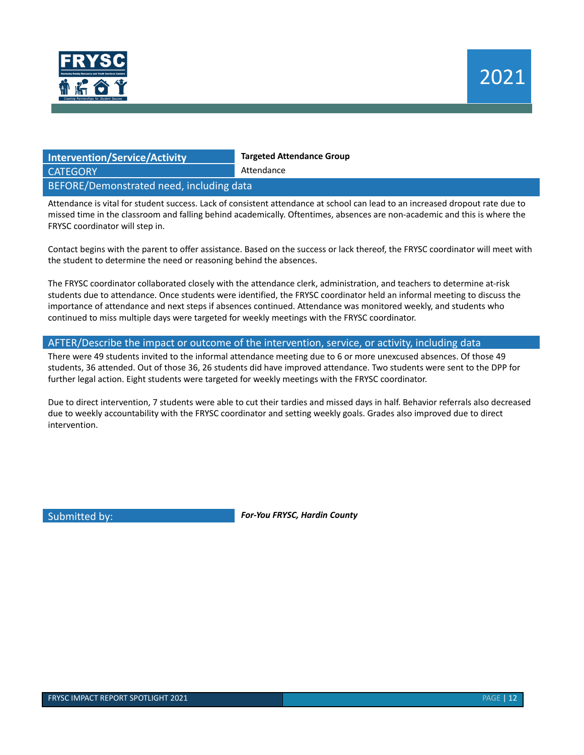| | |
|---|---|
| **Intervention/Service/Activity** | **Targeted Attendance Group** |
| CATEGORY | Attendance |

## BEFORE/Demonstrated need, including data

Attendance is vital for student success. Lack of consistent attendance at school can lead to an increased dropout rate due to missed time in the classroom and falling behind academically. Oftentimes, absences are non-academic and this is where the FRYSC coordinator will step in.

Contact begins with the parent to offer assistance. Based on the success or lack thereof, the FRYSC coordinator will meet with the student to determine the need or reasoning behind the absences.

The FRYSC coordinator collaborated closely with the attendance clerk, administration, and teachers to determine at-risk students due to attendance. Once students were identified, the FRYSC coordinator held an informal meeting to discuss the importance of attendance and next steps if absences continued. Attendance was monitored weekly, and students who continued to miss multiple days were targeted for weekly meetings with the FRYSC coordinator.

## AFTER/Describe the impact or outcome of the intervention, service, or activity, including data

There were 49 students invited to the informal attendance meeting due to 6 or more unexcused absences. Of those 49 students, 36 attended. Out of those 36, 26 students did have improved attendance. Two students were sent to the DPP for further legal action. Eight students were targeted for weekly meetings with the FRYSC coordinator.

Due to direct intervention, 7 students were able to cut their tardies and missed days in half. Behavior referrals also decreased due to weekly accountability with the FRYSC coordinator and setting weekly goals. Grades also improved due to direct intervention.

| | |
|---|---|
| Submitted by: | ***For-You FRYSC, Hardin County*** |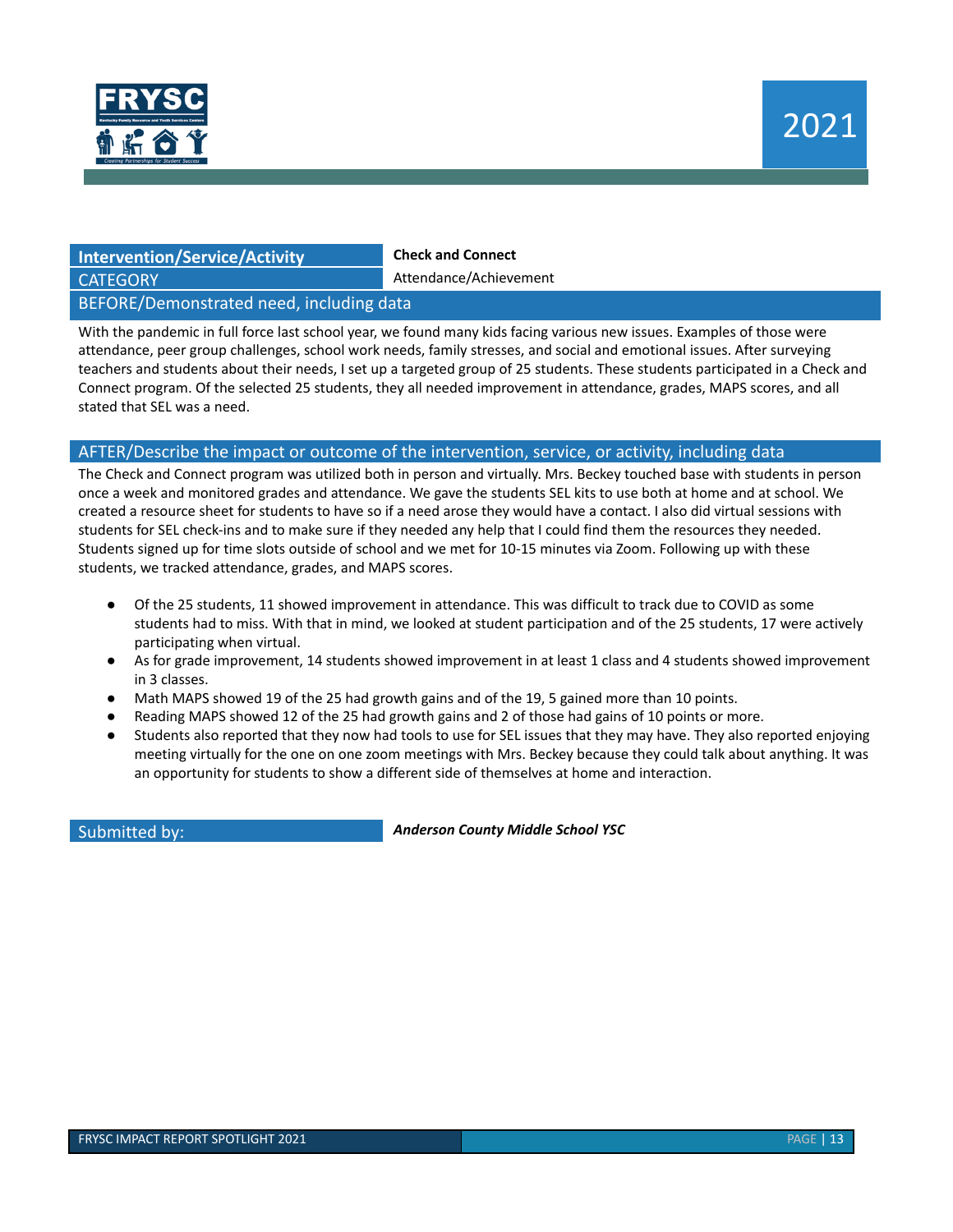| Intervention/Service/Activity | Check and Connect |
|---|---|
| CATEGORY | Attendance/Achievement |

## BEFORE/Demonstrated need, including data

With the pandemic in full force last school year, we found many kids facing various new issues. Examples of those were attendance, peer group challenges, school work needs, family stresses, and social and emotional issues. After surveying teachers and students about their needs, I set up a targeted group of 25 students. These students participated in a Check and Connect program. Of the selected 25 students, they all needed improvement in attendance, grades, MAPS scores, and all stated that SEL was a need.

## AFTER/Describe the impact or outcome of the intervention, service, or activity, including data

The Check and Connect program was utilized both in person and virtually. Mrs. Beckey touched base with students in person once a week and monitored grades and attendance. We gave the students SEL kits to use both at home and at school. We created a resource sheet for students to have so if a need arose they would have a contact. I also did virtual sessions with students for SEL check-ins and to make sure if they needed any help that I could find them the resources they needed. Students signed up for time slots outside of school and we met for 10-15 minutes via Zoom. Following up with these students, we tracked attendance, grades, and MAPS scores.

- Of the 25 students, 11 showed improvement in attendance. This was difficult to track due to COVID as some students had to miss. With that in mind, we looked at student participation and of the 25 students, 17 were actively participating when virtual.
- As for grade improvement, 14 students showed improvement in at least 1 class and 4 students showed improvement in 3 classes.
- Math MAPS showed 19 of the 25 had growth gains and of the 19, 5 gained more than 10 points.
- Reading MAPS showed 12 of the 25 had growth gains and 2 of those had gains of 10 points or more.
- Students also reported that they now had tools to use for SEL issues that they may have. They also reported enjoying meeting virtually for the one on one zoom meetings with Mrs. Beckey because they could talk about anything. It was an opportunity for students to show a different side of themselves at home and interaction.

| Submitted by: | ***Anderson County Middle School YSC*** |
|---|---|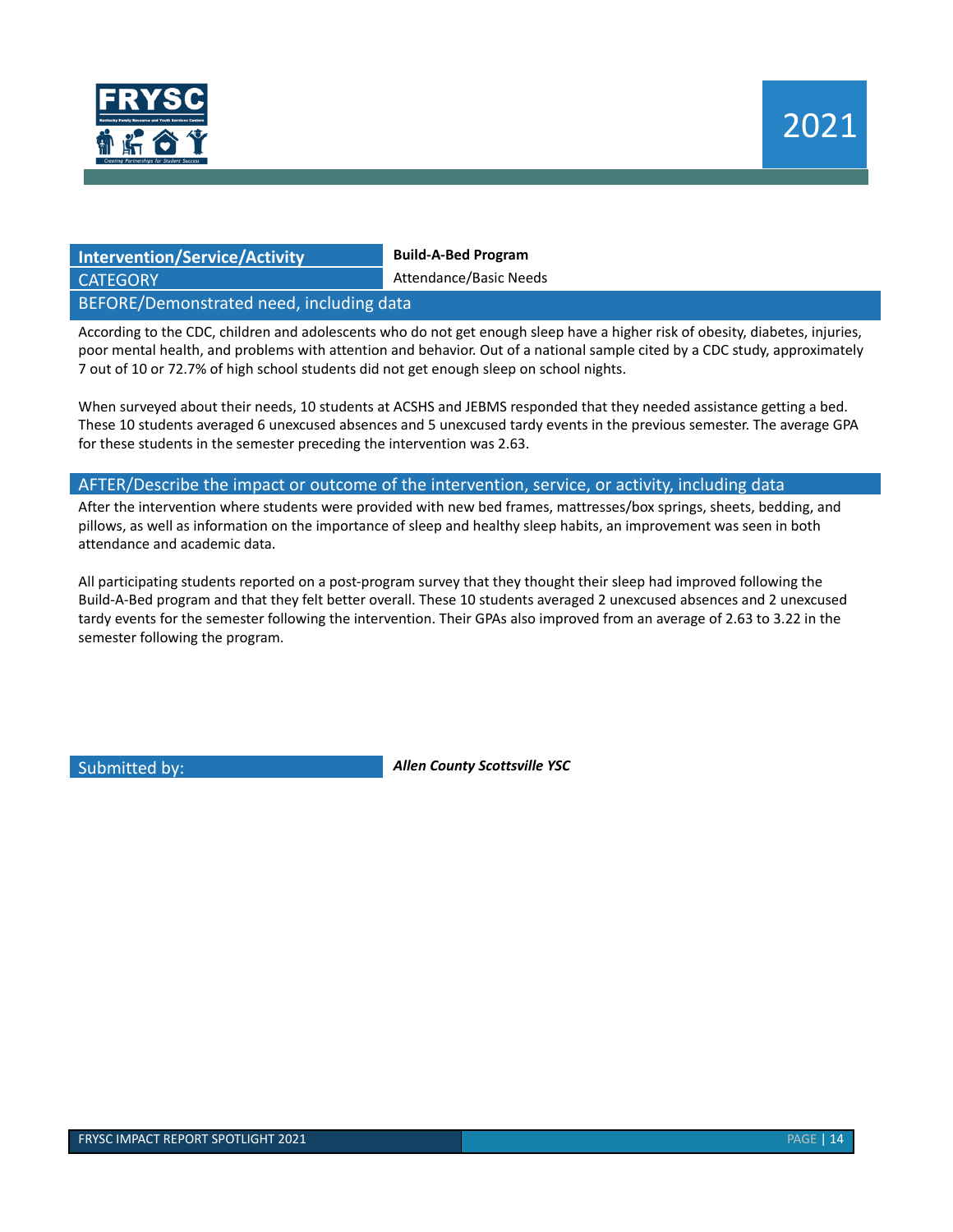| | |
|---|---|
| **Intervention/Service/Activity** | **Build-A-Bed Program** |
| CATEGORY | Attendance/Basic Needs |

## BEFORE/Demonstrated need, including data

According to the CDC, children and adolescents who do not get enough sleep have a higher risk of obesity, diabetes, injuries, poor mental health, and problems with attention and behavior. Out of a national sample cited by a CDC study, approximately 7 out of 10 or 72.7% of high school students did not get enough sleep on school nights.

When surveyed about their needs, 10 students at ACSHS and JEBMS responded that they needed assistance getting a bed. These 10 students averaged 6 unexcused absences and 5 unexcused tardy events in the previous semester. The average GPA for these students in the semester preceding the intervention was 2.63.

## AFTER/Describe the impact or outcome of the intervention, service, or activity, including data

After the intervention where students were provided with new bed frames, mattresses/box springs, sheets, bedding, and pillows, as well as information on the importance of sleep and healthy sleep habits, an improvement was seen in both attendance and academic data.

All participating students reported on a post-program survey that they thought their sleep had improved following the Build-A-Bed program and that they felt better overall. These 10 students averaged 2 unexcused absences and 2 unexcused tardy events for the semester following the intervention. Their GPAs also improved from an average of 2.63 to 3.22 in the semester following the program.

| | |
|---|---|
| Submitted by: | ***Allen County Scottsville YSC*** |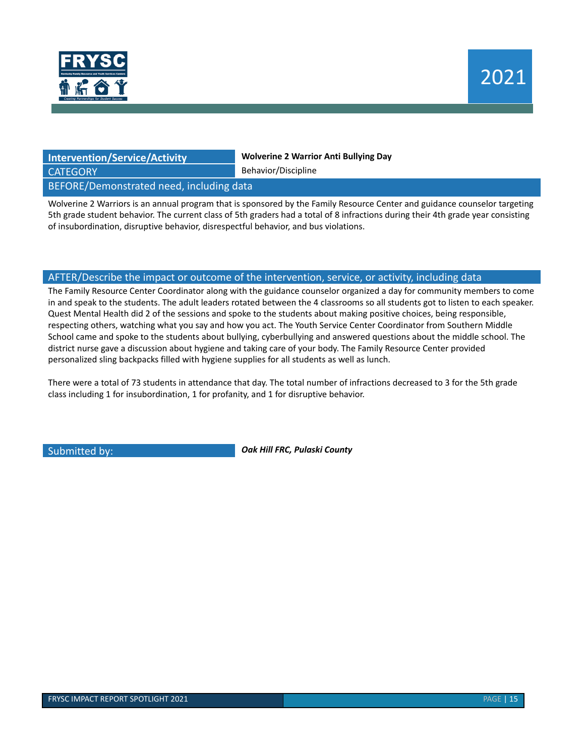| | |
|---|---|
| **Intervention/Service/Activity** | **Wolverine 2 Warrior Anti Bullying Day** |
| CATEGORY | Behavior/Discipline |

## BEFORE/Demonstrated need, including data

Wolverine 2 Warriors is an annual program that is sponsored by the Family Resource Center and guidance counselor targeting 5th grade student behavior. The current class of 5th graders had a total of 8 infractions during their 4th grade year consisting of insubordination, disruptive behavior, disrespectful behavior, and bus violations.

## AFTER/Describe the impact or outcome of the intervention, service, or activity, including data

The Family Resource Center Coordinator along with the guidance counselor organized a day for community members to come in and speak to the students. The adult leaders rotated between the 4 classrooms so all students got to listen to each speaker. Quest Mental Health did 2 of the sessions and spoke to the students about making positive choices, being responsible, respecting others, watching what you say and how you act. The Youth Service Center Coordinator from Southern Middle School came and spoke to the students about bullying, cyberbullying and answered questions about the middle school. The district nurse gave a discussion about hygiene and taking care of your body. The Family Resource Center provided personalized sling backpacks filled with hygiene supplies for all students as well as lunch.

There were a total of 73 students in attendance that day. The total number of infractions decreased to 3 for the 5th grade class including 1 for insubordination, 1 for profanity, and 1 for disruptive behavior.

Submitted by: ***Oak Hill FRC, Pulaski County***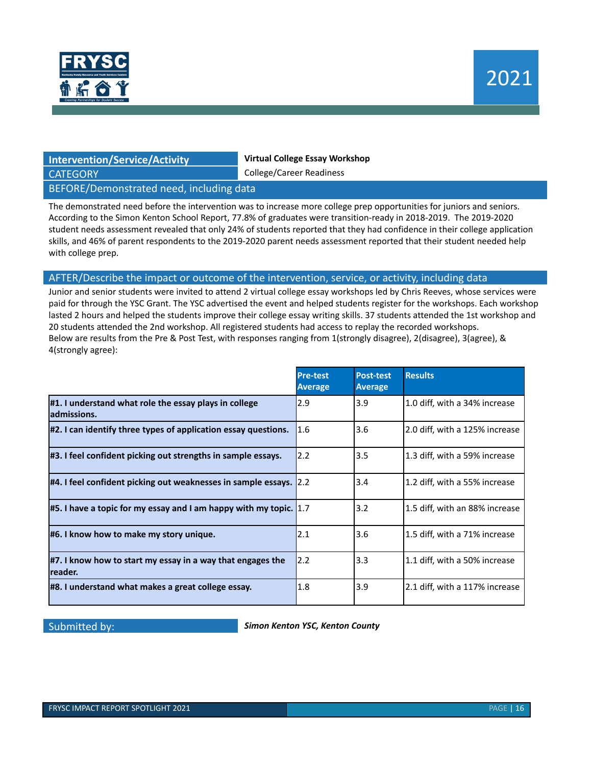**Intervention/Service/Activity** | **Virtual College Essay Workshop**

CATEGORY | College/Career Readiness

## BEFORE/Demonstrated need, including data

The demonstrated need before the intervention was to increase more college prep opportunities for juniors and seniors. According to the Simon Kenton School Report, 77.8% of graduates were transition-ready in 2018-2019. The 2019-2020 student needs assessment revealed that only 24% of students reported that they had confidence in their college application skills, and 46% of parent respondents to the 2019-2020 parent needs assessment reported that their student needed help with college prep.

## AFTER/Describe the impact or outcome of the intervention, service, or activity, including data

Junior and senior students were invited to attend 2 virtual college essay workshops led by Chris Reeves, whose services were paid for through the YSC Grant. The YSC advertised the event and helped students register for the workshops. Each workshop lasted 2 hours and helped the students improve their college essay writing skills. 37 students attended the 1st workshop and 20 students attended the 2nd workshop. All registered students had access to replay the recorded workshops.
Below are results from the Pre & Post Test, with responses ranging from 1(strongly disagree), 2(disagree), 3(agree), & 4(strongly agree):

| | Pre-test Average | Post-test Average | Results |
|---|---|---|---|
| **#1. I understand what role the essay plays in college admissions.** | 2.9 | 3.9 | 1.0 diff, with a 34% increase |
| **#2. I can identify three types of application essay questions.** | 1.6 | 3.6 | 2.0 diff, with a 125% increase |
| **#3. I feel confident picking out strengths in sample essays.** | 2.2 | 3.5 | 1.3 diff, with a 59% increase |
| **#4. I feel confident picking out weaknesses in sample essays.** | 2.2 | 3.4 | 1.2 diff, with a 55% increase |
| **#5. I have a topic for my essay and I am happy with my topic.** | 1.7 | 3.2 | 1.5 diff, with an 88% increase |
| **#6. I know how to make my story unique.** | 2.1 | 3.6 | 1.5 diff, with a 71% increase |
| **#7. I know how to start my essay in a way that engages the reader.** | 2.2 | 3.3 | 1.1 diff, with a 50% increase |
| **#8. I understand what makes a great college essay.** | 1.8 | 3.9 | 2.1 diff, with a 117% increase |

Submitted by: ***Simon Kenton YSC, Kenton County***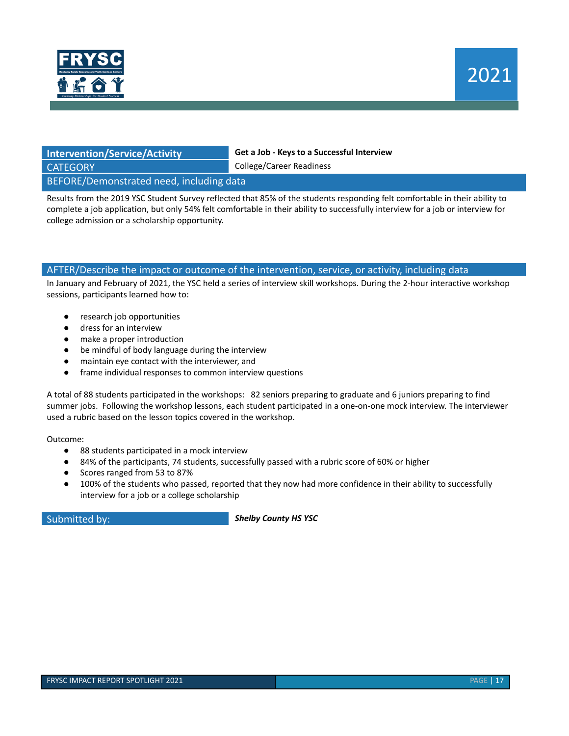2021

| Intervention/Service/Activity | Get a Job - Keys to a Successful Interview |
|---|---|
| CATEGORY | College/Career Readiness |

## BEFORE/Demonstrated need, including data

Results from the 2019 YSC Student Survey reflected that 85% of the students responding felt comfortable in their ability to complete a job application, but only 54% felt comfortable in their ability to successfully interview for a job or interview for college admission or a scholarship opportunity.

## AFTER/Describe the impact or outcome of the intervention, service, or activity, including data

In January and February of 2021, the YSC held a series of interview skill workshops. During the 2-hour interactive workshop sessions, participants learned how to:

- research job opportunities
- dress for an interview
- make a proper introduction
- be mindful of body language during the interview
- maintain eye contact with the interviewer, and
- frame individual responses to common interview questions

A total of 88 students participated in the workshops: 82 seniors preparing to graduate and 6 juniors preparing to find summer jobs. Following the workshop lessons, each student participated in a one-on-one mock interview. The interviewer used a rubric based on the lesson topics covered in the workshop.

Outcome:

- 88 students participated in a mock interview
- 84% of the participants, 74 students, successfully passed with a rubric score of 60% or higher
- Scores ranged from 53 to 87%
- 100% of the students who passed, reported that they now had more confidence in their ability to successfully interview for a job or a college scholarship

| Submitted by: | ***Shelby County HS YSC*** |
|---|---|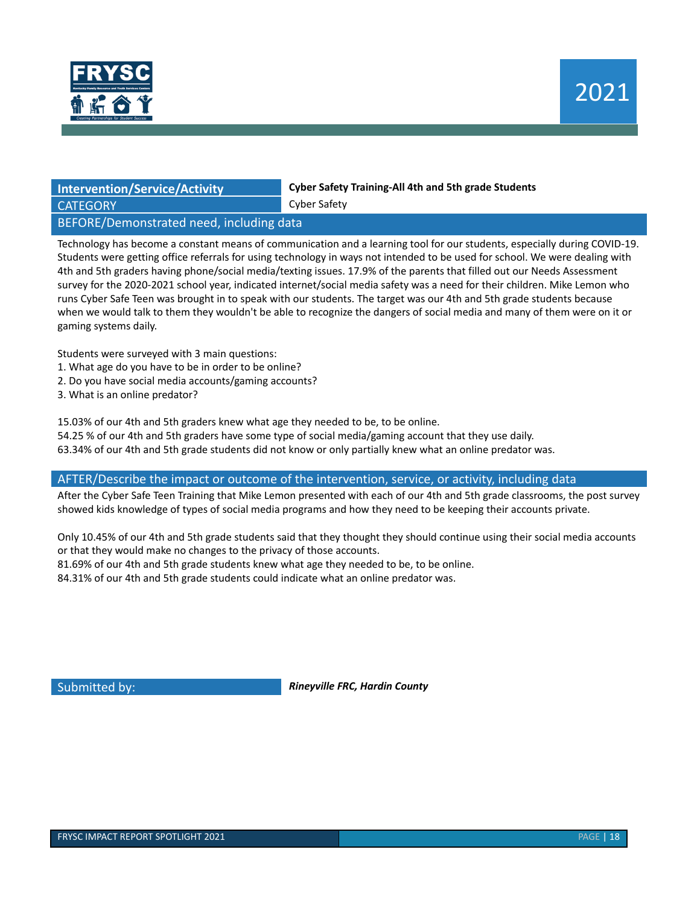| | |
|---|---|
| **Intervention/Service/Activity** | **Cyber Safety Training-All 4th and 5th grade Students** |
| CATEGORY | Cyber Safety |

## BEFORE/Demonstrated need, including data

Technology has become a constant means of communication and a learning tool for our students, especially during COVID-19. Students were getting office referrals for using technology in ways not intended to be used for school. We were dealing with 4th and 5th graders having phone/social media/texting issues. 17.9% of the parents that filled out our Needs Assessment survey for the 2020-2021 school year, indicated internet/social media safety was a need for their children. Mike Lemon who runs Cyber Safe Teen was brought in to speak with our students. The target was our 4th and 5th grade students because when we would talk to them they wouldn't be able to recognize the dangers of social media and many of them were on it or gaming systems daily.

Students were surveyed with 3 main questions:

1. What age do you have to be in order to be online?
2. Do you have social media accounts/gaming accounts?
3. What is an online predator?

15.03% of our 4th and 5th graders knew what age they needed to be, to be online.
54.25 % of our 4th and 5th graders have some type of social media/gaming account that they use daily.
63.34% of our 4th and 5th grade students did not know or only partially knew what an online predator was.

## AFTER/Describe the impact or outcome of the intervention, service, or activity, including data

After the Cyber Safe Teen Training that Mike Lemon presented with each of our 4th and 5th grade classrooms, the post survey showed kids knowledge of types of social media programs and how they need to be keeping their accounts private.

Only 10.45% of our 4th and 5th grade students said that they thought they should continue using their social media accounts or that they would make no changes to the privacy of those accounts.
81.69% of our 4th and 5th grade students knew what age they needed to be, to be online.
84.31% of our 4th and 5th grade students could indicate what an online predator was.

Submitted by: ***Rineyville FRC, Hardin County***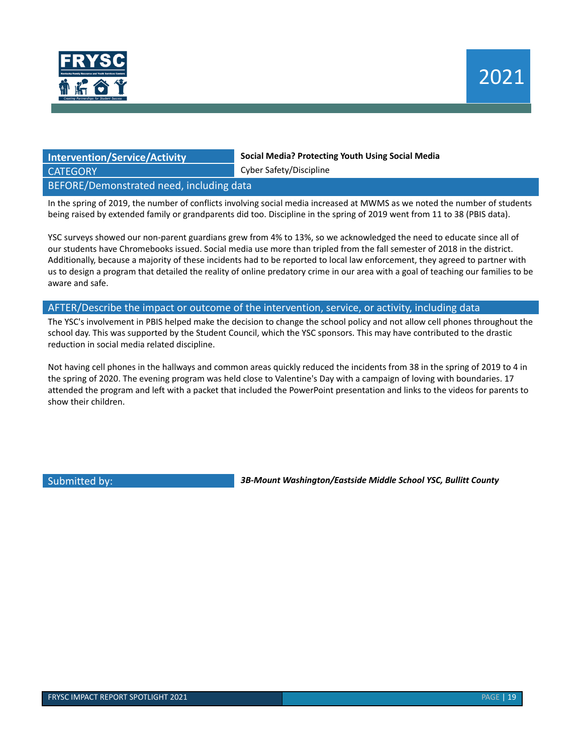| | |
|---|---|
| **Intervention/Service/Activity** | **Social Media? Protecting Youth Using Social Media** |
| CATEGORY | Cyber Safety/Discipline |

## BEFORE/Demonstrated need, including data

In the spring of 2019, the number of conflicts involving social media increased at MWMS as we noted the number of students being raised by extended family or grandparents did too. Discipline in the spring of 2019 went from 11 to 38 (PBIS data).

YSC surveys showed our non-parent guardians grew from 4% to 13%, so we acknowledged the need to educate since all of our students have Chromebooks issued. Social media use more than tripled from the fall semester of 2018 in the district. Additionally, because a majority of these incidents had to be reported to local law enforcement, they agreed to partner with us to design a program that detailed the reality of online predatory crime in our area with a goal of teaching our families to be aware and safe.

## AFTER/Describe the impact or outcome of the intervention, service, or activity, including data

The YSC's involvement in PBIS helped make the decision to change the school policy and not allow cell phones throughout the school day. This was supported by the Student Council, which the YSC sponsors. This may have contributed to the drastic reduction in social media related discipline.

Not having cell phones in the hallways and common areas quickly reduced the incidents from 38 in the spring of 2019 to 4 in the spring of 2020. The evening program was held close to Valentine's Day with a campaign of loving with boundaries. 17 attended the program and left with a packet that included the PowerPoint presentation and links to the videos for parents to show their children.

| | |
|---|---|
| Submitted by: | ***3B-Mount Washington/Eastside Middle School YSC, Bullitt County*** |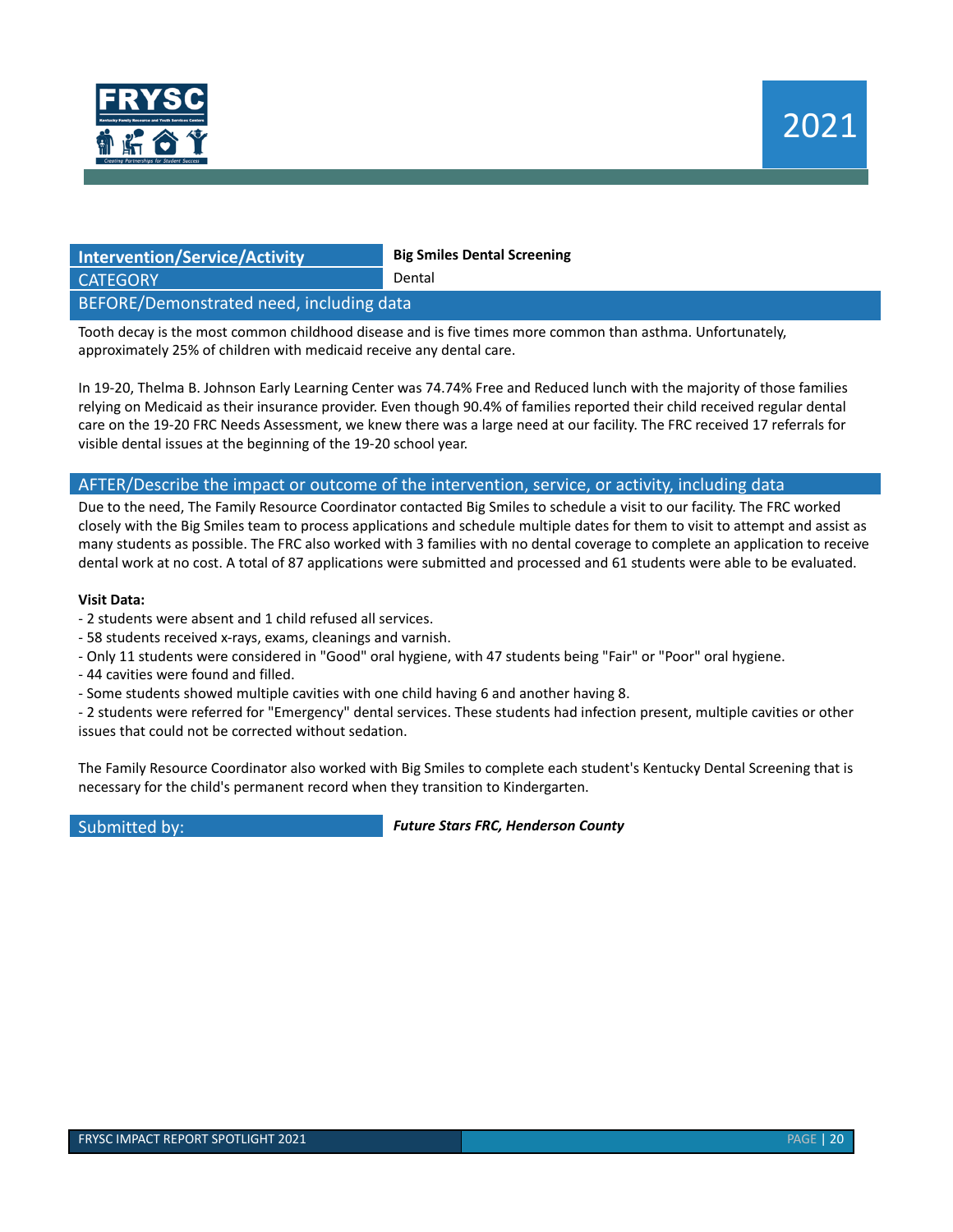| Intervention/Service/Activity | Big Smiles Dental Screening |
|---|---|
| CATEGORY | Dental |

## BEFORE/Demonstrated need, including data

Tooth decay is the most common childhood disease and is five times more common than asthma. Unfortunately, approximately 25% of children with medicaid receive any dental care.

In 19-20, Thelma B. Johnson Early Learning Center was 74.74% Free and Reduced lunch with the majority of those families relying on Medicaid as their insurance provider. Even though 90.4% of families reported their child received regular dental care on the 19-20 FRC Needs Assessment, we knew there was a large need at our facility. The FRC received 17 referrals for visible dental issues at the beginning of the 19-20 school year.

## AFTER/Describe the impact or outcome of the intervention, service, or activity, including data

Due to the need, The Family Resource Coordinator contacted Big Smiles to schedule a visit to our facility. The FRC worked closely with the Big Smiles team to process applications and schedule multiple dates for them to visit to attempt and assist as many students as possible. The FRC also worked with 3 families with no dental coverage to complete an application to receive dental work at no cost. A total of 87 applications were submitted and processed and 61 students were able to be evaluated.

**Visit Data:**

- 2 students were absent and 1 child refused all services.
- 58 students received x-rays, exams, cleanings and varnish.
- Only 11 students were considered in "Good" oral hygiene, with 47 students being "Fair" or "Poor" oral hygiene.
- 44 cavities were found and filled.
- Some students showed multiple cavities with one child having 6 and another having 8.
- 2 students were referred for "Emergency" dental services. These students had infection present, multiple cavities or other issues that could not be corrected without sedation.

The Family Resource Coordinator also worked with Big Smiles to complete each student's Kentucky Dental Screening that is necessary for the child's permanent record when they transition to Kindergarten.

**Submitted by:** ***Future Stars FRC, Henderson County***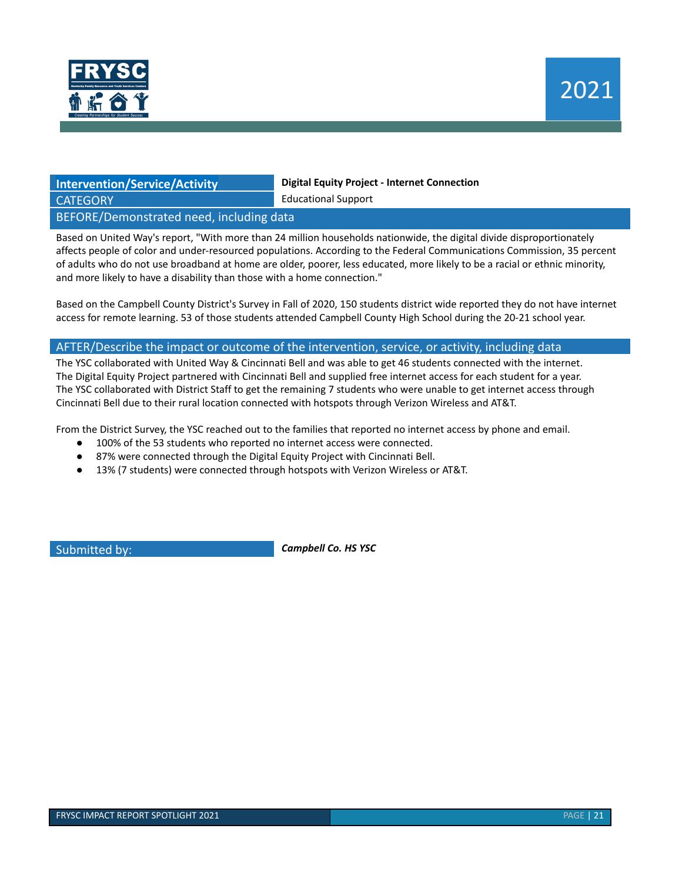| Intervention/Service/Activity | **Digital Equity Project - Internet Connection** |
| --- | --- |
| CATEGORY | Educational Support |

## BEFORE/Demonstrated need, including data

Based on United Way's report, "With more than 24 million households nationwide, the digital divide disproportionately affects people of color and under-resourced populations. According to the Federal Communications Commission, 35 percent of adults who do not use broadband at home are older, poorer, less educated, more likely to be a racial or ethnic minority, and more likely to have a disability than those with a home connection."

Based on the Campbell County District's Survey in Fall of 2020, 150 students district wide reported they do not have internet access for remote learning. 53 of those students attended Campbell County High School during the 20-21 school year.

## AFTER/Describe the impact or outcome of the intervention, service, or activity, including data

The YSC collaborated with United Way & Cincinnati Bell and was able to get 46 students connected with the internet. The Digital Equity Project partnered with Cincinnati Bell and supplied free internet access for each student for a year. The YSC collaborated with District Staff to get the remaining 7 students who were unable to get internet access through Cincinnati Bell due to their rural location connected with hotspots through Verizon Wireless and AT&T.

From the District Survey, the YSC reached out to the families that reported no internet access by phone and email.

- 100% of the 53 students who reported no internet access were connected.
- 87% were connected through the Digital Equity Project with Cincinnati Bell.
- 13% (7 students) were connected through hotspots with Verizon Wireless or AT&T.

| Submitted by: | ***Campbell Co. HS YSC*** |
| --- | --- |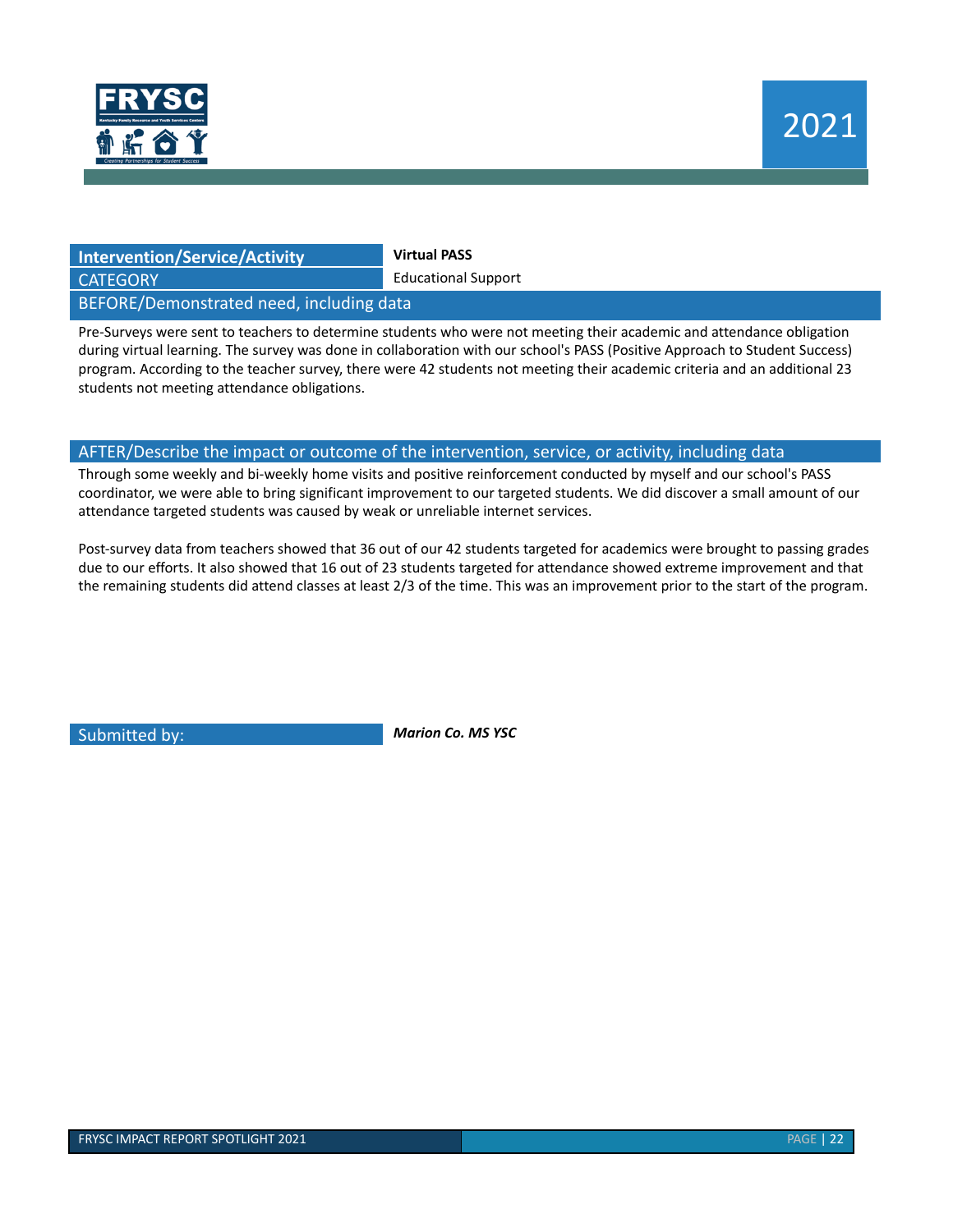| Intervention/Service/Activity | Virtual PASS |
|---|---|
| CATEGORY | Educational Support |

## BEFORE/Demonstrated need, including data

Pre-Surveys were sent to teachers to determine students who were not meeting their academic and attendance obligation during virtual learning. The survey was done in collaboration with our school's PASS (Positive Approach to Student Success) program. According to the teacher survey, there were 42 students not meeting their academic criteria and an additional 23 students not meeting attendance obligations.

## AFTER/Describe the impact or outcome of the intervention, service, or activity, including data

Through some weekly and bi-weekly home visits and positive reinforcement conducted by myself and our school's PASS coordinator, we were able to bring significant improvement to our targeted students. We did discover a small amount of our attendance targeted students was caused by weak or unreliable internet services.

Post-survey data from teachers showed that 36 out of our 42 students targeted for academics were brought to passing grades due to our efforts. It also showed that 16 out of 23 students targeted for attendance showed extreme improvement and that the remaining students did attend classes at least 2/3 of the time. This was an improvement prior to the start of the program.

Submitted by: ***Marion Co. MS YSC***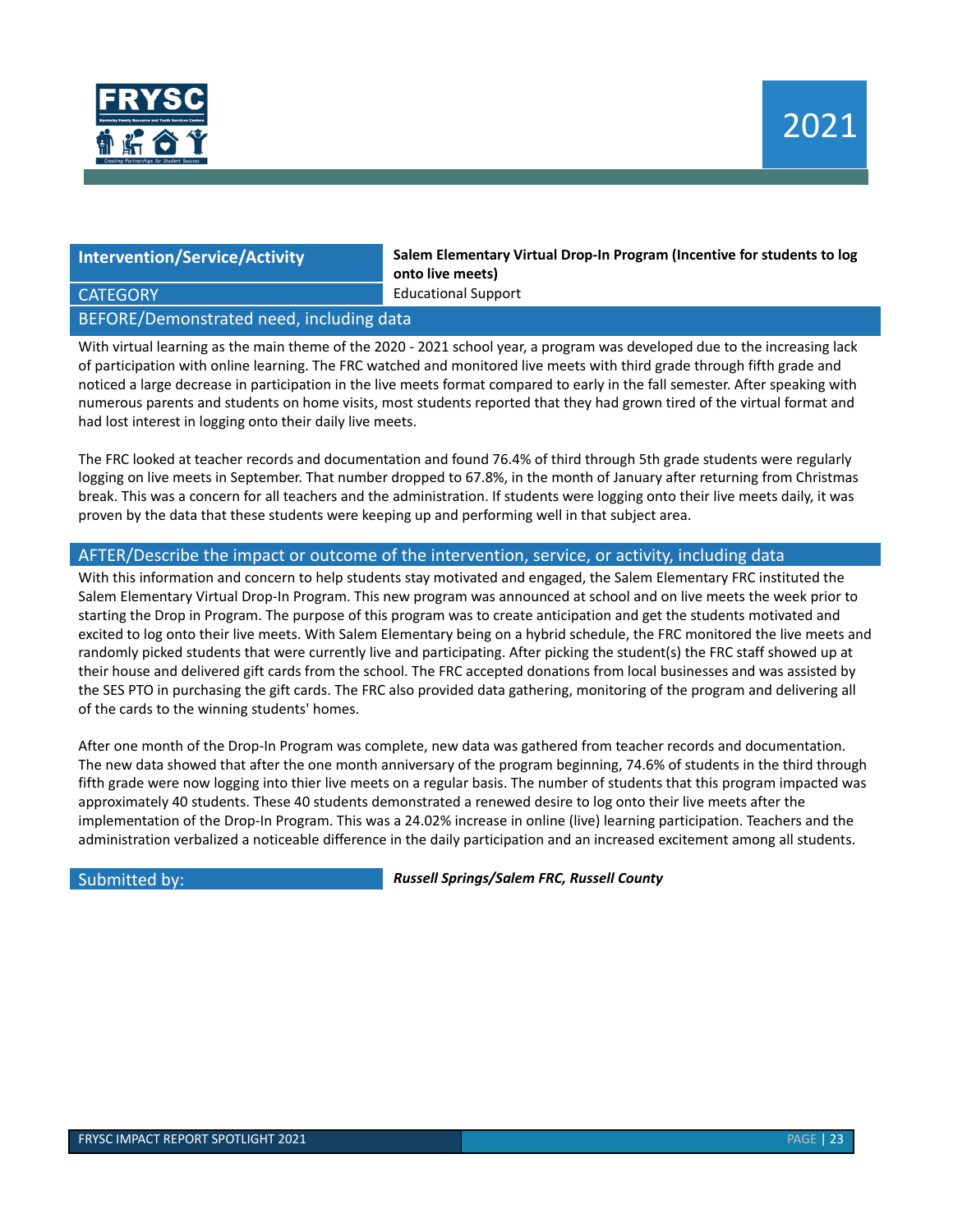| Intervention/Service/Activity | **Salem Elementary Virtual Drop-In Program (Incentive for students to log onto live meets)** |
|---|---|
| CATEGORY | Educational Support |

## BEFORE/Demonstrated need, including data

With virtual learning as the main theme of the 2020 - 2021 school year, a program was developed due to the increasing lack of participation with online learning. The FRC watched and monitored live meets with third grade through fifth grade and noticed a large decrease in participation in the live meets format compared to early in the fall semester. After speaking with numerous parents and students on home visits, most students reported that they had grown tired of the virtual format and had lost interest in logging onto their daily live meets.

The FRC looked at teacher records and documentation and found 76.4% of third through 5th grade students were regularly logging on live meets in September. That number dropped to 67.8%, in the month of January after returning from Christmas break. This was a concern for all teachers and the administration. If students were logging onto their live meets daily, it was proven by the data that these students were keeping up and performing well in that subject area.

## AFTER/Describe the impact or outcome of the intervention, service, or activity, including data

With this information and concern to help students stay motivated and engaged, the Salem Elementary FRC instituted the Salem Elementary Virtual Drop-In Program. This new program was announced at school and on live meets the week prior to starting the Drop in Program. The purpose of this program was to create anticipation and get the students motivated and excited to log onto their live meets. With Salem Elementary being on a hybrid schedule, the FRC monitored the live meets and randomly picked students that were currently live and participating. After picking the student(s) the FRC staff showed up at their house and delivered gift cards from the school. The FRC accepted donations from local businesses and was assisted by the SES PTO in purchasing the gift cards. The FRC also provided data gathering, monitoring of the program and delivering all of the cards to the winning students' homes.

After one month of the Drop-In Program was complete, new data was gathered from teacher records and documentation. The new data showed that after the one month anniversary of the program beginning, 74.6% of students in the third through fifth grade were now logging into thier live meets on a regular basis. The number of students that this program impacted was approximately 40 students. These 40 students demonstrated a renewed desire to log onto their live meets after the implementation of the Drop-In Program. This was a 24.02% increase in online (live) learning participation. Teachers and the administration verbalized a noticeable difference in the daily participation and an increased excitement among all students.

| Submitted by: | ***Russell Springs/Salem FRC, Russell County*** |
|---|---|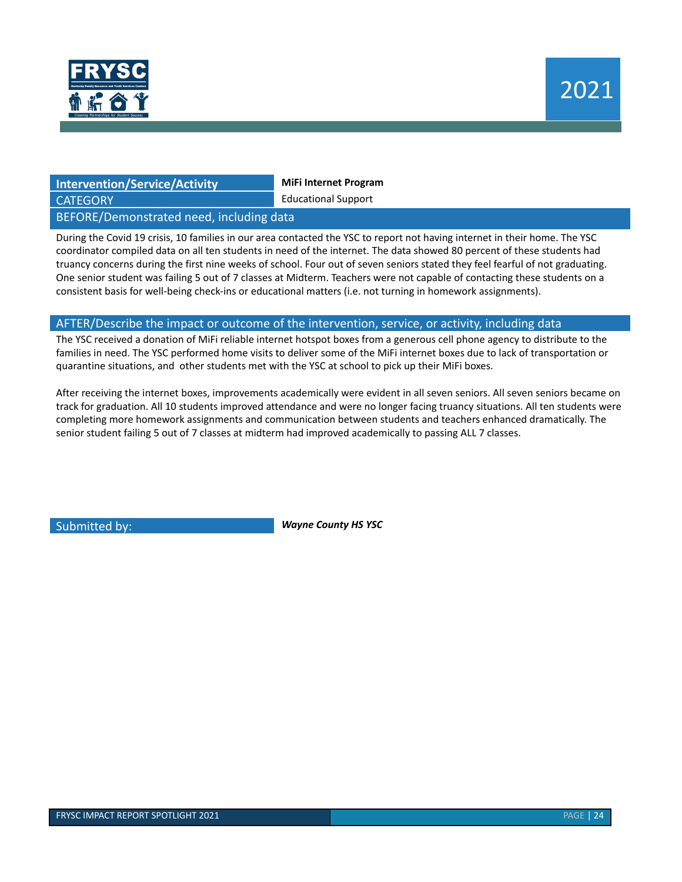| Intervention/Service/Activity | **MiFi Internet Program** |
|---|---|
| CATEGORY | Educational Support |

## BEFORE/Demonstrated need, including data

During the Covid 19 crisis, 10 families in our area contacted the YSC to report not having internet in their home. The YSC coordinator compiled data on all ten students in need of the internet. The data showed 80 percent of these students had truancy concerns during the first nine weeks of school. Four out of seven seniors stated they feel fearful of not graduating. One senior student was failing 5 out of 7 classes at Midterm. Teachers were not capable of contacting these students on a consistent basis for well-being check-ins or educational matters (i.e. not turning in homework assignments).

## AFTER/Describe the impact or outcome of the intervention, service, or activity, including data

The YSC received a donation of MiFi reliable internet hotspot boxes from a generous cell phone agency to distribute to the families in need. The YSC performed home visits to deliver some of the MiFi internet boxes due to lack of transportation or quarantine situations, and other students met with the YSC at school to pick up their MiFi boxes.

After receiving the internet boxes, improvements academically were evident in all seven seniors. All seven seniors became on track for graduation. All 10 students improved attendance and were no longer facing truancy situations. All ten students were completing more homework assignments and communication between students and teachers enhanced dramatically. The senior student failing 5 out of 7 classes at midterm had improved academically to passing ALL 7 classes.

Submitted by: ***Wayne County HS YSC***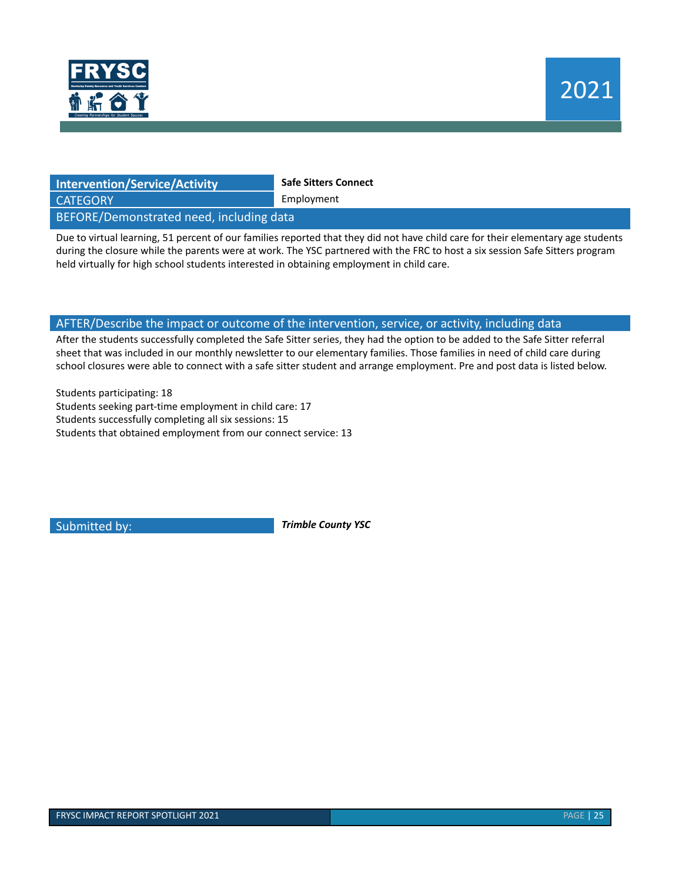| | |
|---|---|
| **Intervention/Service/Activity** | **Safe Sitters Connect** |
| CATEGORY | Employment |

## BEFORE/Demonstrated need, including data

Due to virtual learning, 51 percent of our families reported that they did not have child care for their elementary age students during the closure while the parents were at work. The YSC partnered with the FRC to host a six session Safe Sitters program held virtually for high school students interested in obtaining employment in child care.

## AFTER/Describe the impact or outcome of the intervention, service, or activity, including data

After the students successfully completed the Safe Sitter series, they had the option to be added to the Safe Sitter referral sheet that was included in our monthly newsletter to our elementary families. Those families in need of child care during school closures were able to connect with a safe sitter student and arrange employment. Pre and post data is listed below.

Students participating: 18
Students seeking part-time employment in child care: 17
Students successfully completing all six sessions: 15
Students that obtained employment from our connect service: 13

Submitted by: ***Trimble County YSC***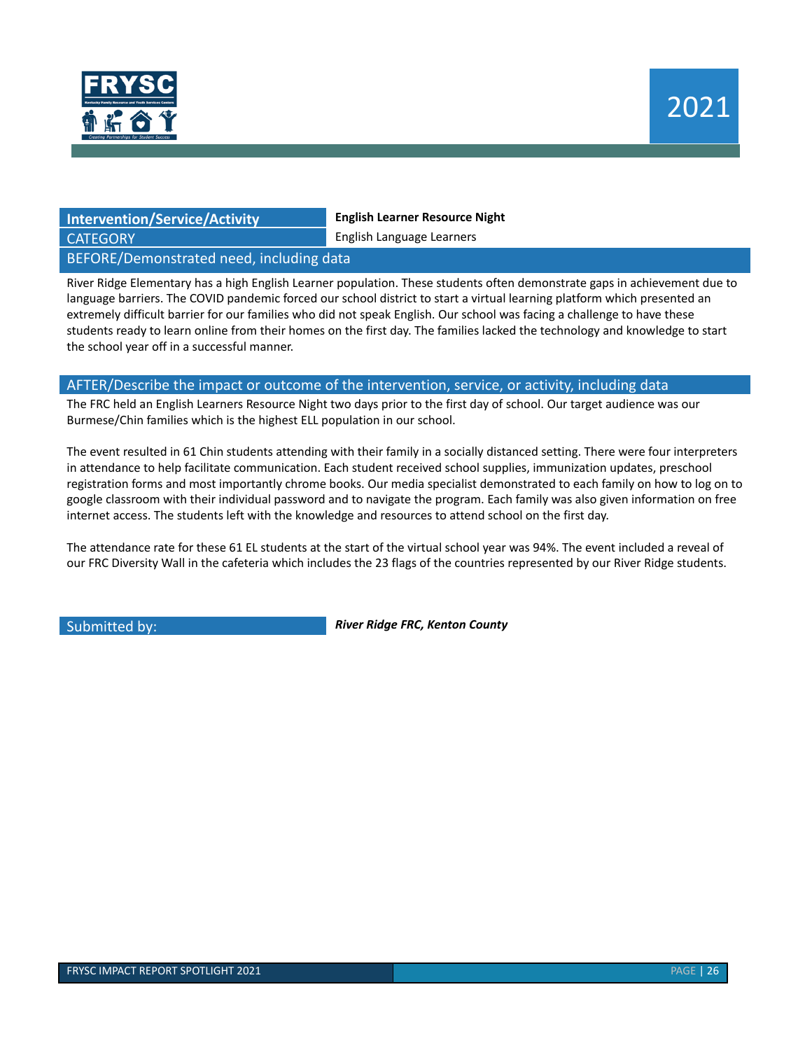| Intervention/Service/Activity | English Learner Resource Night |
| --- | --- |
| CATEGORY | English Language Learners |

## BEFORE/Demonstrated need, including data

River Ridge Elementary has a high English Learner population. These students often demonstrate gaps in achievement due to language barriers. The COVID pandemic forced our school district to start a virtual learning platform which presented an extremely difficult barrier for our families who did not speak English. Our school was facing a challenge to have these students ready to learn online from their homes on the first day. The families lacked the technology and knowledge to start the school year off in a successful manner.

## AFTER/Describe the impact or outcome of the intervention, service, or activity, including data

The FRC held an English Learners Resource Night two days prior to the first day of school. Our target audience was our Burmese/Chin families which is the highest ELL population in our school.

The event resulted in 61 Chin students attending with their family in a socially distanced setting. There were four interpreters in attendance to help facilitate communication. Each student received school supplies, immunization updates, preschool registration forms and most importantly chrome books. Our media specialist demonstrated to each family on how to log on to google classroom with their individual password and to navigate the program. Each family was also given information on free internet access. The students left with the knowledge and resources to attend school on the first day.

The attendance rate for these 61 EL students at the start of the virtual school year was 94%. The event included a reveal of our FRC Diversity Wall in the cafeteria which includes the 23 flags of the countries represented by our River Ridge students.

| Submitted by: | ***River Ridge FRC, Kenton County*** |
| --- | --- |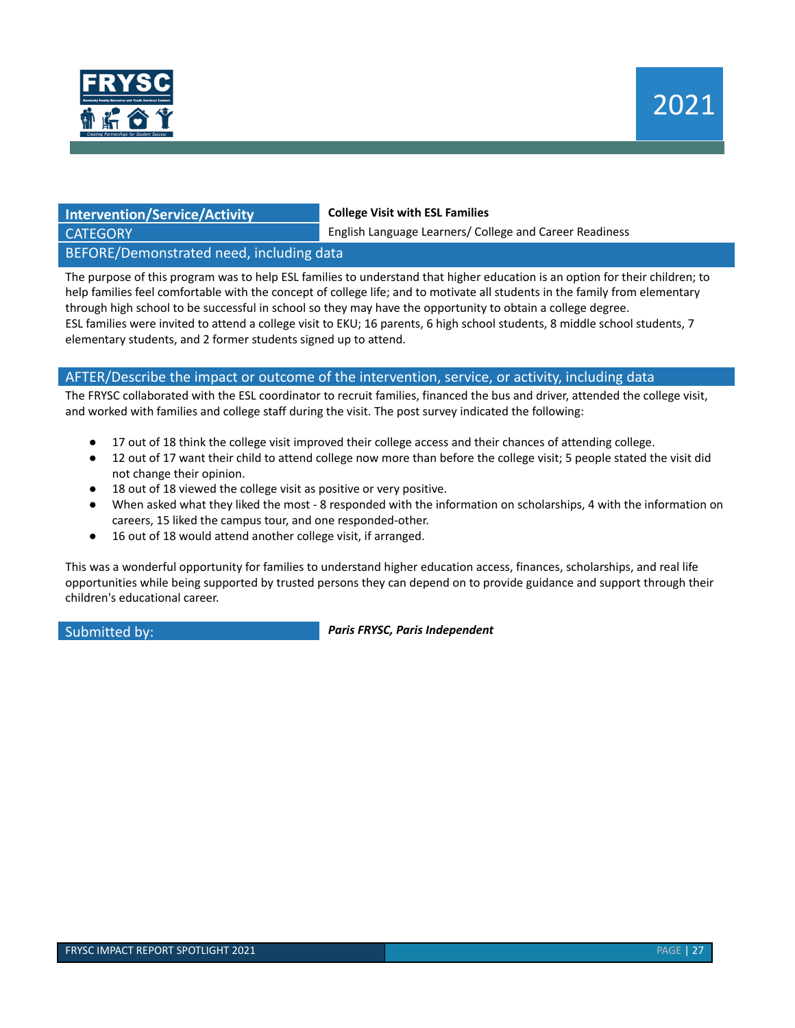| | |
|---|---|
| **Intervention/Service/Activity** | **College Visit with ESL Families** |
| CATEGORY | English Language Learners/ College and Career Readiness |

## BEFORE/Demonstrated need, including data

The purpose of this program was to help ESL families to understand that higher education is an option for their children; to help families feel comfortable with the concept of college life; and to motivate all students in the family from elementary through high school to be successful in school so they may have the opportunity to obtain a college degree.
ESL families were invited to attend a college visit to EKU; 16 parents, 6 high school students, 8 middle school students, 7 elementary students, and 2 former students signed up to attend.

## AFTER/Describe the impact or outcome of the intervention, service, or activity, including data

The FRYSC collaborated with the ESL coordinator to recruit families, financed the bus and driver, attended the college visit, and worked with families and college staff during the visit. The post survey indicated the following:

- 17 out of 18 think the college visit improved their college access and their chances of attending college.
- 12 out of 17 want their child to attend college now more than before the college visit; 5 people stated the visit did not change their opinion.
- 18 out of 18 viewed the college visit as positive or very positive.
- When asked what they liked the most - 8 responded with the information on scholarships, 4 with the information on careers, 15 liked the campus tour, and one responded-other.
- 16 out of 18 would attend another college visit, if arranged.

This was a wonderful opportunity for families to understand higher education access, finances, scholarships, and real life opportunities while being supported by trusted persons they can depend on to provide guidance and support through their children's educational career.

| | |
|---|---|
| Submitted by: | ***Paris FRYSC, Paris Independent*** |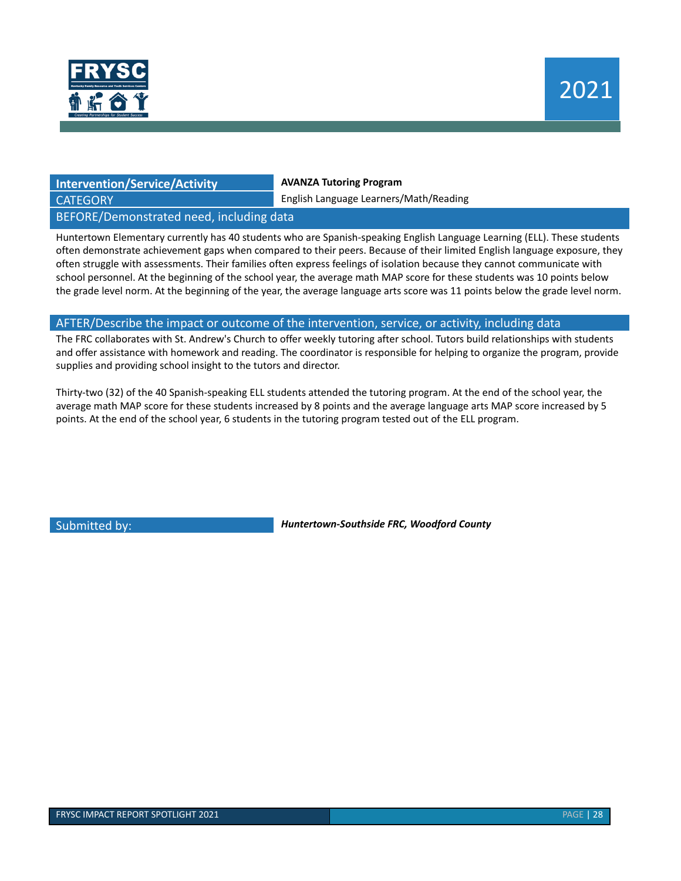| Intervention/Service/Activity | **AVANZA Tutoring Program** |
| --- | --- |
| CATEGORY | English Language Learners/Math/Reading |

## BEFORE/Demonstrated need, including data

Huntertown Elementary currently has 40 students who are Spanish-speaking English Language Learning (ELL). These students often demonstrate achievement gaps when compared to their peers. Because of their limited English language exposure, they often struggle with assessments. Their families often express feelings of isolation because they cannot communicate with school personnel. At the beginning of the school year, the average math MAP score for these students was 10 points below the grade level norm. At the beginning of the year, the average language arts score was 11 points below the grade level norm.

## AFTER/Describe the impact or outcome of the intervention, service, or activity, including data

The FRC collaborates with St. Andrew's Church to offer weekly tutoring after school. Tutors build relationships with students and offer assistance with homework and reading. The coordinator is responsible for helping to organize the program, provide supplies and providing school insight to the tutors and director.

Thirty-two (32) of the 40 Spanish-speaking ELL students attended the tutoring program. At the end of the school year, the average math MAP score for these students increased by 8 points and the average language arts MAP score increased by 5 points. At the end of the school year, 6 students in the tutoring program tested out of the ELL program.

| Submitted by: | ***Huntertown-Southside FRC, Woodford County*** |
| --- | --- |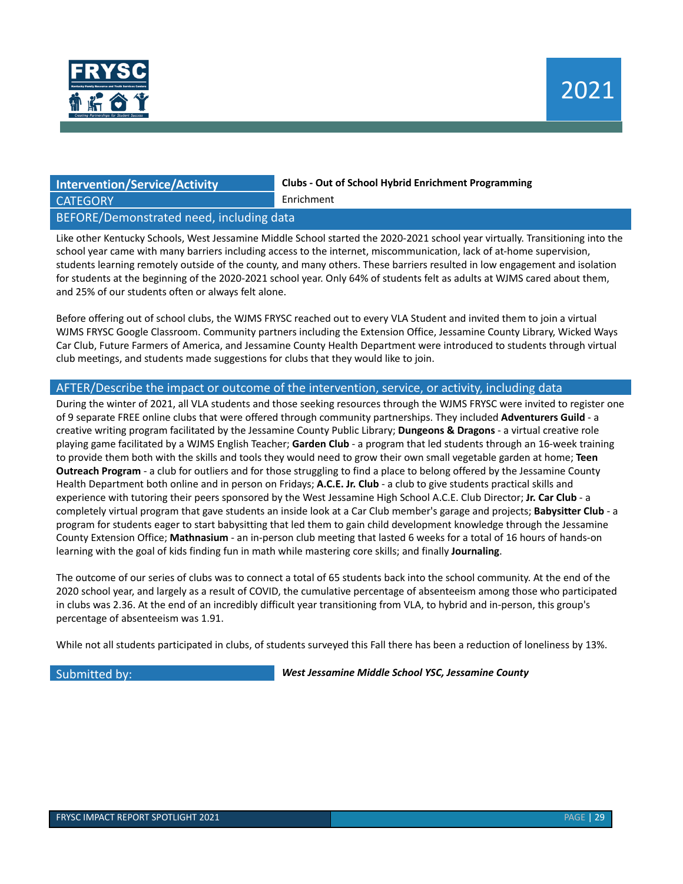| Intervention/Service/Activity | **Clubs - Out of School Hybrid Enrichment Programming** |
| --- | --- |
| CATEGORY | Enrichment |

## BEFORE/Demonstrated need, including data

Like other Kentucky Schools, West Jessamine Middle School started the 2020-2021 school year virtually. Transitioning into the school year came with many barriers including access to the internet, miscommunication, lack of at-home supervision, students learning remotely outside of the county, and many others. These barriers resulted in low engagement and isolation for students at the beginning of the 2020-2021 school year. Only 64% of students felt as adults at WJMS cared about them, and 25% of our students often or always felt alone.

Before offering out of school clubs, the WJMS FRYSC reached out to every VLA Student and invited them to join a virtual WJMS FRYSC Google Classroom. Community partners including the Extension Office, Jessamine County Library, Wicked Ways Car Club, Future Farmers of America, and Jessamine County Health Department were introduced to students through virtual club meetings, and students made suggestions for clubs that they would like to join.

## AFTER/Describe the impact or outcome of the intervention, service, or activity, including data

During the winter of 2021, all VLA students and those seeking resources through the WJMS FRYSC were invited to register one of 9 separate FREE online clubs that were offered through community partnerships. They included **Adventurers Guild** - a creative writing program facilitated by the Jessamine County Public Library; **Dungeons & Dragons** - a virtual creative role playing game facilitated by a WJMS English Teacher; **Garden Club** - a program that led students through an 16-week training to provide them both with the skills and tools they would need to grow their own small vegetable garden at home; **Teen Outreach Program** - a club for outliers and for those struggling to find a place to belong offered by the Jessamine County Health Department both online and in person on Fridays; **A.C.E. Jr. Club** - a club to give students practical skills and experience with tutoring their peers sponsored by the West Jessamine High School A.C.E. Club Director; **Jr. Car Club** - a completely virtual program that gave students an inside look at a Car Club member's garage and projects; **Babysitter Club** - a program for students eager to start babysitting that led them to gain child development knowledge through the Jessamine County Extension Office; **Mathnasium** - an in-person club meeting that lasted 6 weeks for a total of 16 hours of hands-on learning with the goal of kids finding fun in math while mastering core skills; and finally **Journaling**.

The outcome of our series of clubs was to connect a total of 65 students back into the school community. At the end of the 2020 school year, and largely as a result of COVID, the cumulative percentage of absenteeism among those who participated in clubs was 2.36. At the end of an incredibly difficult year transitioning from VLA, to hybrid and in-person, this group's percentage of absenteeism was 1.91.

While not all students participated in clubs, of students surveyed this Fall there has been a reduction of loneliness by 13%.

| Submitted by: | ***West Jessamine Middle School YSC, Jessamine County*** |
| --- | --- |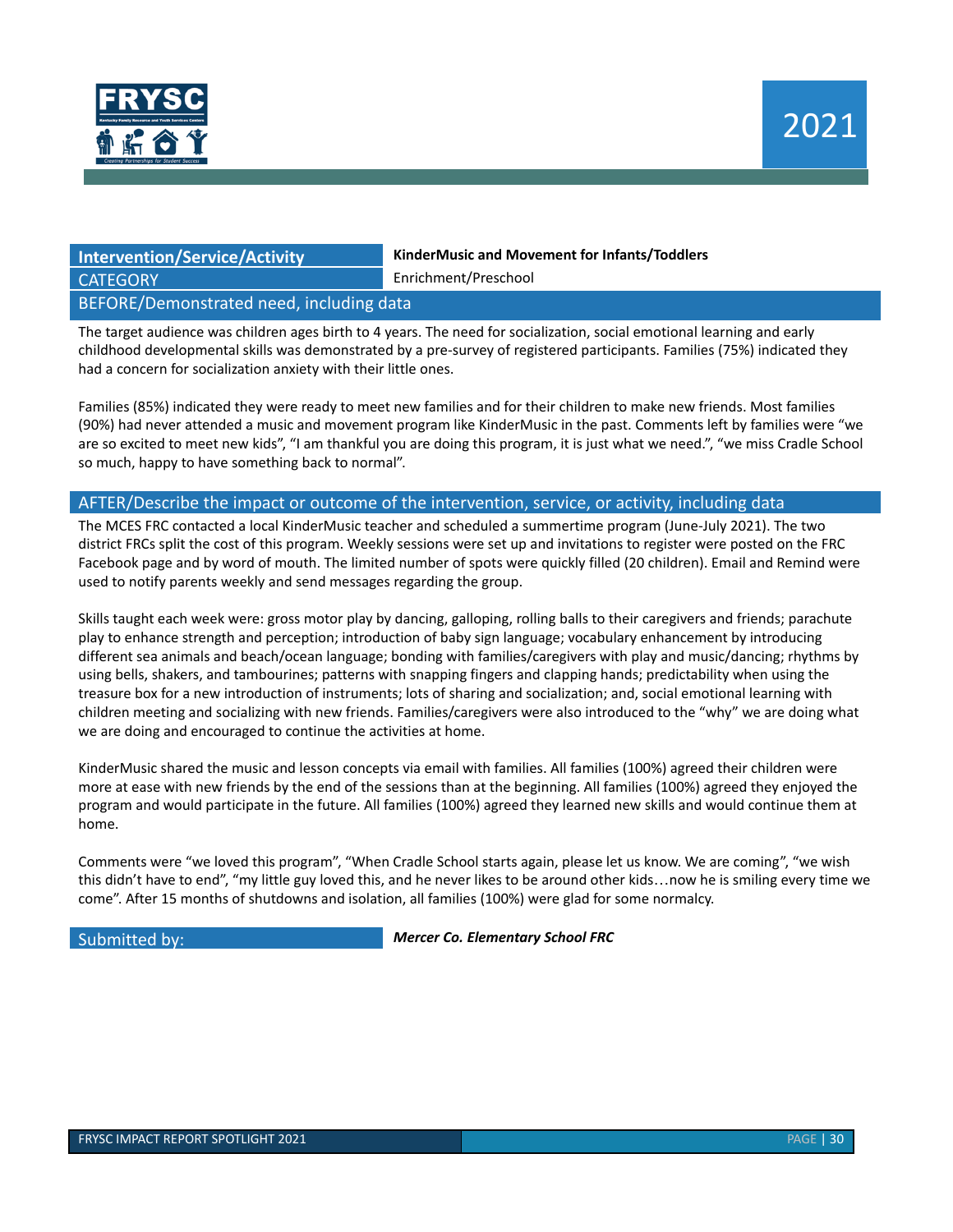| | |
|---|---|
| **Intervention/Service/Activity** | **KinderMusic and Movement for Infants/Toddlers** |
| CATEGORY | Enrichment/Preschool |

## BEFORE/Demonstrated need, including data

The target audience was children ages birth to 4 years. The need for socialization, social emotional learning and early childhood developmental skills was demonstrated by a pre-survey of registered participants. Families (75%) indicated they had a concern for socialization anxiety with their little ones.

Families (85%) indicated they were ready to meet new families and for their children to make new friends. Most families (90%) had never attended a music and movement program like KinderMusic in the past. Comments left by families were "we are so excited to meet new kids", "I am thankful you are doing this program, it is just what we need.", "we miss Cradle School so much, happy to have something back to normal".

## AFTER/Describe the impact or outcome of the intervention, service, or activity, including data

The MCES FRC contacted a local KinderMusic teacher and scheduled a summertime program (June-July 2021). The two district FRCs split the cost of this program. Weekly sessions were set up and invitations to register were posted on the FRC Facebook page and by word of mouth. The limited number of spots were quickly filled (20 children). Email and Remind were used to notify parents weekly and send messages regarding the group.

Skills taught each week were: gross motor play by dancing, galloping, rolling balls to their caregivers and friends; parachute play to enhance strength and perception; introduction of baby sign language; vocabulary enhancement by introducing different sea animals and beach/ocean language; bonding with families/caregivers with play and music/dancing; rhythms by using bells, shakers, and tambourines; patterns with snapping fingers and clapping hands; predictability when using the treasure box for a new introduction of instruments; lots of sharing and socialization; and, social emotional learning with children meeting and socializing with new friends. Families/caregivers were also introduced to the "why" we are doing what we are doing and encouraged to continue the activities at home.

KinderMusic shared the music and lesson concepts via email with families. All families (100%) agreed their children were more at ease with new friends by the end of the sessions than at the beginning. All families (100%) agreed they enjoyed the program and would participate in the future. All families (100%) agreed they learned new skills and would continue them at home.

Comments were "we loved this program", "When Cradle School starts again, please let us know. We are coming", "we wish this didn't have to end", "my little guy loved this, and he never likes to be around other kids…now he is smiling every time we come". After 15 months of shutdowns and isolation, all families (100%) were glad for some normalcy.

| | |
|---|---|
| Submitted by: | ***Mercer Co. Elementary School FRC*** |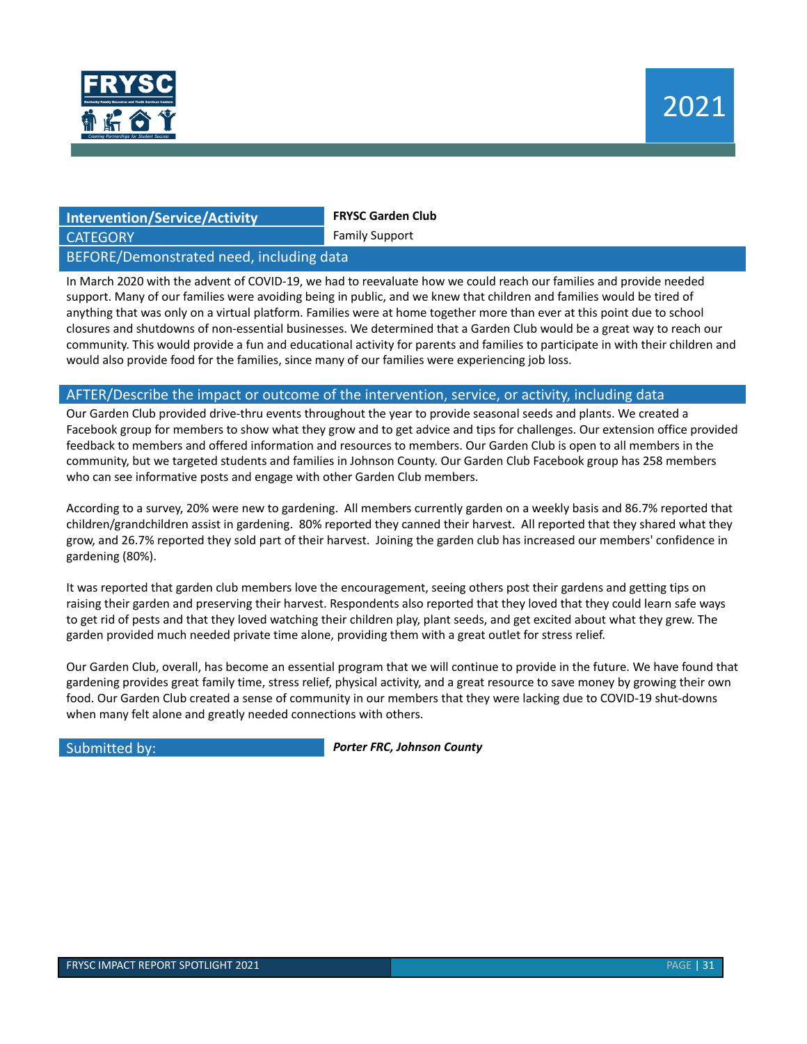| | |
|---|---|
| **Intervention/Service/Activity** | **FRYSC Garden Club** |
| CATEGORY | Family Support |

## BEFORE/Demonstrated need, including data

In March 2020 with the advent of COVID-19, we had to reevaluate how we could reach our families and provide needed support. Many of our families were avoiding being in public, and we knew that children and families would be tired of anything that was only on a virtual platform. Families were at home together more than ever at this point due to school closures and shutdowns of non-essential businesses. We determined that a Garden Club would be a great way to reach our community. This would provide a fun and educational activity for parents and families to participate in with their children and would also provide food for the families, since many of our families were experiencing job loss.

## AFTER/Describe the impact or outcome of the intervention, service, or activity, including data

Our Garden Club provided drive-thru events throughout the year to provide seasonal seeds and plants. We created a Facebook group for members to show what they grow and to get advice and tips for challenges. Our extension office provided feedback to members and offered information and resources to members. Our Garden Club is open to all members in the community, but we targeted students and families in Johnson County. Our Garden Club Facebook group has 258 members who can see informative posts and engage with other Garden Club members.

According to a survey, 20% were new to gardening. All members currently garden on a weekly basis and 86.7% reported that children/grandchildren assist in gardening. 80% reported they canned their harvest. All reported that they shared what they grow, and 26.7% reported they sold part of their harvest. Joining the garden club has increased our members' confidence in gardening (80%).

It was reported that garden club members love the encouragement, seeing others post their gardens and getting tips on raising their garden and preserving their harvest. Respondents also reported that they loved that they could learn safe ways to get rid of pests and that they loved watching their children play, plant seeds, and get excited about what they grew. The garden provided much needed private time alone, providing them with a great outlet for stress relief.

Our Garden Club, overall, has become an essential program that we will continue to provide in the future. We have found that gardening provides great family time, stress relief, physical activity, and a great resource to save money by growing their own food. Our Garden Club created a sense of community in our members that they were lacking due to COVID-19 shut-downs when many felt alone and greatly needed connections with others.

| | |
|---|---|
| Submitted by: | ***Porter FRC, Johnson County*** |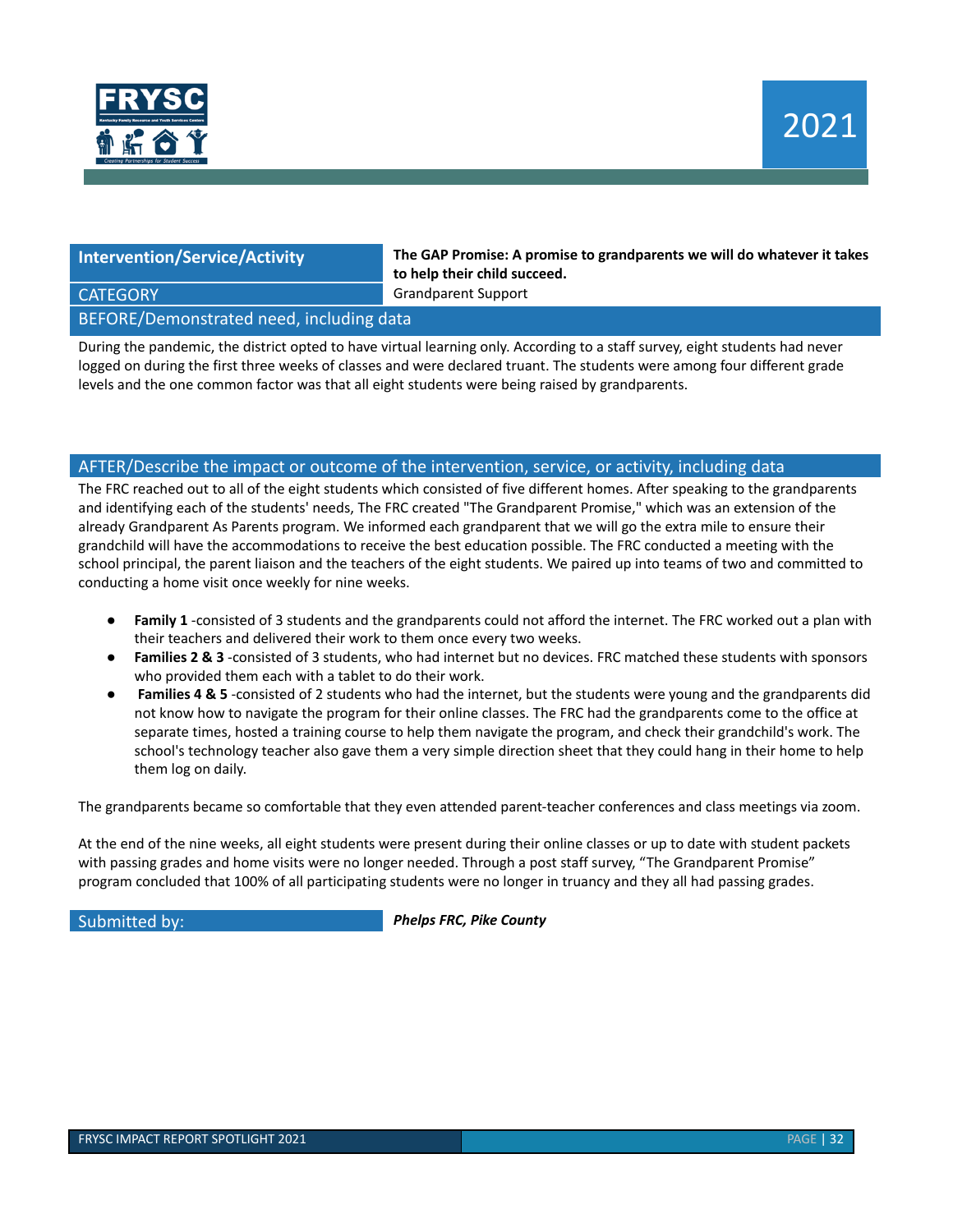2021

| | |
|---|---|
| **Intervention/Service/Activity** | **The GAP Promise: A promise to grandparents we will do whatever it takes to help their child succeed.** |
| CATEGORY | Grandparent Support |

## BEFORE/Demonstrated need, including data

During the pandemic, the district opted to have virtual learning only. According to a staff survey, eight students had never logged on during the first three weeks of classes and were declared truant. The students were among four different grade levels and the one common factor was that all eight students were being raised by grandparents.

## AFTER/Describe the impact or outcome of the intervention, service, or activity, including data

The FRC reached out to all of the eight students which consisted of five different homes. After speaking to the grandparents and identifying each of the students' needs, The FRC created "The Grandparent Promise," which was an extension of the already Grandparent As Parents program. We informed each grandparent that we will go the extra mile to ensure their grandchild will have the accommodations to receive the best education possible. The FRC conducted a meeting with the school principal, the parent liaison and the teachers of the eight students. We paired up into teams of two and committed to conducting a home visit once weekly for nine weeks.

- **Family 1** -consisted of 3 students and the grandparents could not afford the internet. The FRC worked out a plan with their teachers and delivered their work to them once every two weeks.
- **Families 2 & 3** -consisted of 3 students, who had internet but no devices. FRC matched these students with sponsors who provided them each with a tablet to do their work.
- **Families 4 & 5** -consisted of 2 students who had the internet, but the students were young and the grandparents did not know how to navigate the program for their online classes. The FRC had the grandparents come to the office at separate times, hosted a training course to help them navigate the program, and check their grandchild's work. The school's technology teacher also gave them a very simple direction sheet that they could hang in their home to help them log on daily.

The grandparents became so comfortable that they even attended parent-teacher conferences and class meetings via zoom.

At the end of the nine weeks, all eight students were present during their online classes or up to date with student packets with passing grades and home visits were no longer needed. Through a post staff survey, "The Grandparent Promise" program concluded that 100% of all participating students were no longer in truancy and they all had passing grades.

| | |
|---|---|
| Submitted by: | ***Phelps FRC, Pike County*** |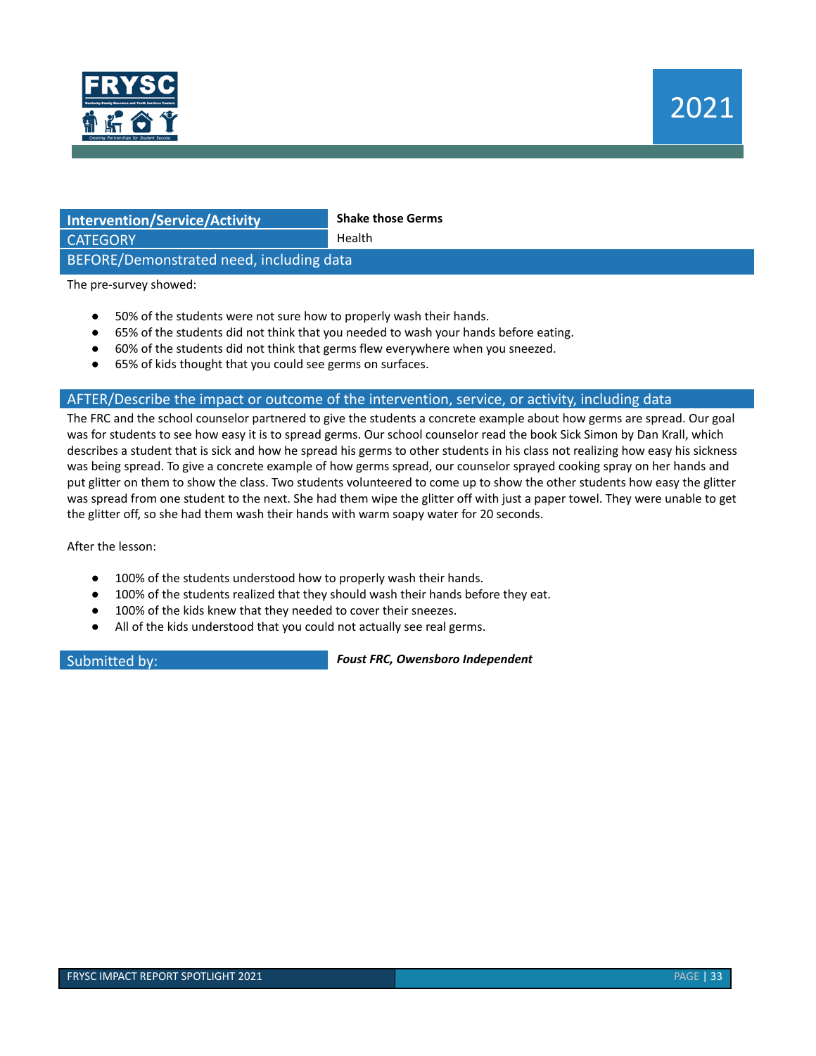| | |
|---|---|
| **Intervention/Service/Activity** | **Shake those Germs** |
| CATEGORY | Health |

## BEFORE/Demonstrated need, including data

The pre-survey showed:

- 50% of the students were not sure how to properly wash their hands.
- 65% of the students did not think that you needed to wash your hands before eating.
- 60% of the students did not think that germs flew everywhere when you sneezed.
- 65% of kids thought that you could see germs on surfaces.

## AFTER/Describe the impact or outcome of the intervention, service, or activity, including data

The FRC and the school counselor partnered to give the students a concrete example about how germs are spread. Our goal was for students to see how easy it is to spread germs. Our school counselor read the book Sick Simon by Dan Krall, which describes a student that is sick and how he spread his germs to other students in his class not realizing how easy his sickness was being spread. To give a concrete example of how germs spread, our counselor sprayed cooking spray on her hands and put glitter on them to show the class. Two students volunteered to come up to show the other students how easy the glitter was spread from one student to the next. She had them wipe the glitter off with just a paper towel. They were unable to get the glitter off, so she had them wash their hands with warm soapy water for 20 seconds.

After the lesson:

- 100% of the students understood how to properly wash their hands.
- 100% of the students realized that they should wash their hands before they eat.
- 100% of the kids knew that they needed to cover their sneezes.
- All of the kids understood that you could not actually see real germs.

| | |
|---|---|
| Submitted by: | ***Foust FRC, Owensboro Independent*** |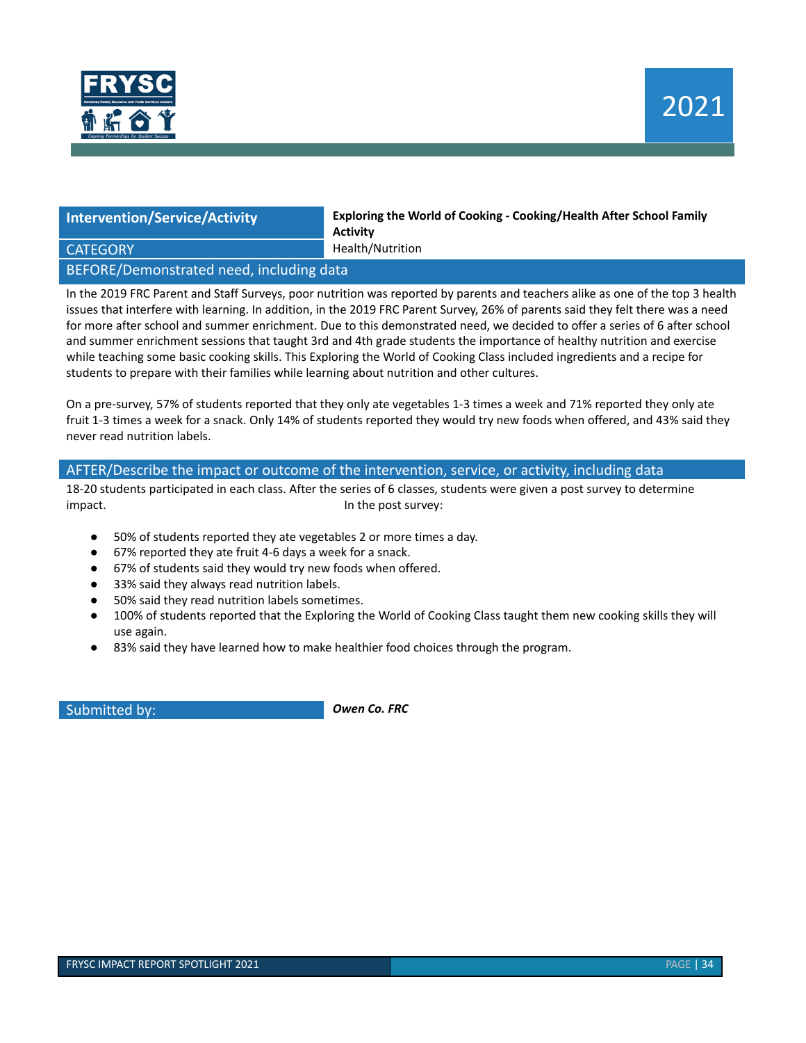| Intervention/Service/Activity | **Exploring the World of Cooking - Cooking/Health After School Family Activity** |
|---|---|
| CATEGORY | Health/Nutrition |

## BEFORE/Demonstrated need, including data

In the 2019 FRC Parent and Staff Surveys, poor nutrition was reported by parents and teachers alike as one of the top 3 health issues that interfere with learning. In addition, in the 2019 FRC Parent Survey, 26% of parents said they felt there was a need for more after school and summer enrichment. Due to this demonstrated need, we decided to offer a series of 6 after school and summer enrichment sessions that taught 3rd and 4th grade students the importance of healthy nutrition and exercise while teaching some basic cooking skills. This Exploring the World of Cooking Class included ingredients and a recipe for students to prepare with their families while learning about nutrition and other cultures.

On a pre-survey, 57% of students reported that they only ate vegetables 1-3 times a week and 71% reported they only ate fruit 1-3 times a week for a snack. Only 14% of students reported they would try new foods when offered, and 43% said they never read nutrition labels.

## AFTER/Describe the impact or outcome of the intervention, service, or activity, including data

18-20 students participated in each class. After the series of 6 classes, students were given a post survey to determine impact. In the post survey:

- 50% of students reported they ate vegetables 2 or more times a day.
- 67% reported they ate fruit 4-6 days a week for a snack.
- 67% of students said they would try new foods when offered.
- 33% said they always read nutrition labels.
- 50% said they read nutrition labels sometimes.
- 100% of students reported that the Exploring the World of Cooking Class taught them new cooking skills they will use again.
- 83% said they have learned how to make healthier food choices through the program.

| Submitted by: | ***Owen Co. FRC*** |
|---|---|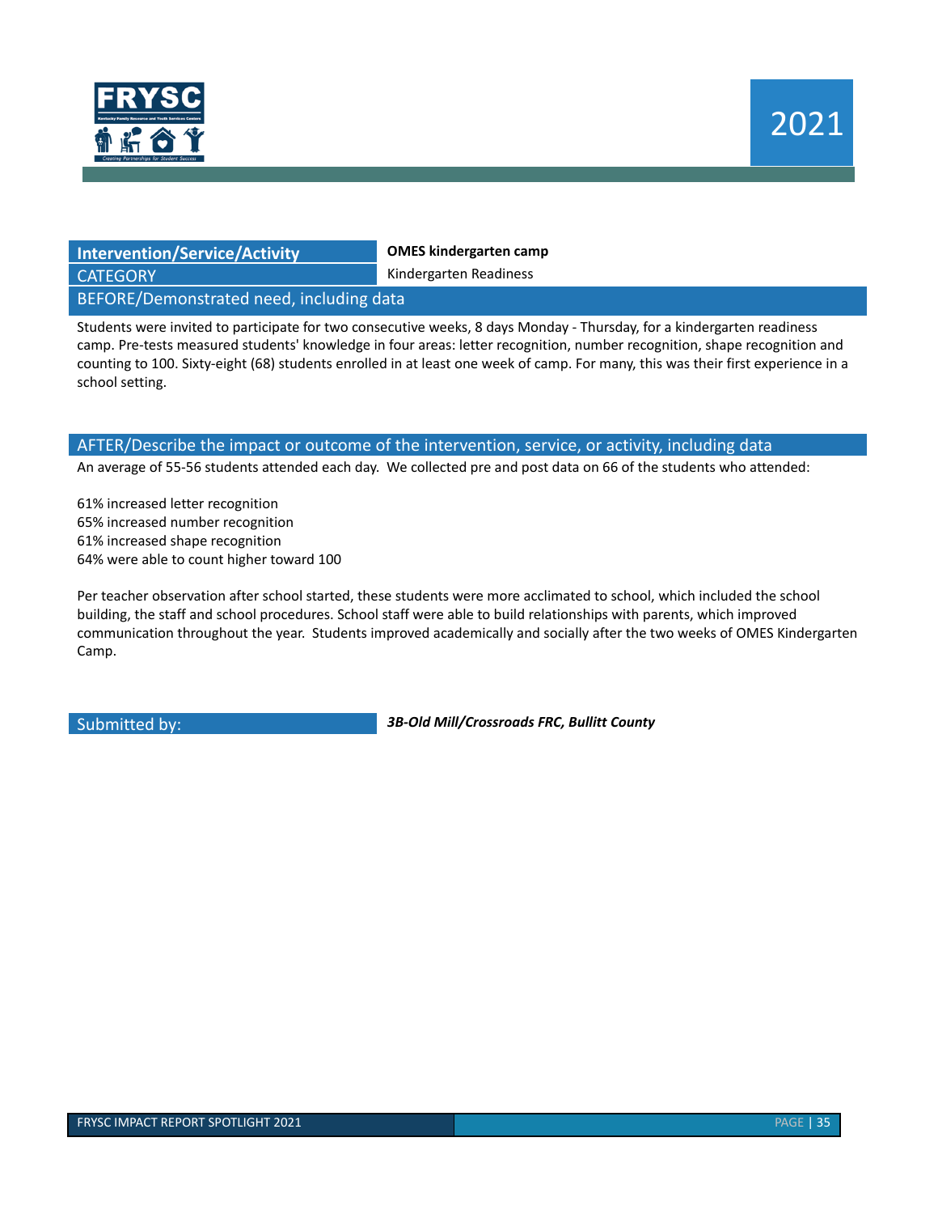2021

| | |
|---|---|
| **Intervention/Service/Activity** | **OMES kindergarten camp** |
| CATEGORY | Kindergarten Readiness |

## BEFORE/Demonstrated need, including data

Students were invited to participate for two consecutive weeks, 8 days Monday - Thursday, for a kindergarten readiness camp. Pre-tests measured students' knowledge in four areas: letter recognition, number recognition, shape recognition and counting to 100. Sixty-eight (68) students enrolled in at least one week of camp. For many, this was their first experience in a school setting.

## AFTER/Describe the impact or outcome of the intervention, service, or activity, including data

An average of 55-56 students attended each day. We collected pre and post data on 66 of the students who attended:

61% increased letter recognition
65% increased number recognition
61% increased shape recognition
64% were able to count higher toward 100

Per teacher observation after school started, these students were more acclimated to school, which included the school building, the staff and school procedures. School staff were able to build relationships with parents, which improved communication throughout the year. Students improved academically and socially after the two weeks of OMES Kindergarten Camp.

| | |
|---|---|
| Submitted by: | ***3B-Old Mill/Crossroads FRC, Bullitt County*** |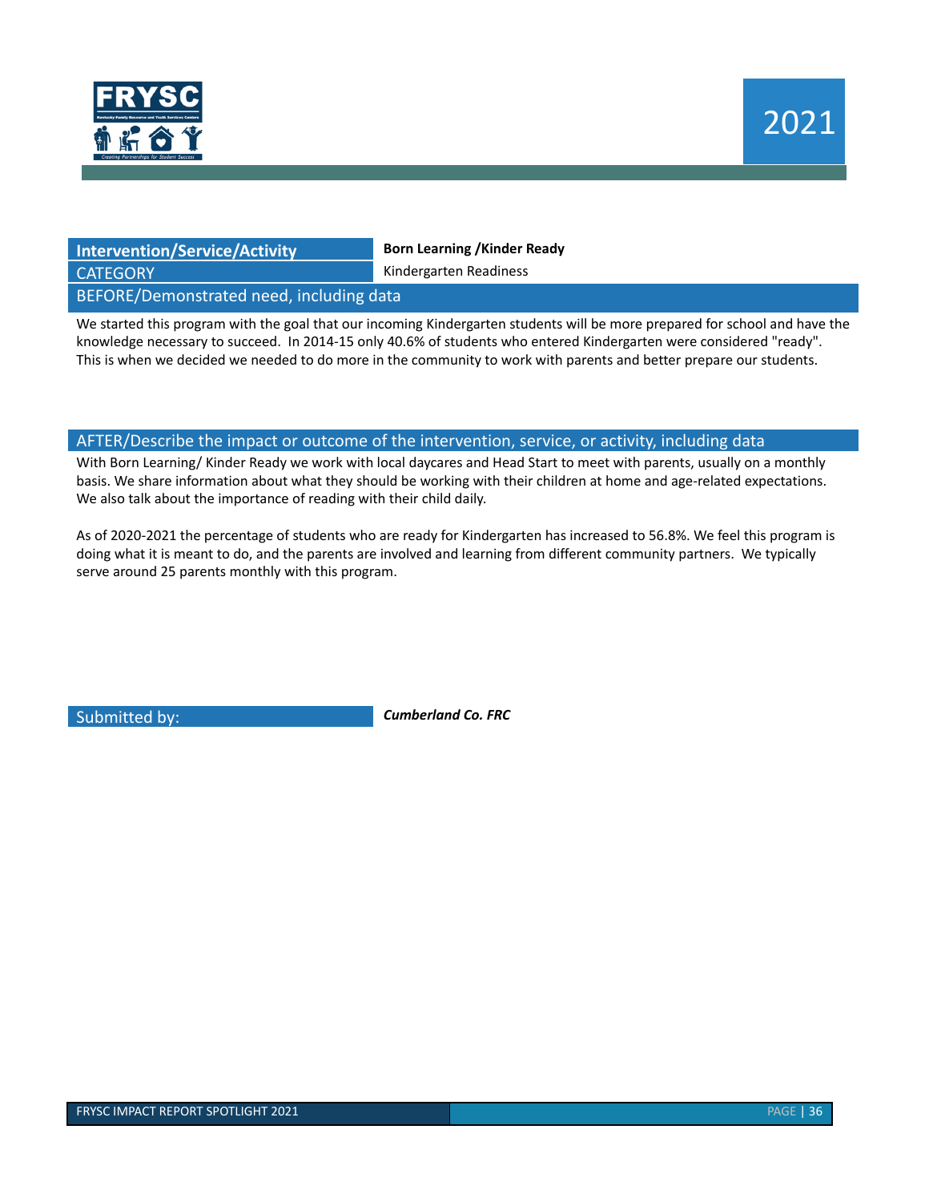| Intervention/Service/Activity | Born Learning /Kinder Ready |
|---|---|
| CATEGORY | Kindergarten Readiness |

## BEFORE/Demonstrated need, including data

We started this program with the goal that our incoming Kindergarten students will be more prepared for school and have the knowledge necessary to succeed. In 2014-15 only 40.6% of students who entered Kindergarten were considered "ready". This is when we decided we needed to do more in the community to work with parents and better prepare our students.

## AFTER/Describe the impact or outcome of the intervention, service, or activity, including data

With Born Learning/ Kinder Ready we work with local daycares and Head Start to meet with parents, usually on a monthly basis. We share information about what they should be working with their children at home and age-related expectations. We also talk about the importance of reading with their child daily.

As of 2020-2021 the percentage of students who are ready for Kindergarten has increased to 56.8%. We feel this program is doing what it is meant to do, and the parents are involved and learning from different community partners. We typically serve around 25 parents monthly with this program.

| Submitted by: | ***Cumberland Co. FRC*** |
|---|---|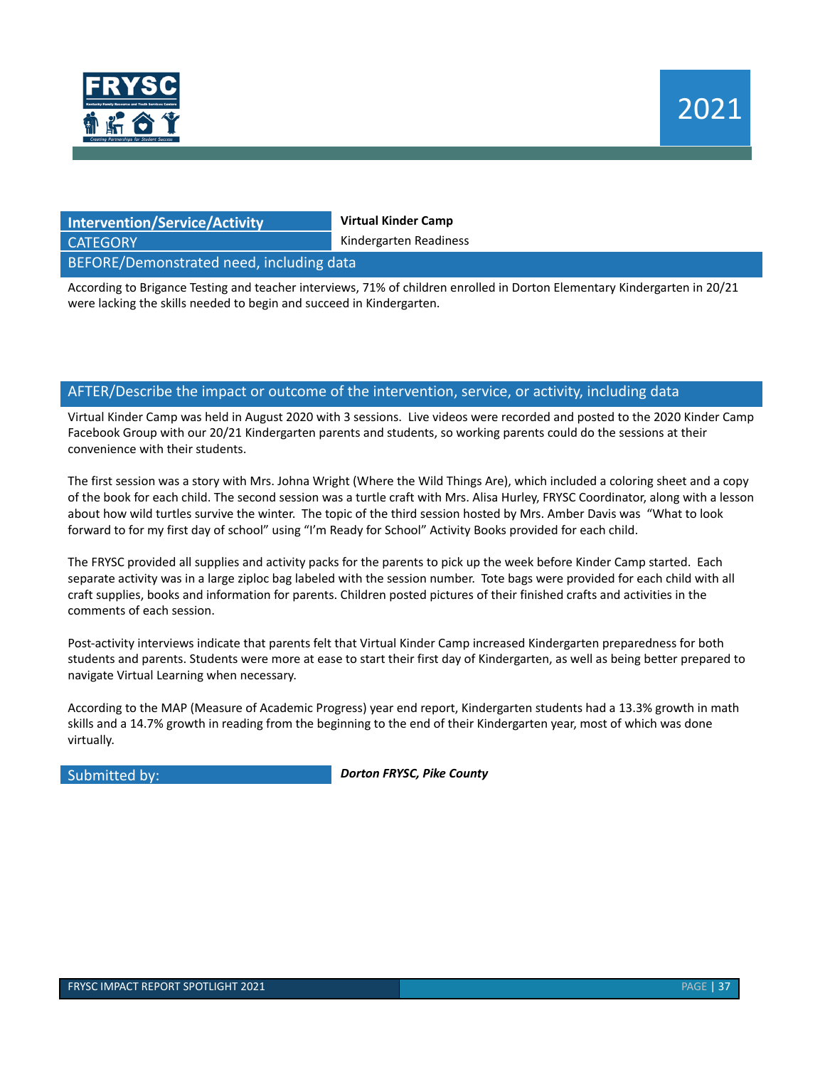| Intervention/Service/Activity | Virtual Kinder Camp |
|---|---|
| CATEGORY | Kindergarten Readiness |

## BEFORE/Demonstrated need, including data

According to Brigance Testing and teacher interviews, 71% of children enrolled in Dorton Elementary Kindergarten in 20/21 were lacking the skills needed to begin and succeed in Kindergarten.

## AFTER/Describe the impact or outcome of the intervention, service, or activity, including data

Virtual Kinder Camp was held in August 2020 with 3 sessions. Live videos were recorded and posted to the 2020 Kinder Camp Facebook Group with our 20/21 Kindergarten parents and students, so working parents could do the sessions at their convenience with their students.

The first session was a story with Mrs. Johna Wright (Where the Wild Things Are), which included a coloring sheet and a copy of the book for each child. The second session was a turtle craft with Mrs. Alisa Hurley, FRYSC Coordinator, along with a lesson about how wild turtles survive the winter. The topic of the third session hosted by Mrs. Amber Davis was "What to look forward to for my first day of school" using "I'm Ready for School" Activity Books provided for each child.

The FRYSC provided all supplies and activity packs for the parents to pick up the week before Kinder Camp started. Each separate activity was in a large ziploc bag labeled with the session number. Tote bags were provided for each child with all craft supplies, books and information for parents. Children posted pictures of their finished crafts and activities in the comments of each session.

Post-activity interviews indicate that parents felt that Virtual Kinder Camp increased Kindergarten preparedness for both students and parents. Students were more at ease to start their first day of Kindergarten, as well as being better prepared to navigate Virtual Learning when necessary.

According to the MAP (Measure of Academic Progress) year end report, Kindergarten students had a 13.3% growth in math skills and a 14.7% growth in reading from the beginning to the end of their Kindergarten year, most of which was done virtually.

Submitted by: ***Dorton FRYSC, Pike County***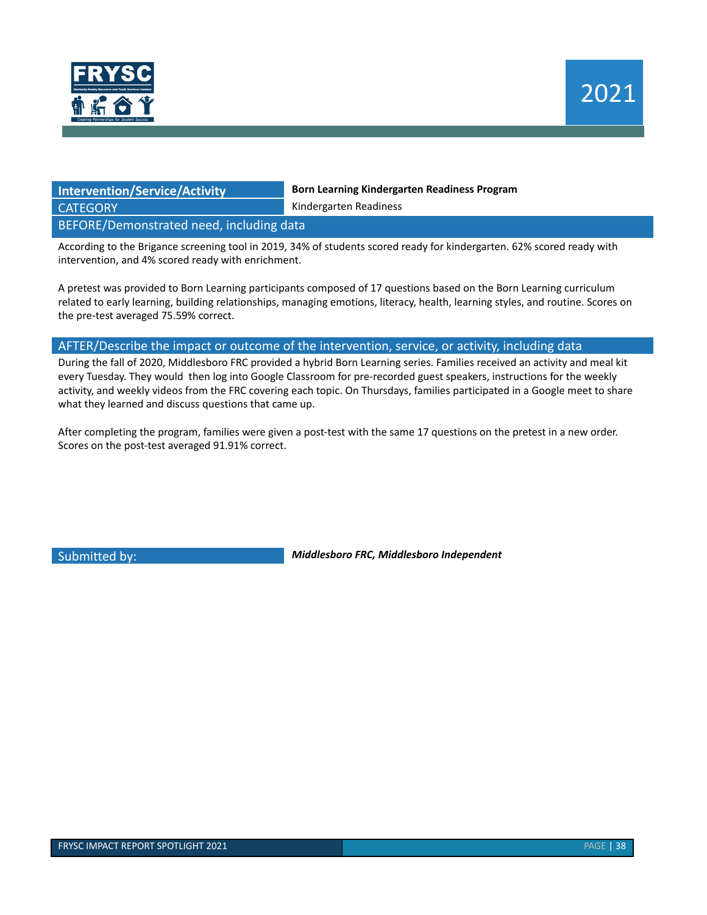| Intervention/Service/Activity | Born Learning Kindergarten Readiness Program |
|---|---|
| CATEGORY | Kindergarten Readiness |

## BEFORE/Demonstrated need, including data

According to the Brigance screening tool in 2019, 34% of students scored ready for kindergarten. 62% scored ready with intervention, and 4% scored ready with enrichment.

A pretest was provided to Born Learning participants composed of 17 questions based on the Born Learning curriculum related to early learning, building relationships, managing emotions, literacy, health, learning styles, and routine. Scores on the pre-test averaged 75.59% correct.

## AFTER/Describe the impact or outcome of the intervention, service, or activity, including data

During the fall of 2020, Middlesboro FRC provided a hybrid Born Learning series. Families received an activity and meal kit every Tuesday. They would then log into Google Classroom for pre-recorded guest speakers, instructions for the weekly activity, and weekly videos from the FRC covering each topic. On Thursdays, families participated in a Google meet to share what they learned and discuss questions that came up.

After completing the program, families were given a post-test with the same 17 questions on the pretest in a new order. Scores on the post-test averaged 91.91% correct.

**Submitted by:** ***Middlesboro FRC, Middlesboro Independent***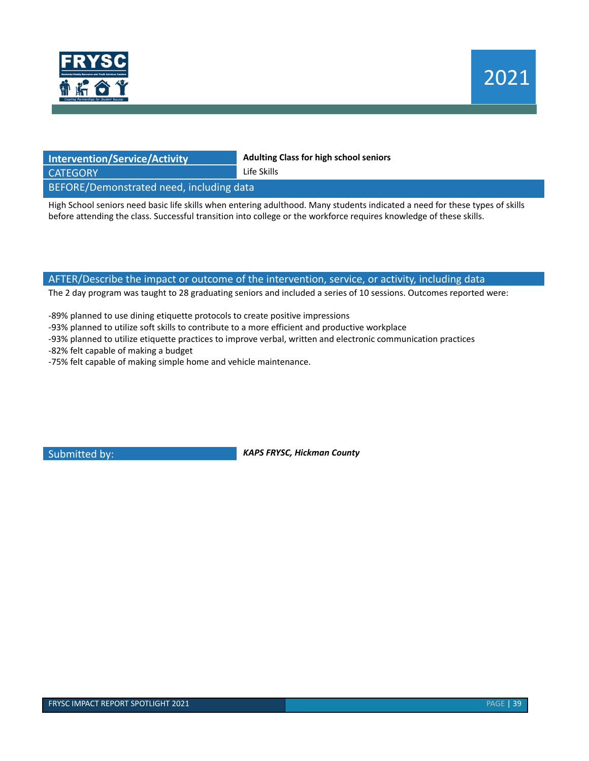**Intervention/Service/Activity** | **Adulting Class for high school seniors**

CATEGORY | Life Skills

## BEFORE/Demonstrated need, including data

High School seniors need basic life skills when entering adulthood. Many students indicated a need for these types of skills before attending the class. Successful transition into college or the workforce requires knowledge of these skills.

## AFTER/Describe the impact or outcome of the intervention, service, or activity, including data

The 2 day program was taught to 28 graduating seniors and included a series of 10 sessions. Outcomes reported were:

-89% planned to use dining etiquette protocols to create positive impressions
-93% planned to utilize soft skills to contribute to a more efficient and productive workplace
-93% planned to utilize etiquette practices to improve verbal, written and electronic communication practices
-82% felt capable of making a budget
-75% felt capable of making simple home and vehicle maintenance.

Submitted by: ***KAPS FRYSC, Hickman County***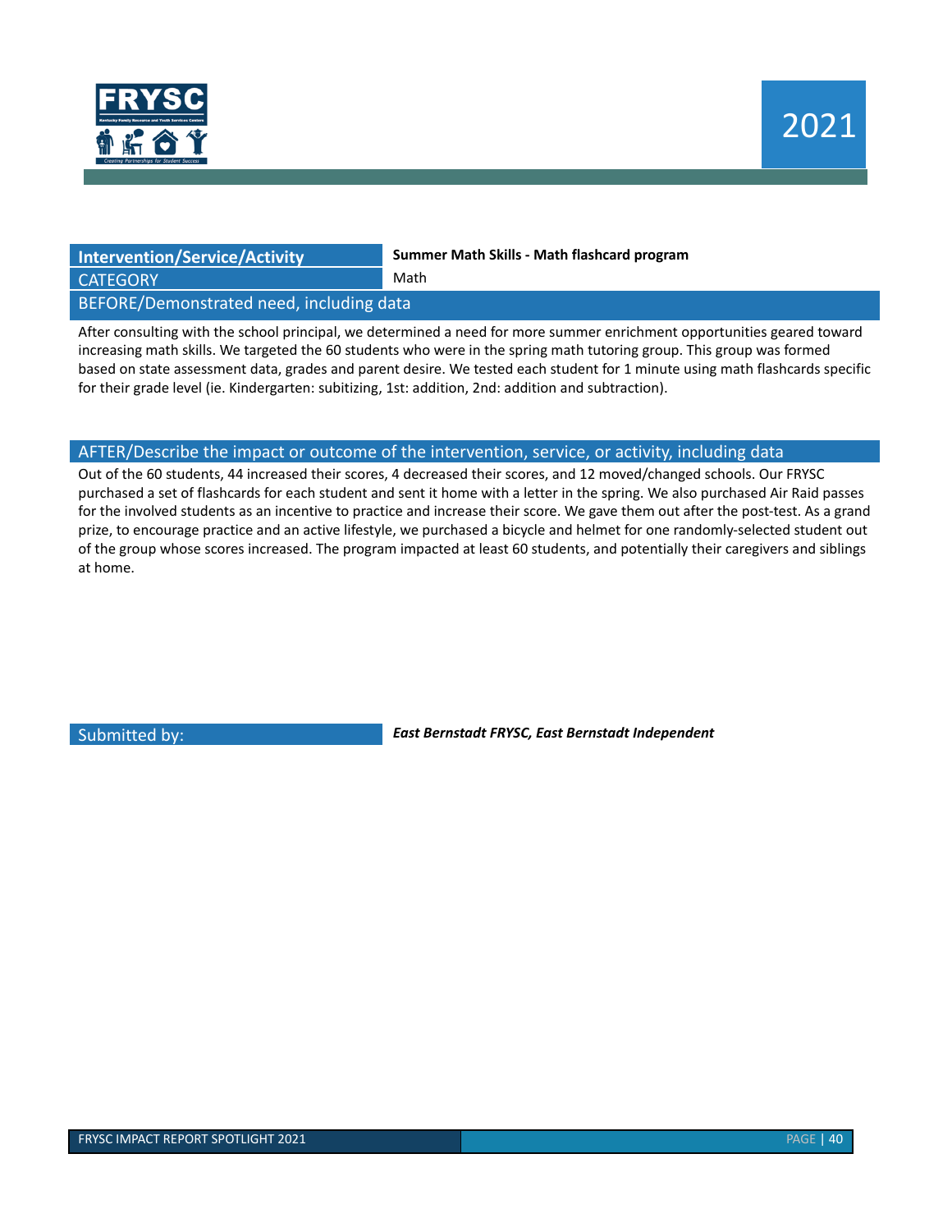| | |
|---|---|
| **Intervention/Service/Activity** | **Summer Math Skills - Math flashcard program** |
| CATEGORY | Math |

## BEFORE/Demonstrated need, including data

After consulting with the school principal, we determined a need for more summer enrichment opportunities geared toward increasing math skills. We targeted the 60 students who were in the spring math tutoring group. This group was formed based on state assessment data, grades and parent desire. We tested each student for 1 minute using math flashcards specific for their grade level (ie. Kindergarten: subitizing, 1st: addition, 2nd: addition and subtraction).

## AFTER/Describe the impact or outcome of the intervention, service, or activity, including data

Out of the 60 students, 44 increased their scores, 4 decreased their scores, and 12 moved/changed schools. Our FRYSC purchased a set of flashcards for each student and sent it home with a letter in the spring. We also purchased Air Raid passes for the involved students as an incentive to practice and increase their score. We gave them out after the post-test. As a grand prize, to encourage practice and an active lifestyle, we purchased a bicycle and helmet for one randomly-selected student out of the group whose scores increased. The program impacted at least 60 students, and potentially their caregivers and siblings at home.

Submitted by: ***East Bernstadt FRYSC, East Bernstadt Independent***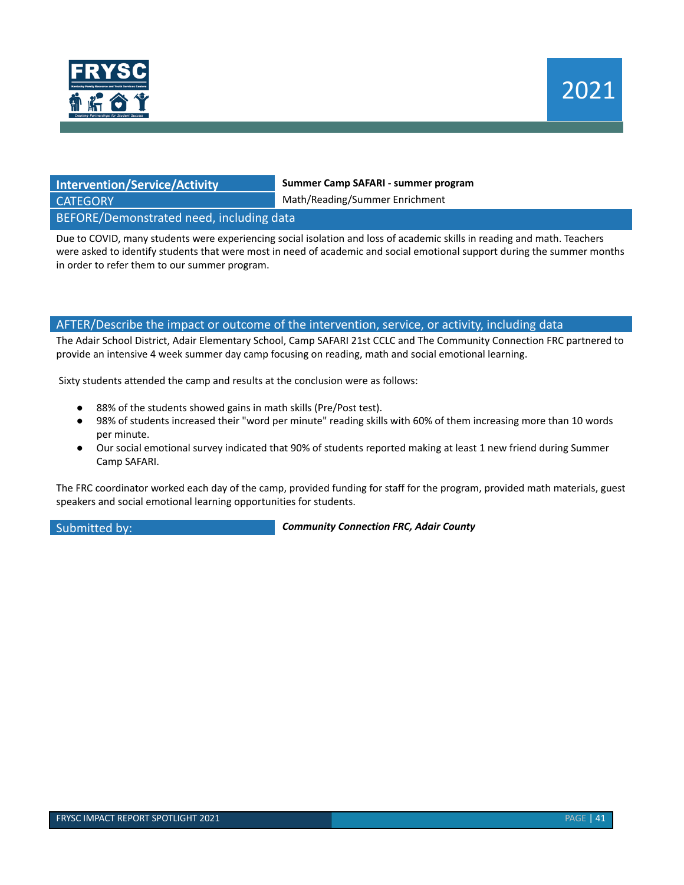| Intervention/Service/Activity | Summer Camp SAFARI - summer program |
|---|---|
| CATEGORY | Math/Reading/Summer Enrichment |

## BEFORE/Demonstrated need, including data

Due to COVID, many students were experiencing social isolation and loss of academic skills in reading and math. Teachers were asked to identify students that were most in need of academic and social emotional support during the summer months in order to refer them to our summer program.

## AFTER/Describe the impact or outcome of the intervention, service, or activity, including data

The Adair School District, Adair Elementary School, Camp SAFARI 21st CCLC and The Community Connection FRC partnered to provide an intensive 4 week summer day camp focusing on reading, math and social emotional learning.

Sixty students attended the camp and results at the conclusion were as follows:

- 88% of the students showed gains in math skills (Pre/Post test).
- 98% of students increased their "word per minute" reading skills with 60% of them increasing more than 10 words per minute.
- Our social emotional survey indicated that 90% of students reported making at least 1 new friend during Summer Camp SAFARI.

The FRC coordinator worked each day of the camp, provided funding for staff for the program, provided math materials, guest speakers and social emotional learning opportunities for students.

| Submitted by: | ***Community Connection FRC, Adair County*** |
|---|---|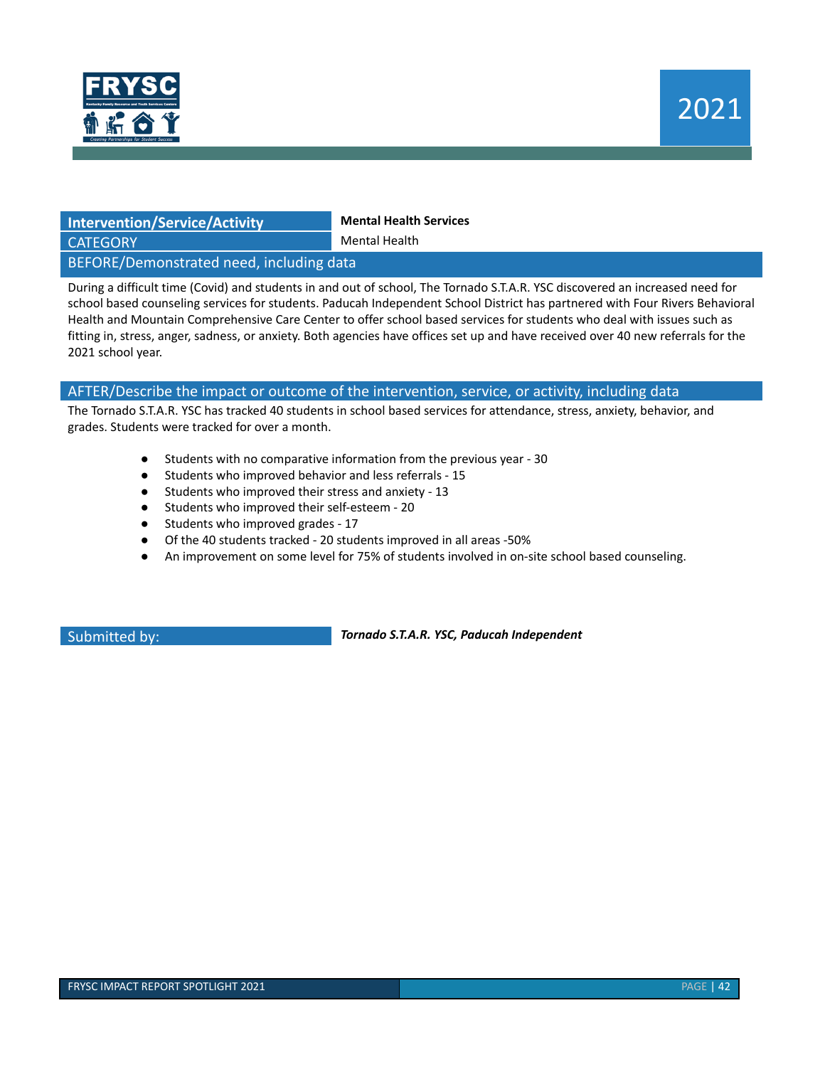| Intervention/Service/Activity | Mental Health Services |
| --- | --- |
| CATEGORY | Mental Health |

## BEFORE/Demonstrated need, including data

During a difficult time (Covid) and students in and out of school, The Tornado S.T.A.R. YSC discovered an increased need for school based counseling services for students. Paducah Independent School District has partnered with Four Rivers Behavioral Health and Mountain Comprehensive Care Center to offer school based services for students who deal with issues such as fitting in, stress, anger, sadness, or anxiety. Both agencies have offices set up and have received over 40 new referrals for the 2021 school year.

## AFTER/Describe the impact or outcome of the intervention, service, or activity, including data

The Tornado S.T.A.R. YSC has tracked 40 students in school based services for attendance, stress, anxiety, behavior, and grades. Students were tracked for over a month.

- Students with no comparative information from the previous year - 30
- Students who improved behavior and less referrals - 15
- Students who improved their stress and anxiety - 13
- Students who improved their self-esteem - 20
- Students who improved grades - 17
- Of the 40 students tracked - 20 students improved in all areas -50%
- An improvement on some level for 75% of students involved in on-site school based counseling.

**Submitted by:** ***Tornado S.T.A.R. YSC, Paducah Independent***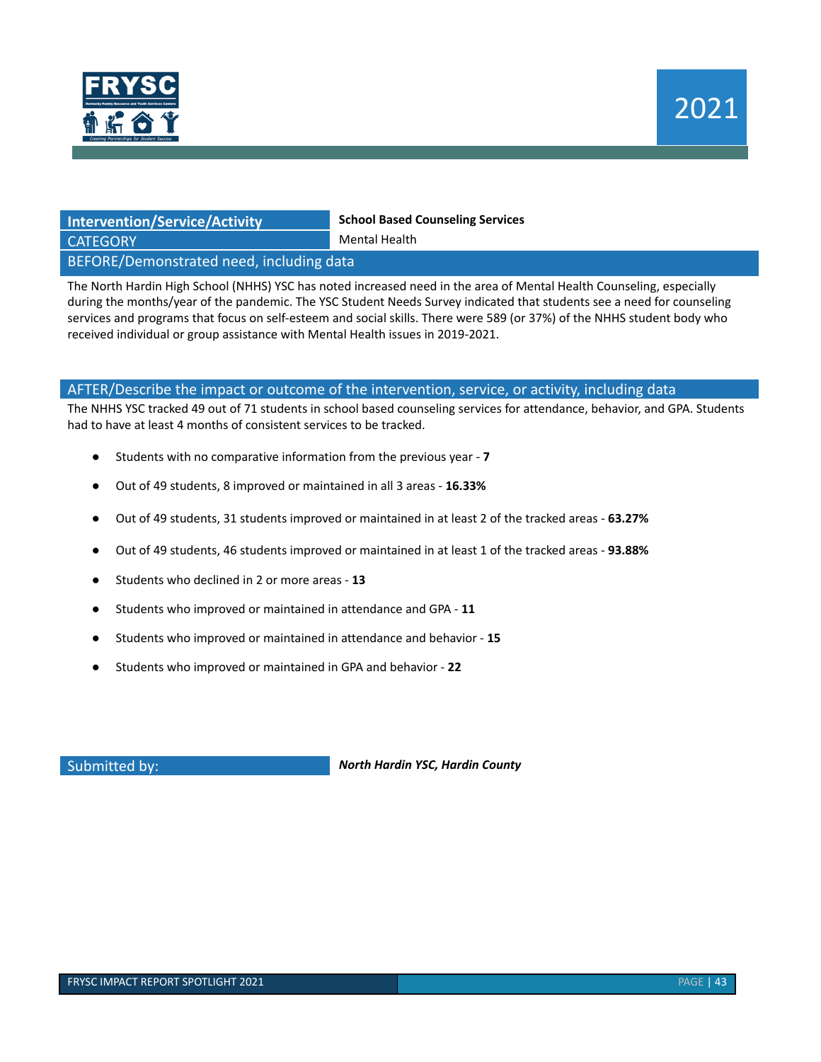| Intervention/Service/Activity | School Based Counseling Services |
| --- | --- |
| CATEGORY | Mental Health |

## BEFORE/Demonstrated need, including data

The North Hardin High School (NHHS) YSC has noted increased need in the area of Mental Health Counseling, especially during the months/year of the pandemic. The YSC Student Needs Survey indicated that students see a need for counseling services and programs that focus on self-esteem and social skills. There were 589 (or 37%) of the NHHS student body who received individual or group assistance with Mental Health issues in 2019-2021.

## AFTER/Describe the impact or outcome of the intervention, service, or activity, including data

The NHHS YSC tracked 49 out of 71 students in school based counseling services for attendance, behavior, and GPA. Students had to have at least 4 months of consistent services to be tracked.

- Students with no comparative information from the previous year - **7**
- Out of 49 students, 8 improved or maintained in all 3 areas - **16.33%**
- Out of 49 students, 31 students improved or maintained in at least 2 of the tracked areas - **63.27%**
- Out of 49 students, 46 students improved or maintained in at least 1 of the tracked areas - **93.88%**
- Students who declined in 2 or more areas - **13**
- Students who improved or maintained in attendance and GPA - **11**
- Students who improved or maintained in attendance and behavior - **15**
- Students who improved or maintained in GPA and behavior - **22**

| Submitted by: | ***North Hardin YSC, Hardin County*** |
| --- | --- |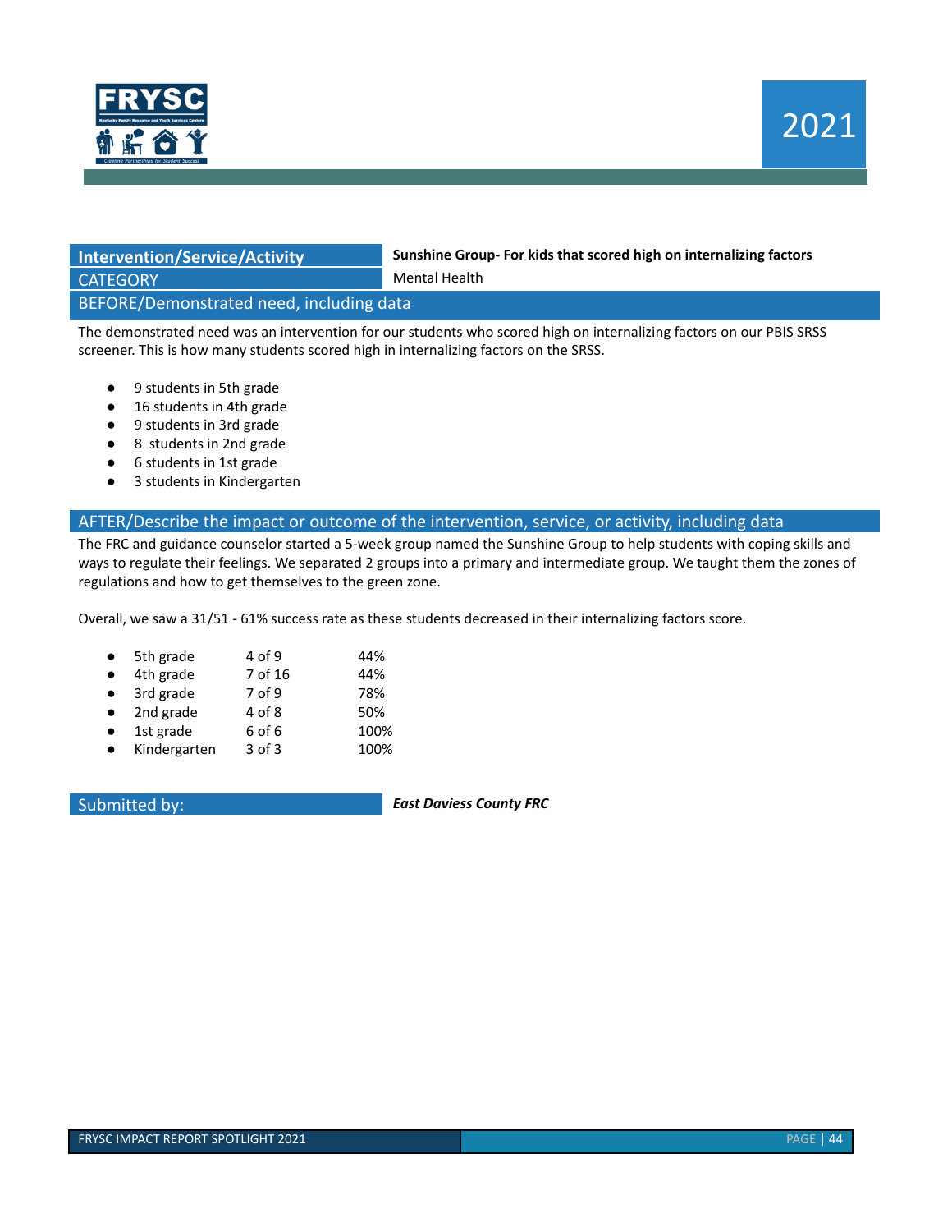| Intervention/Service/Activity | **Sunshine Group- For kids that scored high on internalizing factors** |
|---|---|
| CATEGORY | Mental Health |

## BEFORE/Demonstrated need, including data

The demonstrated need was an intervention for our students who scored high on internalizing factors on our PBIS SRSS screener. This is how many students scored high in internalizing factors on the SRSS.

- 9 students in 5th grade
- 16 students in 4th grade
- 9 students in 3rd grade
- 8 students in 2nd grade
- 6 students in 1st grade
- 3 students in Kindergarten

## AFTER/Describe the impact or outcome of the intervention, service, or activity, including data

The FRC and guidance counselor started a 5-week group named the Sunshine Group to help students with coping skills and ways to regulate their feelings. We separated 2 groups into a primary and intermediate group. We taught them the zones of regulations and how to get themselves to the green zone.

Overall, we saw a 31/51 - 61% success rate as these students decreased in their internalizing factors score.

| | | |
|---|---|---|
| 5th grade | 4 of 9 | 44% |
| 4th grade | 7 of 16 | 44% |
| 3rd grade | 7 of 9 | 78% |
| 2nd grade | 4 of 8 | 50% |
| 1st grade | 6 of 6 | 100% |
| Kindergarten | 3 of 3 | 100% |

| Submitted by: | ***East Daviess County FRC*** |
|---|---|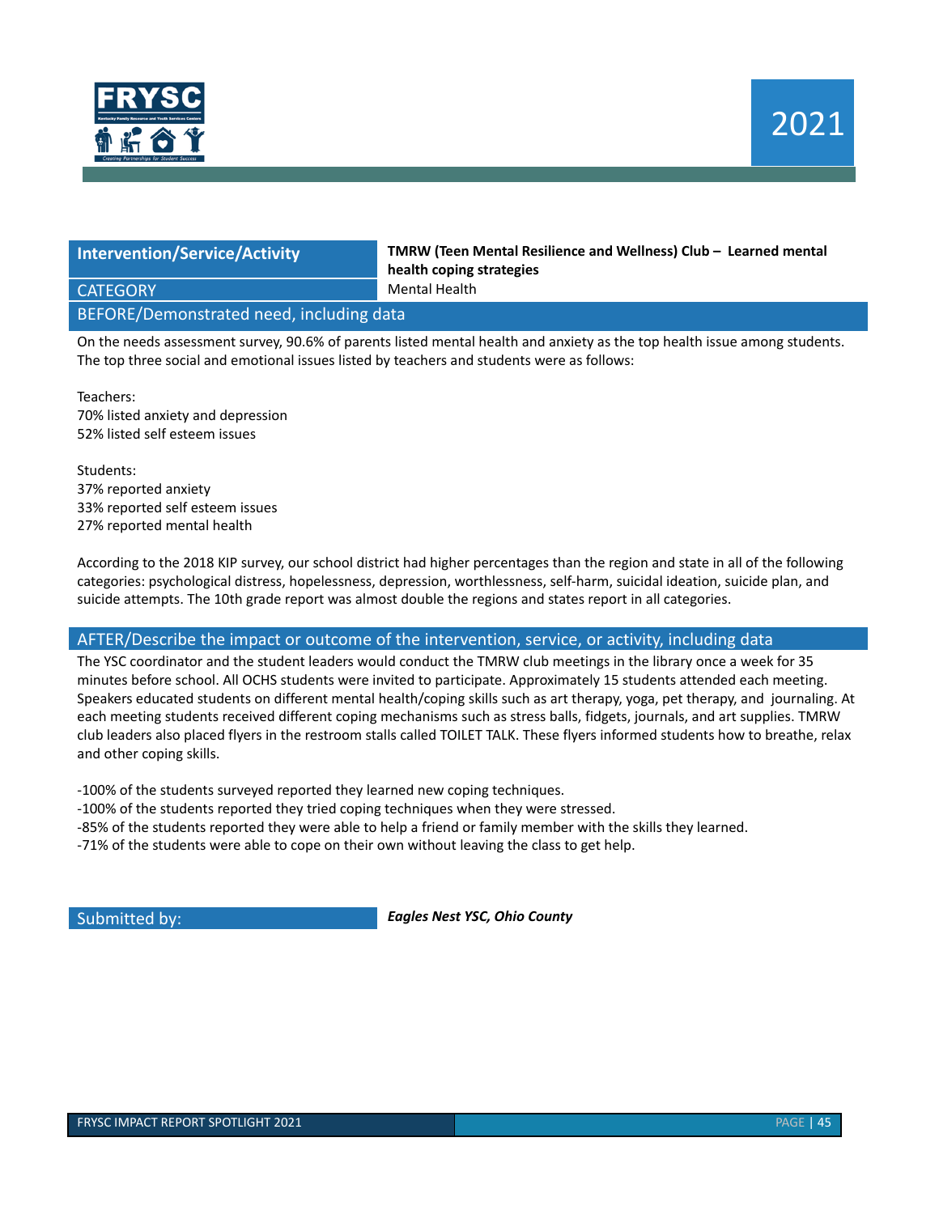| Intervention/Service/Activity | **TMRW (Teen Mental Resilience and Wellness) Club – Learned mental health coping strategies** |
| --- | --- |
| CATEGORY | Mental Health |

## BEFORE/Demonstrated need, including data

On the needs assessment survey, 90.6% of parents listed mental health and anxiety as the top health issue among students. The top three social and emotional issues listed by teachers and students were as follows:

Teachers:
70% listed anxiety and depression
52% listed self esteem issues

Students:
37% reported anxiety
33% reported self esteem issues
27% reported mental health

According to the 2018 KIP survey, our school district had higher percentages than the region and state in all of the following categories: psychological distress, hopelessness, depression, worthlessness, self-harm, suicidal ideation, suicide plan, and suicide attempts. The 10th grade report was almost double the regions and states report in all categories.

## AFTER/Describe the impact or outcome of the intervention, service, or activity, including data

The YSC coordinator and the student leaders would conduct the TMRW club meetings in the library once a week for 35 minutes before school. All OCHS students were invited to participate. Approximately 15 students attended each meeting. Speakers educated students on different mental health/coping skills such as art therapy, yoga, pet therapy, and journaling. At each meeting students received different coping mechanisms such as stress balls, fidgets, journals, and art supplies. TMRW club leaders also placed flyers in the restroom stalls called TOILET TALK. These flyers informed students how to breathe, relax and other coping skills.

-100% of the students surveyed reported they learned new coping techniques.
-100% of the students reported they tried coping techniques when they were stressed.
-85% of the students reported they were able to help a friend or family member with the skills they learned.
-71% of the students were able to cope on their own without leaving the class to get help.

| Submitted by: | ***Eagles Nest YSC, Ohio County*** |
| --- | --- |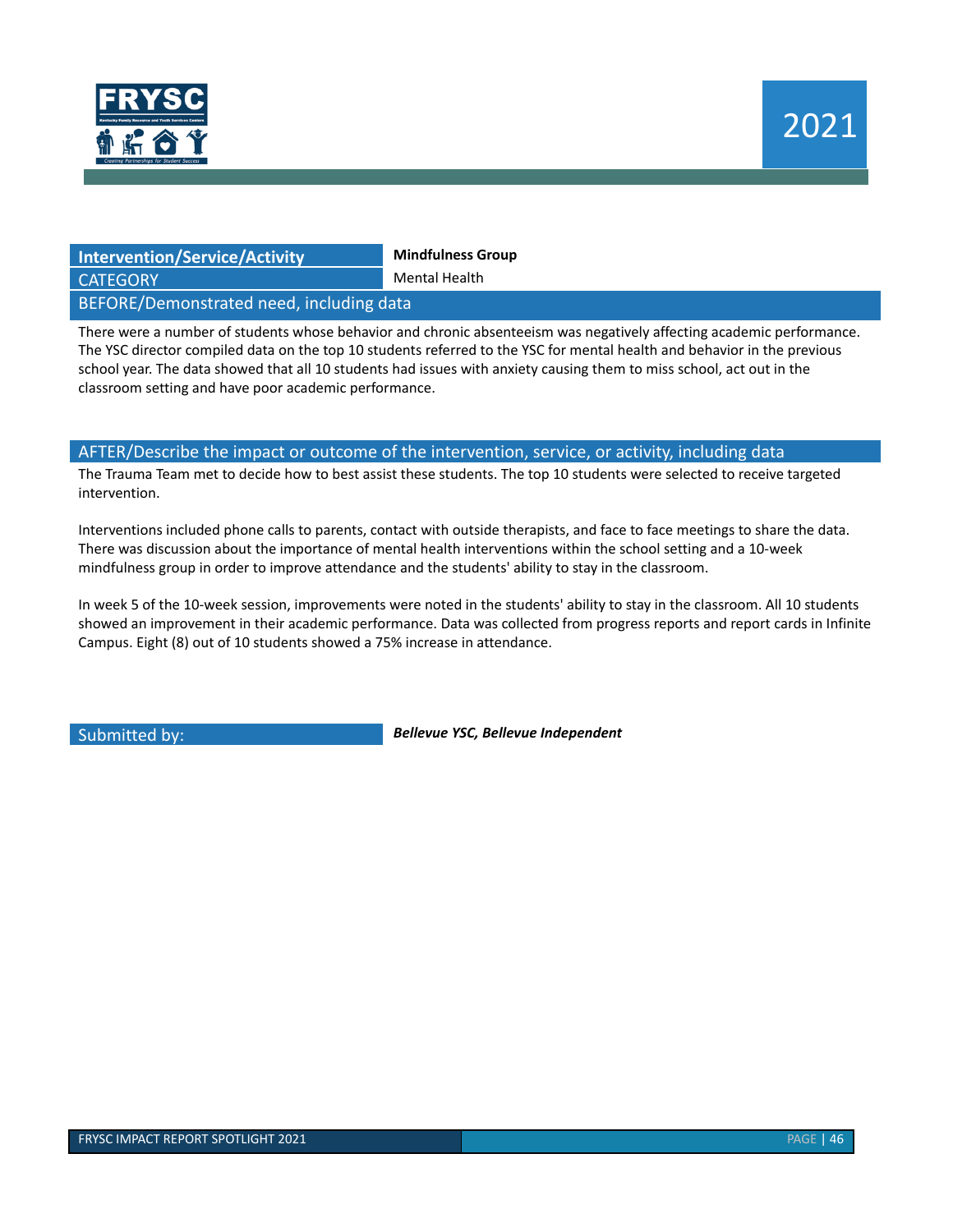| Intervention/Service/Activity | Mindfulness Group |
|---|---|
| CATEGORY | Mental Health |

## BEFORE/Demonstrated need, including data

There were a number of students whose behavior and chronic absenteeism was negatively affecting academic performance. The YSC director compiled data on the top 10 students referred to the YSC for mental health and behavior in the previous school year. The data showed that all 10 students had issues with anxiety causing them to miss school, act out in the classroom setting and have poor academic performance.

## AFTER/Describe the impact or outcome of the intervention, service, or activity, including data

The Trauma Team met to decide how to best assist these students. The top 10 students were selected to receive targeted intervention.

Interventions included phone calls to parents, contact with outside therapists, and face to face meetings to share the data. There was discussion about the importance of mental health interventions within the school setting and a 10-week mindfulness group in order to improve attendance and the students' ability to stay in the classroom.

In week 5 of the 10-week session, improvements were noted in the students' ability to stay in the classroom. All 10 students showed an improvement in their academic performance. Data was collected from progress reports and report cards in Infinite Campus. Eight (8) out of 10 students showed a 75% increase in attendance.

| Submitted by: | ***Bellevue YSC, Bellevue Independent*** |
|---|---|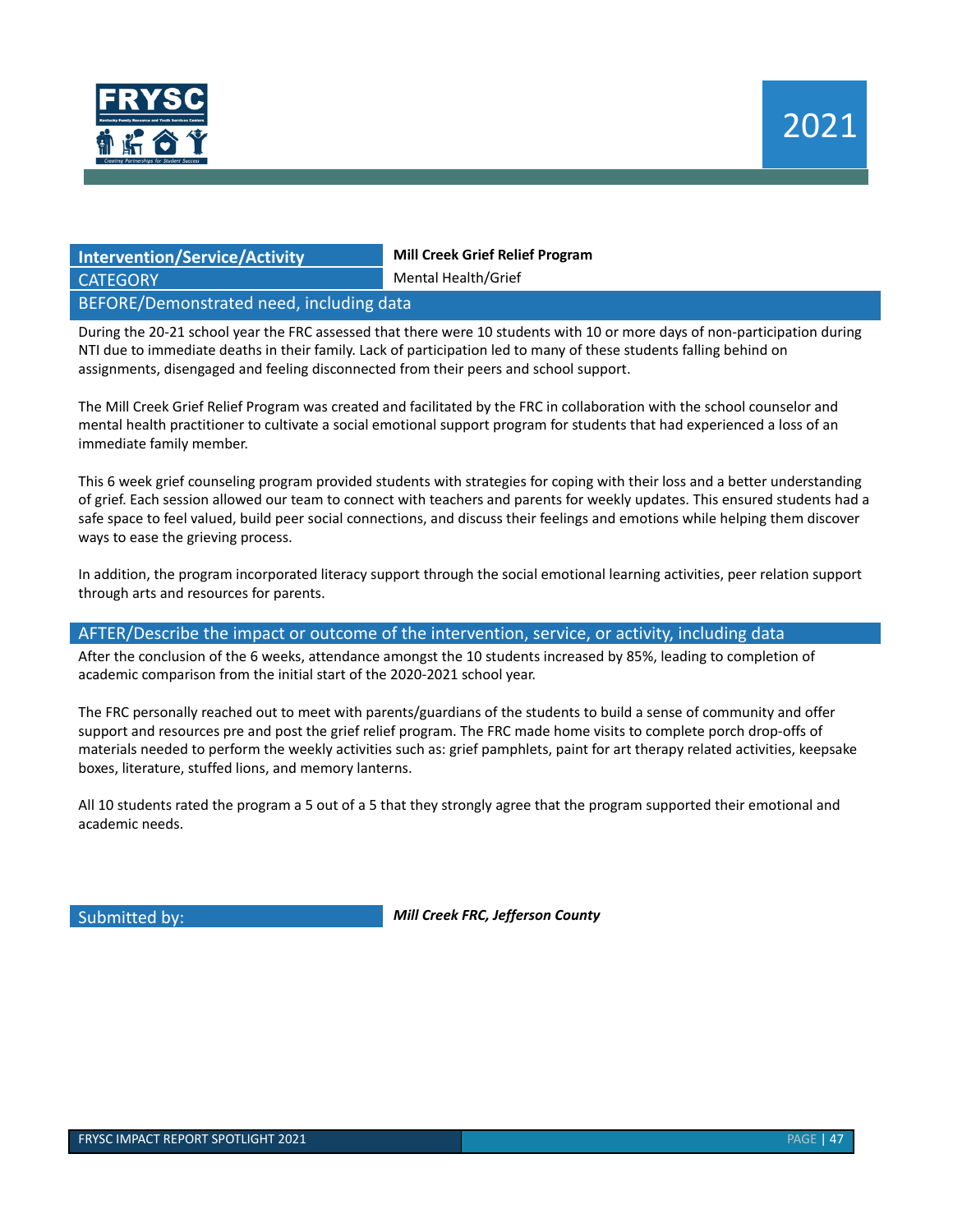| Intervention/Service/Activity | Mill Creek Grief Relief Program |
|---|---|
| CATEGORY | Mental Health/Grief |

## BEFORE/Demonstrated need, including data

During the 20-21 school year the FRC assessed that there were 10 students with 10 or more days of non-participation during NTI due to immediate deaths in their family. Lack of participation led to many of these students falling behind on assignments, disengaged and feeling disconnected from their peers and school support.

The Mill Creek Grief Relief Program was created and facilitated by the FRC in collaboration with the school counselor and mental health practitioner to cultivate a social emotional support program for students that had experienced a loss of an immediate family member.

This 6 week grief counseling program provided students with strategies for coping with their loss and a better understanding of grief. Each session allowed our team to connect with teachers and parents for weekly updates. This ensured students had a safe space to feel valued, build peer social connections, and discuss their feelings and emotions while helping them discover ways to ease the grieving process.

In addition, the program incorporated literacy support through the social emotional learning activities, peer relation support through arts and resources for parents.

## AFTER/Describe the impact or outcome of the intervention, service, or activity, including data

After the conclusion of the 6 weeks, attendance amongst the 10 students increased by 85%, leading to completion of academic comparison from the initial start of the 2020-2021 school year.

The FRC personally reached out to meet with parents/guardians of the students to build a sense of community and offer support and resources pre and post the grief relief program. The FRC made home visits to complete porch drop-offs of materials needed to perform the weekly activities such as: grief pamphlets, paint for art therapy related activities, keepsake boxes, literature, stuffed lions, and memory lanterns.

All 10 students rated the program a 5 out of a 5 that they strongly agree that the program supported their emotional and academic needs.

| Submitted by: | *Mill Creek FRC, Jefferson County* |
|---|---|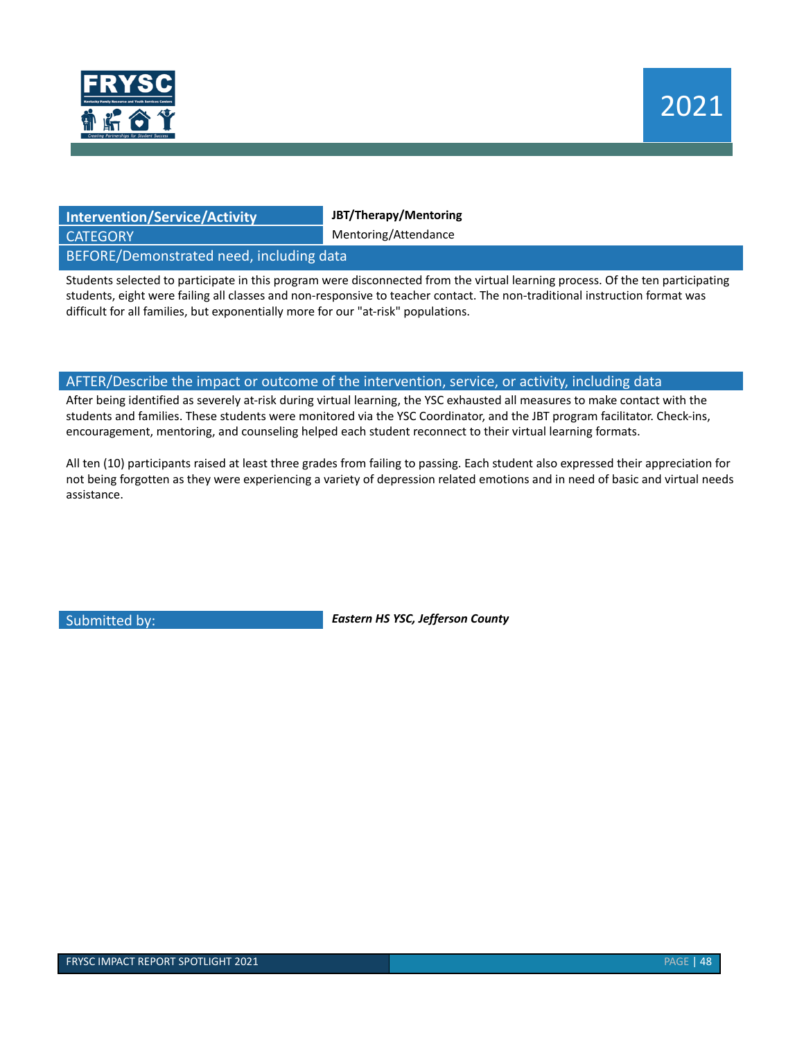| Intervention/Service/Activity | JBT/Therapy/Mentoring |
|---|---|
| CATEGORY | Mentoring/Attendance |

## BEFORE/Demonstrated need, including data

Students selected to participate in this program were disconnected from the virtual learning process. Of the ten participating students, eight were failing all classes and non-responsive to teacher contact. The non-traditional instruction format was difficult for all families, but exponentially more for our "at-risk" populations.

## AFTER/Describe the impact or outcome of the intervention, service, or activity, including data

After being identified as severely at-risk during virtual learning, the YSC exhausted all measures to make contact with the students and families. These students were monitored via the YSC Coordinator, and the JBT program facilitator. Check-ins, encouragement, mentoring, and counseling helped each student reconnect to their virtual learning formats.

All ten (10) participants raised at least three grades from failing to passing. Each student also expressed their appreciation for not being forgotten as they were experiencing a variety of depression related emotions and in need of basic and virtual needs assistance.

Submitted by: ***Eastern HS YSC, Jefferson County***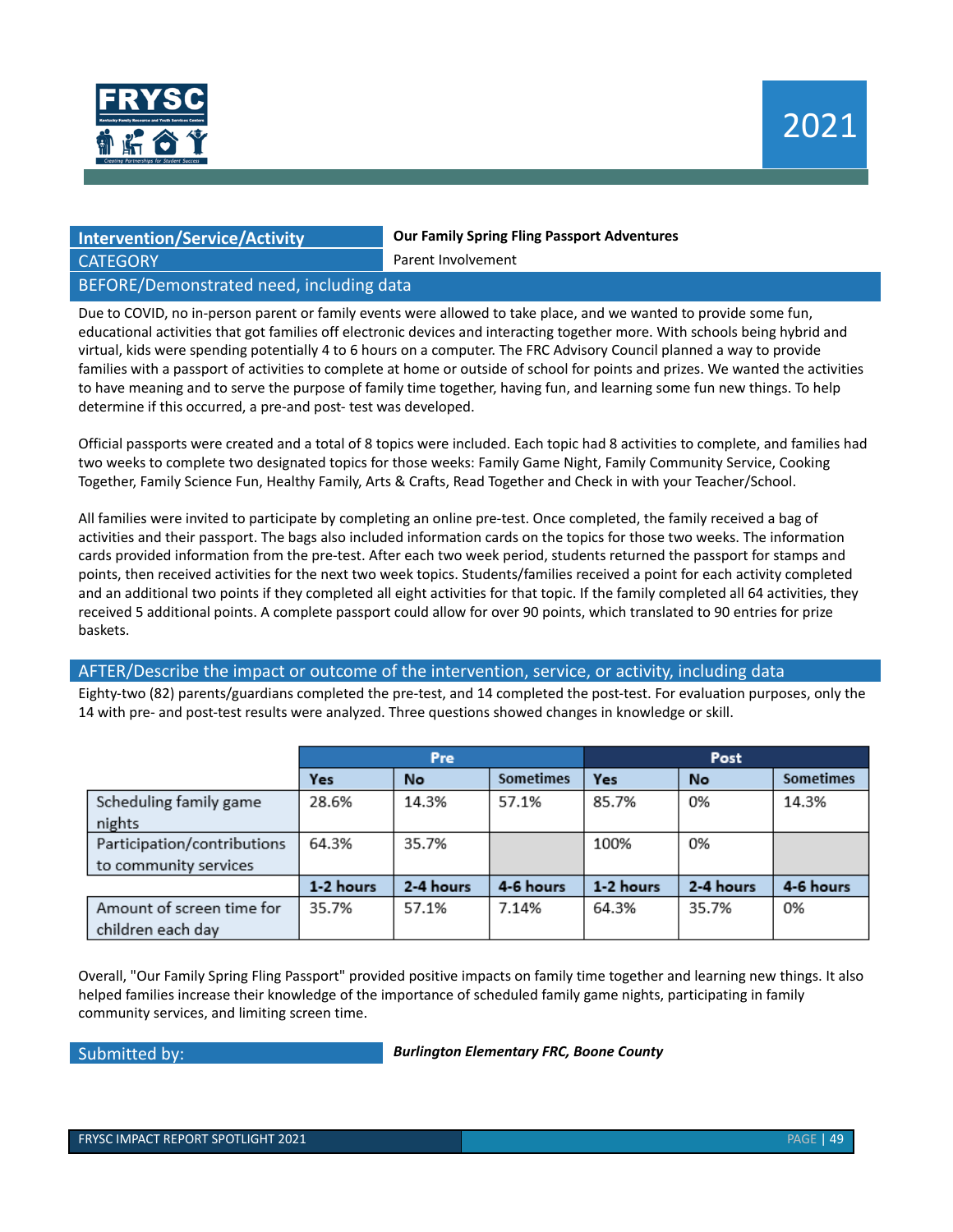| Intervention/Service/Activity | Our Family Spring Fling Passport Adventures |
|---|---|
| CATEGORY | Parent Involvement |

## BEFORE/Demonstrated need, including data

Due to COVID, no in-person parent or family events were allowed to take place, and we wanted to provide some fun, educational activities that got families off electronic devices and interacting together more. With schools being hybrid and virtual, kids were spending potentially 4 to 6 hours on a computer. The FRC Advisory Council planned a way to provide families with a passport of activities to complete at home or outside of school for points and prizes. We wanted the activities to have meaning and to serve the purpose of family time together, having fun, and learning some fun new things. To help determine if this occurred, a pre-and post- test was developed.

Official passports were created and a total of 8 topics were included. Each topic had 8 activities to complete, and families had two weeks to complete two designated topics for those weeks: Family Game Night, Family Community Service, Cooking Together, Family Science Fun, Healthy Family, Arts & Crafts, Read Together and Check in with your Teacher/School.

All families were invited to participate by completing an online pre-test. Once completed, the family received a bag of activities and their passport. The bags also included information cards on the topics for those two weeks. The information cards provided information from the pre-test. After each two week period, students returned the passport for stamps and points, then received activities for the next two week topics. Students/families received a point for each activity completed and an additional two points if they completed all eight activities for that topic. If the family completed all 64 activities, they received 5 additional points. A complete passport could allow for over 90 points, which translated to 90 entries for prize baskets.

## AFTER/Describe the impact or outcome of the intervention, service, or activity, including data

Eighty-two (82) parents/guardians completed the pre-test, and 14 completed the post-test. For evaluation purposes, only the 14 with pre- and post-test results were analyzed. Three questions showed changes in knowledge or skill.

| | Pre | | | Post | | |
|---|---|---|---|---|---|---|
| | Yes | No | Sometimes | Yes | No | Sometimes |
| Scheduling family game nights | 28.6% | 14.3% | 57.1% | 85.7% | 0% | 14.3% |
| Participation/contributions to community services | 64.3% | 35.7% | | 100% | 0% | |
| | 1-2 hours | 2-4 hours | 4-6 hours | 1-2 hours | 2-4 hours | 4-6 hours |
| Amount of screen time for children each day | 35.7% | 57.1% | 7.14% | 64.3% | 35.7% | 0% |

Overall, "Our Family Spring Fling Passport" provided positive impacts on family time together and learning new things. It also helped families increase their knowledge of the importance of scheduled family game nights, participating in family community services, and limiting screen time.

**Submitted by:** ***Burlington Elementary FRC, Boone County***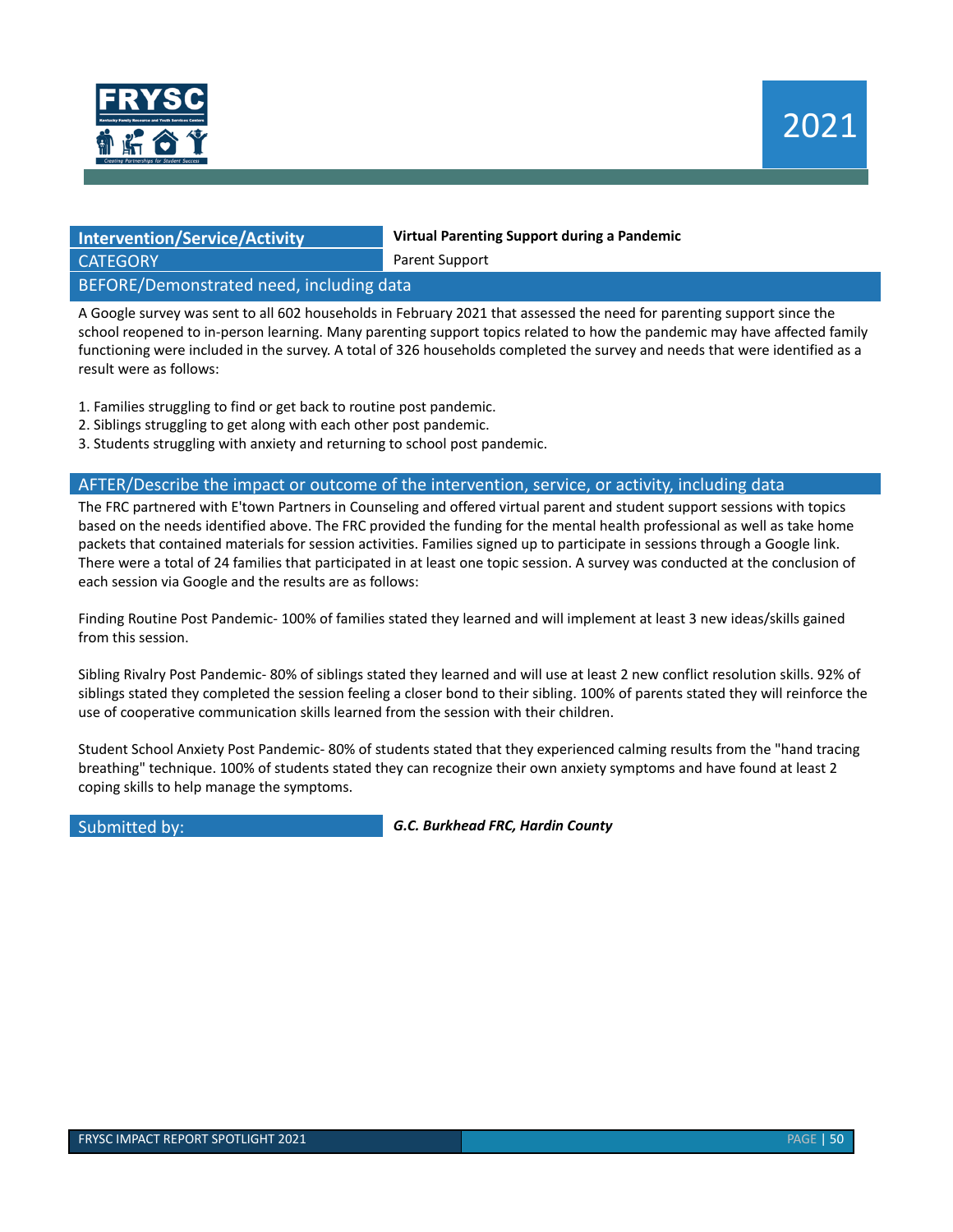| | |
|---|---|
| **Intervention/Service/Activity** | **Virtual Parenting Support during a Pandemic** |
| CATEGORY | Parent Support |

## BEFORE/Demonstrated need, including data

A Google survey was sent to all 602 households in February 2021 that assessed the need for parenting support since the school reopened to in-person learning. Many parenting support topics related to how the pandemic may have affected family functioning were included in the survey. A total of 326 households completed the survey and needs that were identified as a result were as follows:

1. Families struggling to find or get back to routine post pandemic.
2. Siblings struggling to get along with each other post pandemic.
3. Students struggling with anxiety and returning to school post pandemic.

## AFTER/Describe the impact or outcome of the intervention, service, or activity, including data

The FRC partnered with E'town Partners in Counseling and offered virtual parent and student support sessions with topics based on the needs identified above. The FRC provided the funding for the mental health professional as well as take home packets that contained materials for session activities. Families signed up to participate in sessions through a Google link. There were a total of 24 families that participated in at least one topic session. A survey was conducted at the conclusion of each session via Google and the results are as follows:

Finding Routine Post Pandemic- 100% of families stated they learned and will implement at least 3 new ideas/skills gained from this session.

Sibling Rivalry Post Pandemic- 80% of siblings stated they learned and will use at least 2 new conflict resolution skills. 92% of siblings stated they completed the session feeling a closer bond to their sibling. 100% of parents stated they will reinforce the use of cooperative communication skills learned from the session with their children.

Student School Anxiety Post Pandemic- 80% of students stated that they experienced calming results from the "hand tracing breathing" technique. 100% of students stated they can recognize their own anxiety symptoms and have found at least 2 coping skills to help manage the symptoms.

| | |
|---|---|
| Submitted by: | ***G.C. Burkhead FRC, Hardin County*** |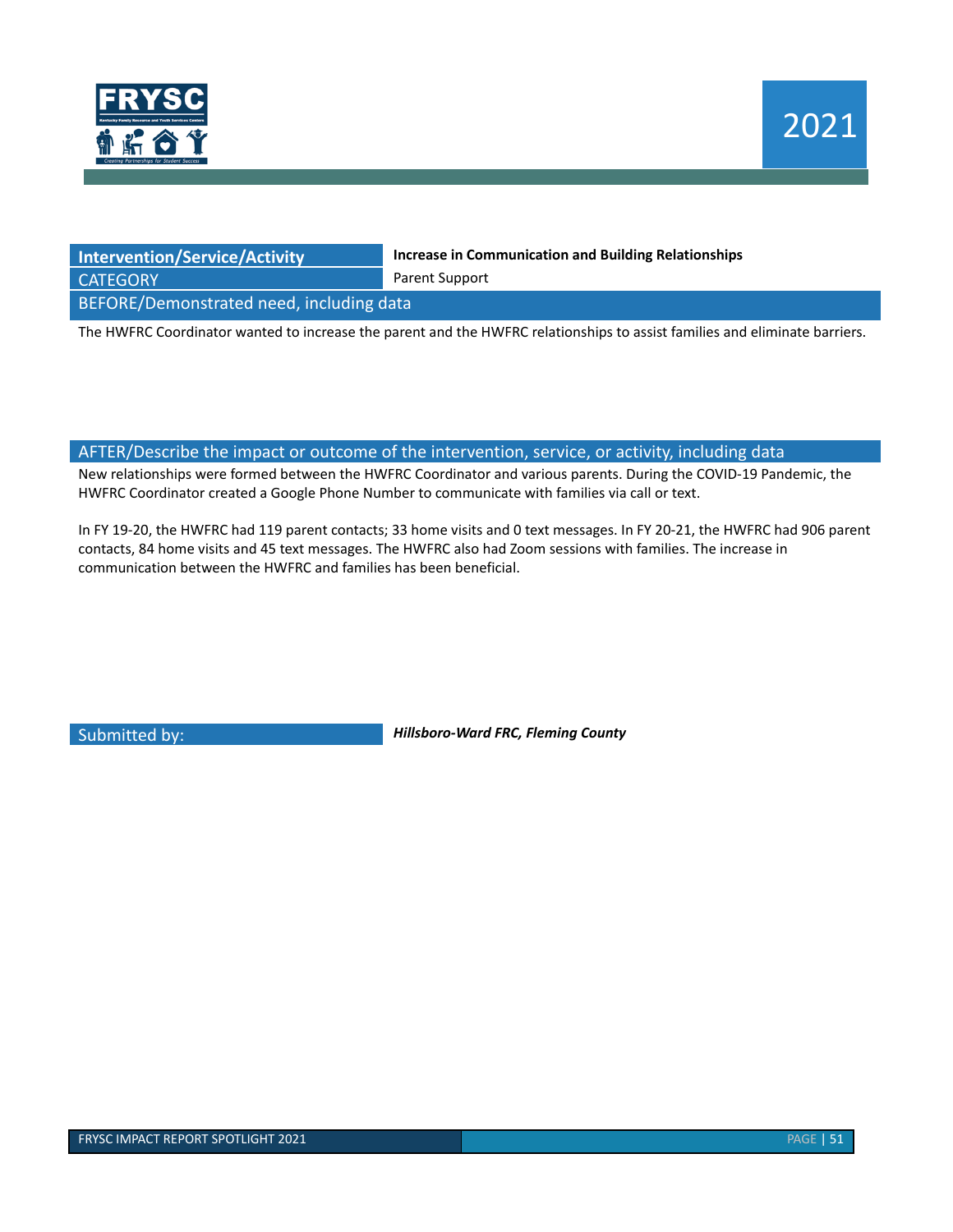| Intervention/Service/Activity | Increase in Communication and Building Relationships |
|---|---|
| CATEGORY | Parent Support |

## BEFORE/Demonstrated need, including data

The HWFRC Coordinator wanted to increase the parent and the HWFRC relationships to assist families and eliminate barriers.

## AFTER/Describe the impact or outcome of the intervention, service, or activity, including data

New relationships were formed between the HWFRC Coordinator and various parents. During the COVID-19 Pandemic, the HWFRC Coordinator created a Google Phone Number to communicate with families via call or text.

In FY 19-20, the HWFRC had 119 parent contacts; 33 home visits and 0 text messages. In FY 20-21, the HWFRC had 906 parent contacts, 84 home visits and 45 text messages. The HWFRC also had Zoom sessions with families. The increase in communication between the HWFRC and families has been beneficial.

| Submitted by: | ***Hillsboro-Ward FRC, Fleming County*** |
|---|---|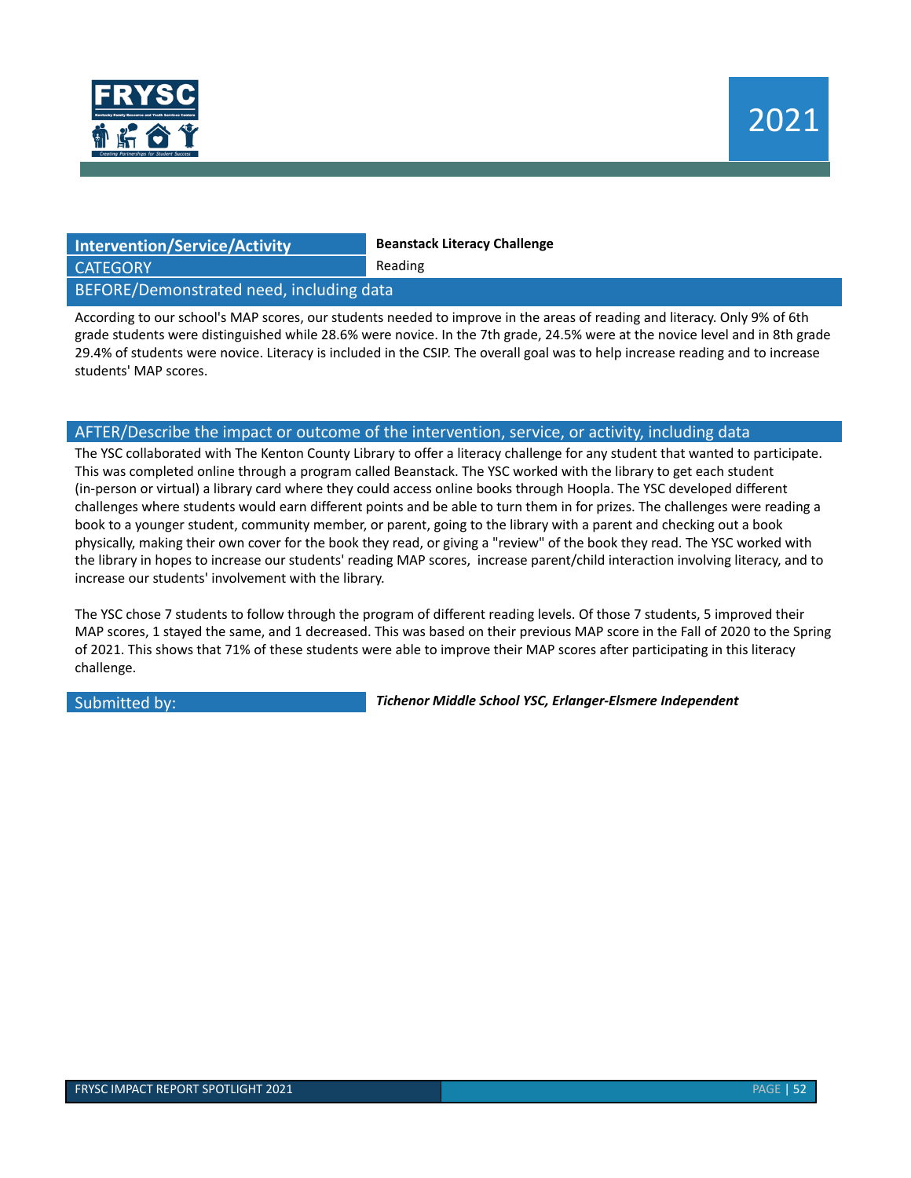| Intervention/Service/Activity | Beanstack Literacy Challenge |
| --- | --- |
| CATEGORY | Reading |

## BEFORE/Demonstrated need, including data

According to our school's MAP scores, our students needed to improve in the areas of reading and literacy. Only 9% of 6th grade students were distinguished while 28.6% were novice. In the 7th grade, 24.5% were at the novice level and in 8th grade 29.4% of students were novice. Literacy is included in the CSIP. The overall goal was to help increase reading and to increase students' MAP scores.

## AFTER/Describe the impact or outcome of the intervention, service, or activity, including data

The YSC collaborated with The Kenton County Library to offer a literacy challenge for any student that wanted to participate. This was completed online through a program called Beanstack. The YSC worked with the library to get each student (in-person or virtual) a library card where they could access online books through Hoopla. The YSC developed different challenges where students would earn different points and be able to turn them in for prizes. The challenges were reading a book to a younger student, community member, or parent, going to the library with a parent and checking out a book physically, making their own cover for the book they read, or giving a "review" of the book they read. The YSC worked with the library in hopes to increase our students' reading MAP scores, increase parent/child interaction involving literacy, and to increase our students' involvement with the library.

The YSC chose 7 students to follow through the program of different reading levels. Of those 7 students, 5 improved their MAP scores, 1 stayed the same, and 1 decreased. This was based on their previous MAP score in the Fall of 2020 to the Spring of 2021. This shows that 71% of these students were able to improve their MAP scores after participating in this literacy challenge.

**Submitted by:** ***Tichenor Middle School YSC, Erlanger-Elsmere Independent***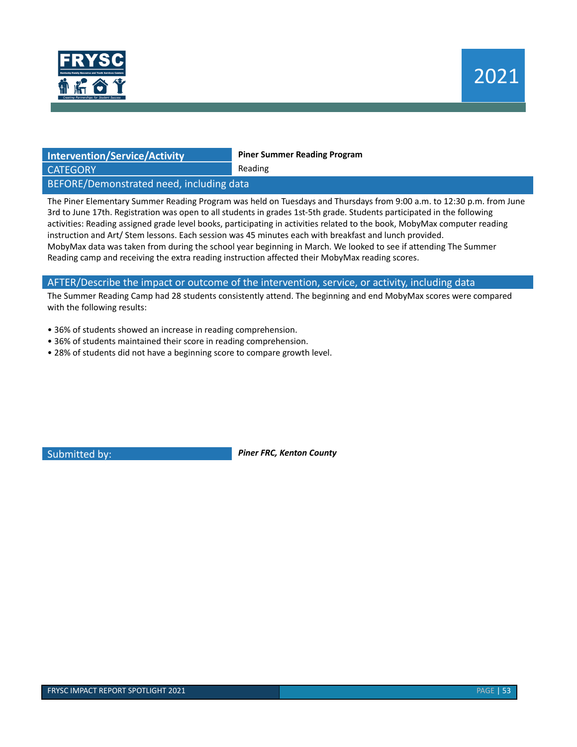2021

| | |
|---|---|
| **Intervention/Service/Activity** | **Piner Summer Reading Program** |
| CATEGORY | Reading |

## BEFORE/Demonstrated need, including data

The Piner Elementary Summer Reading Program was held on Tuesdays and Thursdays from 9:00 a.m. to 12:30 p.m. from June 3rd to June 17th. Registration was open to all students in grades 1st-5th grade. Students participated in the following activities: Reading assigned grade level books, participating in activities related to the book, MobyMax computer reading instruction and Art/ Stem lessons. Each session was 45 minutes each with breakfast and lunch provided.
MobyMax data was taken from during the school year beginning in March. We looked to see if attending The Summer Reading camp and receiving the extra reading instruction affected their MobyMax reading scores.

## AFTER/Describe the impact or outcome of the intervention, service, or activity, including data

The Summer Reading Camp had 28 students consistently attend. The beginning and end MobyMax scores were compared with the following results:

- 36% of students showed an increase in reading comprehension.
- 36% of students maintained their score in reading comprehension.
- 28% of students did not have a beginning score to compare growth level.

Submitted by: ***Piner FRC, Kenton County***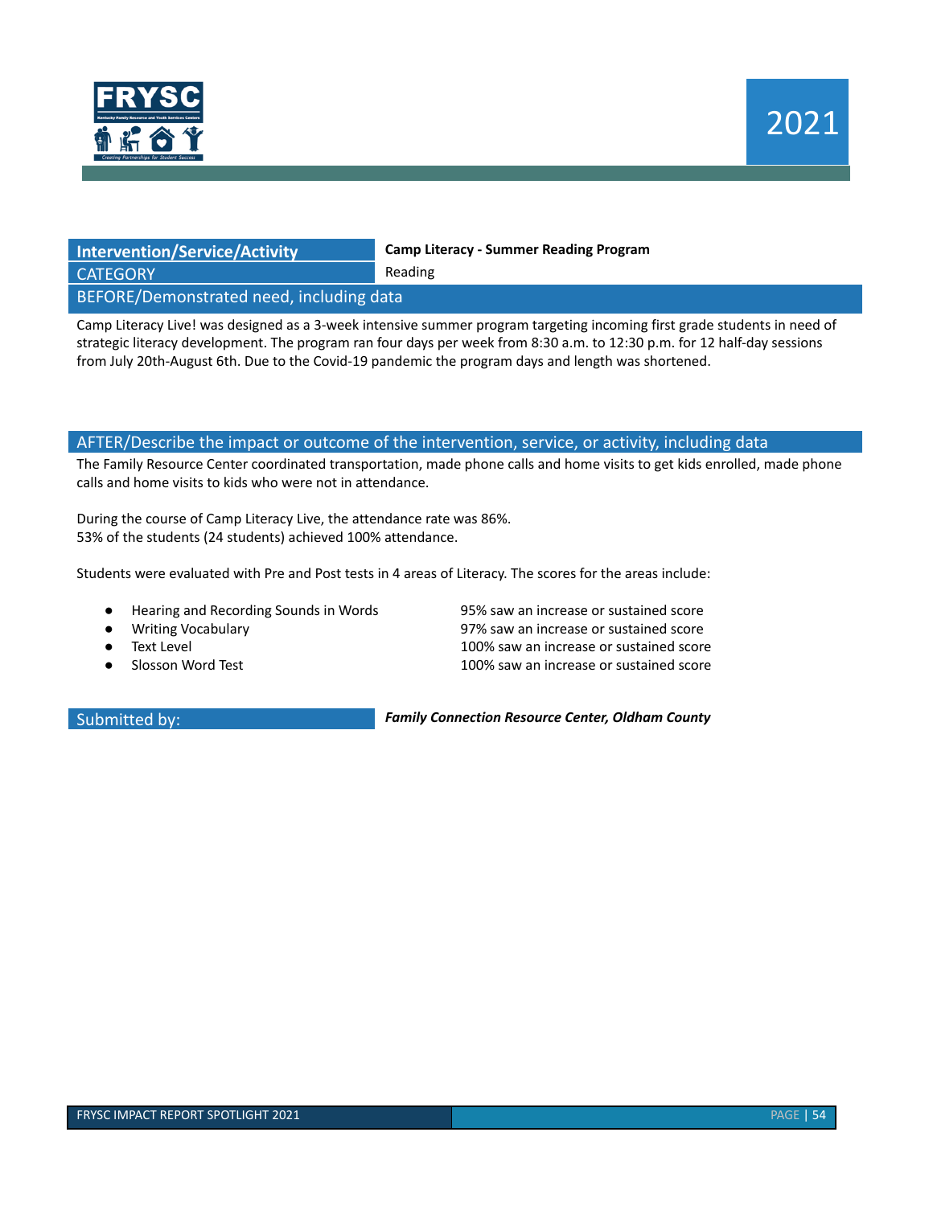| Intervention/Service/Activity | Camp Literacy - Summer Reading Program |
|---|---|
| CATEGORY | Reading |

## BEFORE/Demonstrated need, including data

Camp Literacy Live! was designed as a 3-week intensive summer program targeting incoming first grade students in need of strategic literacy development. The program ran four days per week from 8:30 a.m. to 12:30 p.m. for 12 half-day sessions from July 20th-August 6th. Due to the Covid-19 pandemic the program days and length was shortened.

## AFTER/Describe the impact or outcome of the intervention, service, or activity, including data

The Family Resource Center coordinated transportation, made phone calls and home visits to get kids enrolled, made phone calls and home visits to kids who were not in attendance.

During the course of Camp Literacy Live, the attendance rate was 86%.
53% of the students (24 students) achieved 100% attendance.

Students were evaluated with Pre and Post tests in 4 areas of Literacy. The scores for the areas include:

- Hearing and Recording Sounds in Words — 95% saw an increase or sustained score
- Writing Vocabulary — 97% saw an increase or sustained score
- Text Level — 100% saw an increase or sustained score
- Slosson Word Test — 100% saw an increase or sustained score

**Submitted by:** ***Family Connection Resource Center, Oldham County***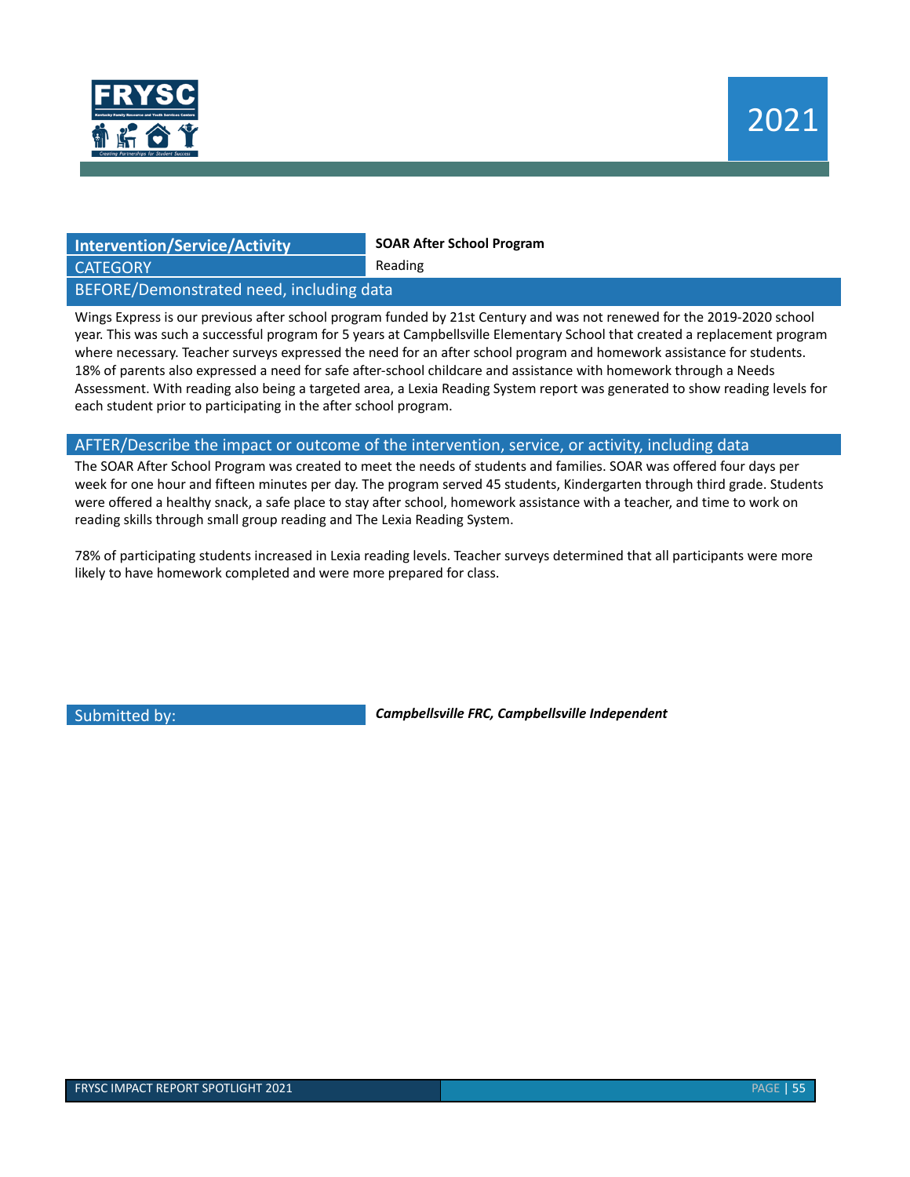2021

| Intervention/Service/Activity | SOAR After School Program |
| --- | --- |
| CATEGORY | Reading |

## BEFORE/Demonstrated need, including data

Wings Express is our previous after school program funded by 21st Century and was not renewed for the 2019-2020 school year. This was such a successful program for 5 years at Campbellsville Elementary School that created a replacement program where necessary. Teacher surveys expressed the need for an after school program and homework assistance for students. 18% of parents also expressed a need for safe after-school childcare and assistance with homework through a Needs Assessment. With reading also being a targeted area, a Lexia Reading System report was generated to show reading levels for each student prior to participating in the after school program.

## AFTER/Describe the impact or outcome of the intervention, service, or activity, including data

The SOAR After School Program was created to meet the needs of students and families. SOAR was offered four days per week for one hour and fifteen minutes per day. The program served 45 students, Kindergarten through third grade. Students were offered a healthy snack, a safe place to stay after school, homework assistance with a teacher, and time to work on reading skills through small group reading and The Lexia Reading System.

78% of participating students increased in Lexia reading levels. Teacher surveys determined that all participants were more likely to have homework completed and were more prepared for class.

Submitted by: ***Campbellsville FRC, Campbellsville Independent***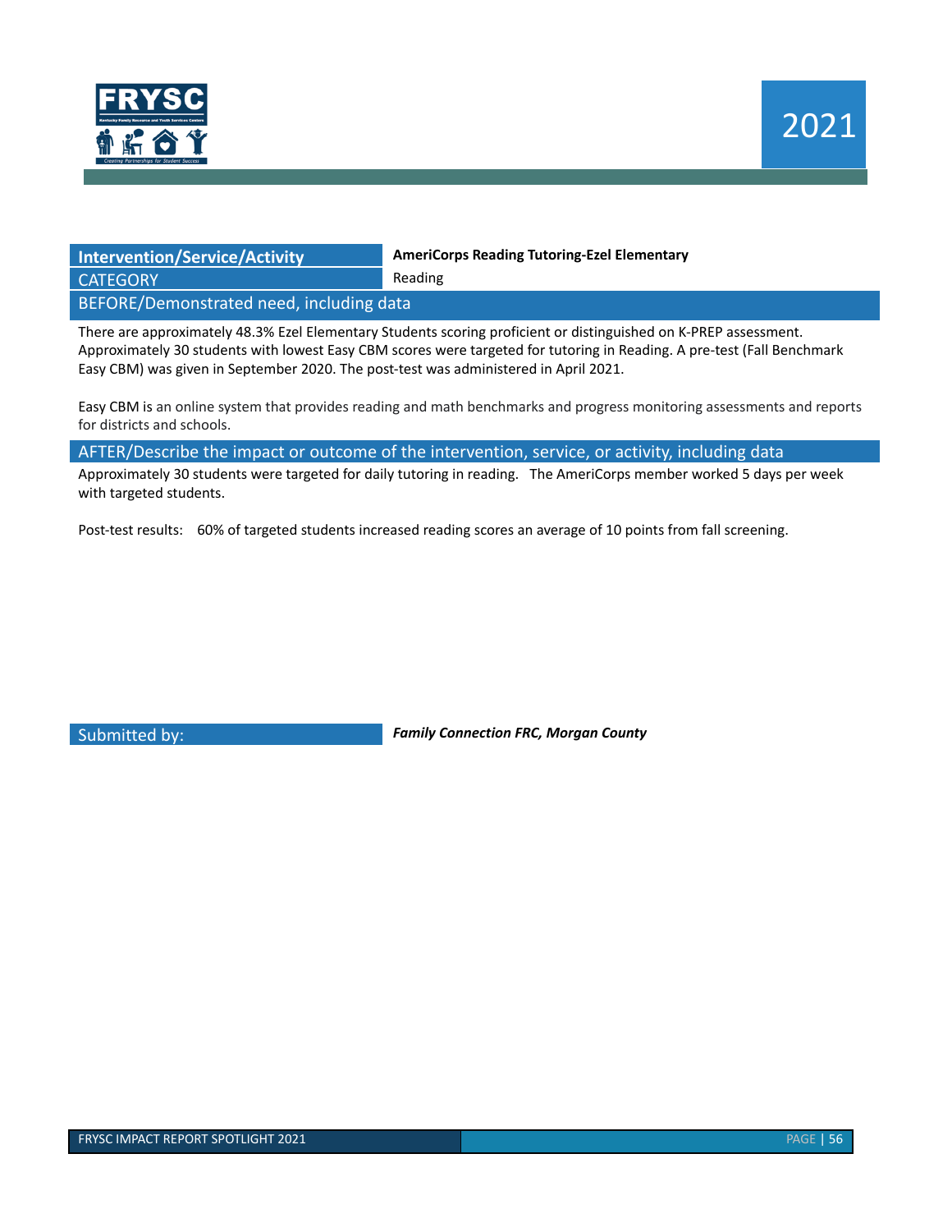| Intervention/Service/Activity | AmeriCorps Reading Tutoring-Ezel Elementary |
|---|---|
| CATEGORY | Reading |

## BEFORE/Demonstrated need, including data

There are approximately 48.3% Ezel Elementary Students scoring proficient or distinguished on K-PREP assessment. Approximately 30 students with lowest Easy CBM scores were targeted for tutoring in Reading. A pre-test (Fall Benchmark Easy CBM) was given in September 2020. The post-test was administered in April 2021.

Easy CBM is an online system that provides reading and math benchmarks and progress monitoring assessments and reports for districts and schools.

## AFTER/Describe the impact or outcome of the intervention, service, or activity, including data

Approximately 30 students were targeted for daily tutoring in reading. The AmeriCorps member worked 5 days per week with targeted students.

Post-test results: 60% of targeted students increased reading scores an average of 10 points from fall screening.

**Submitted by:** ***Family Connection FRC, Morgan County***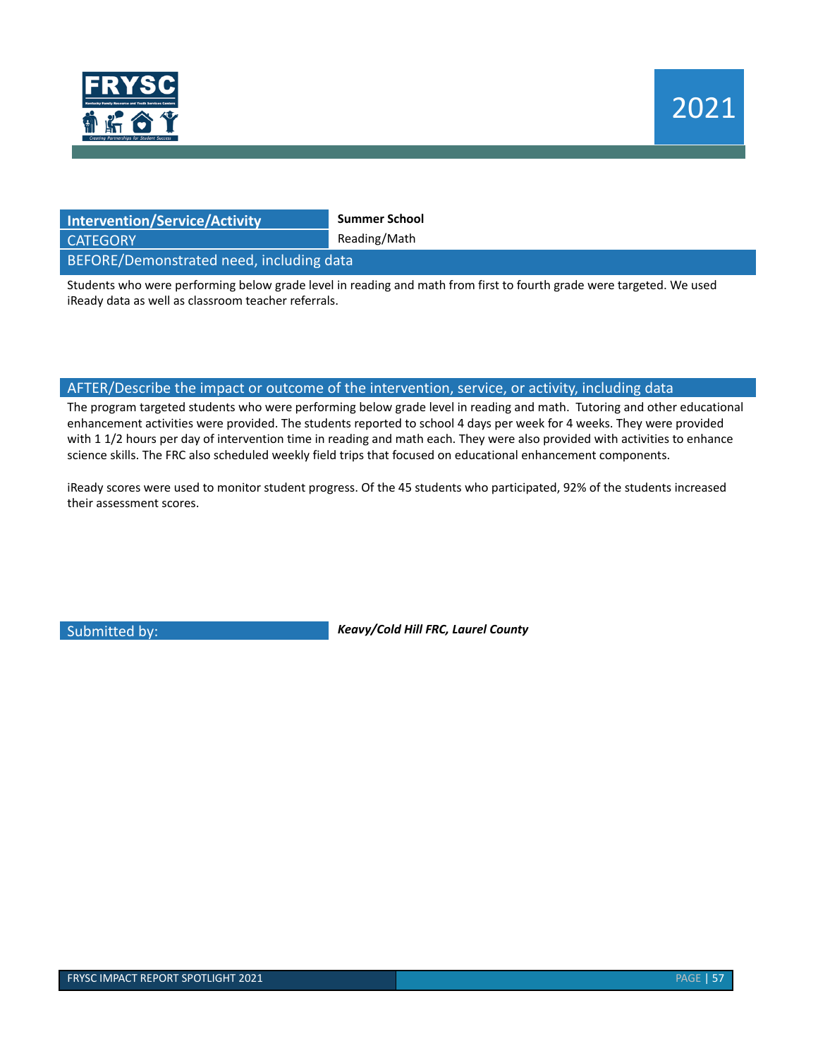| | |
|---|---|
| **Intervention/Service/Activity** | **Summer School** |
| CATEGORY | Reading/Math |

## BEFORE/Demonstrated need, including data

Students who were performing below grade level in reading and math from first to fourth grade were targeted. We used iReady data as well as classroom teacher referrals.

## AFTER/Describe the impact or outcome of the intervention, service, or activity, including data

The program targeted students who were performing below grade level in reading and math. Tutoring and other educational enhancement activities were provided. The students reported to school 4 days per week for 4 weeks. They were provided with 1 1/2 hours per day of intervention time in reading and math each. They were also provided with activities to enhance science skills. The FRC also scheduled weekly field trips that focused on educational enhancement components.

iReady scores were used to monitor student progress. Of the 45 students who participated, 92% of the students increased their assessment scores.

| | |
|---|---|
| Submitted by: | ***Keavy/Cold Hill FRC, Laurel County*** |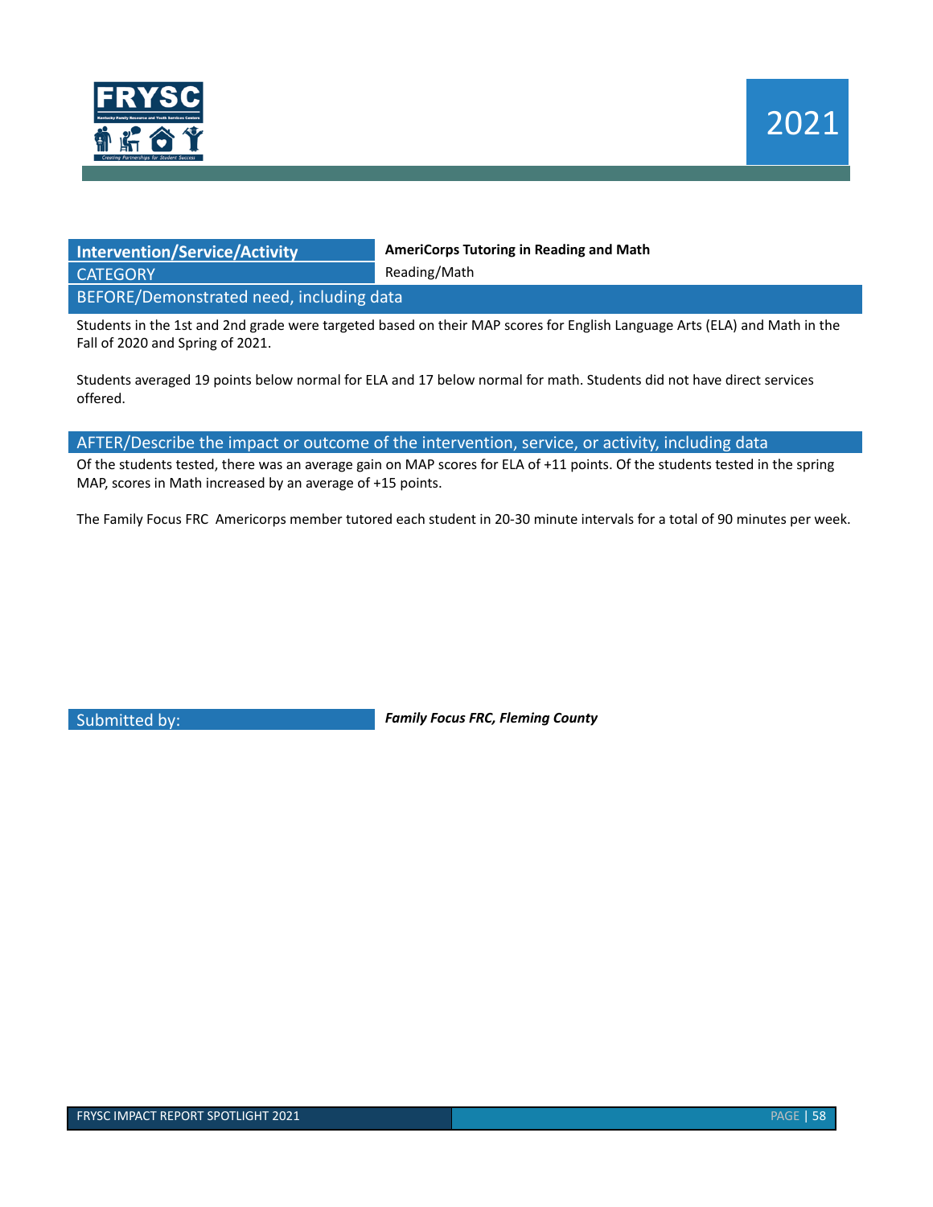| | |
|---|---|
| **Intervention/Service/Activity** | **AmeriCorps Tutoring in Reading and Math** |
| CATEGORY | Reading/Math |

## BEFORE/Demonstrated need, including data

Students in the 1st and 2nd grade were targeted based on their MAP scores for English Language Arts (ELA) and Math in the Fall of 2020 and Spring of 2021.

Students averaged 19 points below normal for ELA and 17 below normal for math. Students did not have direct services offered.

## AFTER/Describe the impact or outcome of the intervention, service, or activity, including data

Of the students tested, there was an average gain on MAP scores for ELA of +11 points. Of the students tested in the spring MAP, scores in Math increased by an average of +15 points.

The Family Focus FRC Americorps member tutored each student in 20-30 minute intervals for a total of 90 minutes per week.

| | |
|---|---|
| Submitted by: | ***Family Focus FRC, Fleming County*** |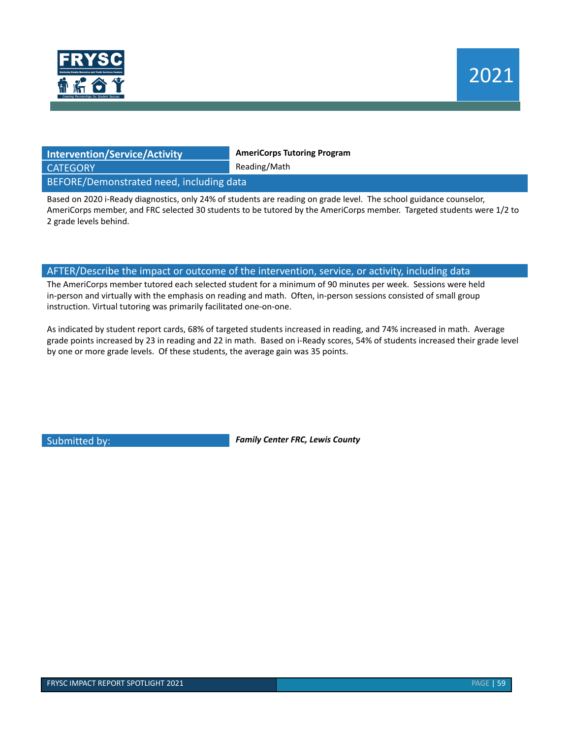2021

| | |
|---|---|
| **Intervention/Service/Activity** | **AmeriCorps Tutoring Program** |
| CATEGORY | Reading/Math |

## BEFORE/Demonstrated need, including data

Based on 2020 i-Ready diagnostics, only 24% of students are reading on grade level. The school guidance counselor, AmeriCorps member, and FRC selected 30 students to be tutored by the AmeriCorps member. Targeted students were 1/2 to 2 grade levels behind.

## AFTER/Describe the impact or outcome of the intervention, service, or activity, including data

The AmeriCorps member tutored each selected student for a minimum of 90 minutes per week. Sessions were held in-person and virtually with the emphasis on reading and math. Often, in-person sessions consisted of small group instruction. Virtual tutoring was primarily facilitated one-on-one.

As indicated by student report cards, 68% of targeted students increased in reading, and 74% increased in math. Average grade points increased by 23 in reading and 22 in math. Based on i-Ready scores, 54% of students increased their grade level by one or more grade levels. Of these students, the average gain was 35 points.

Submitted by: ***Family Center FRC, Lewis County***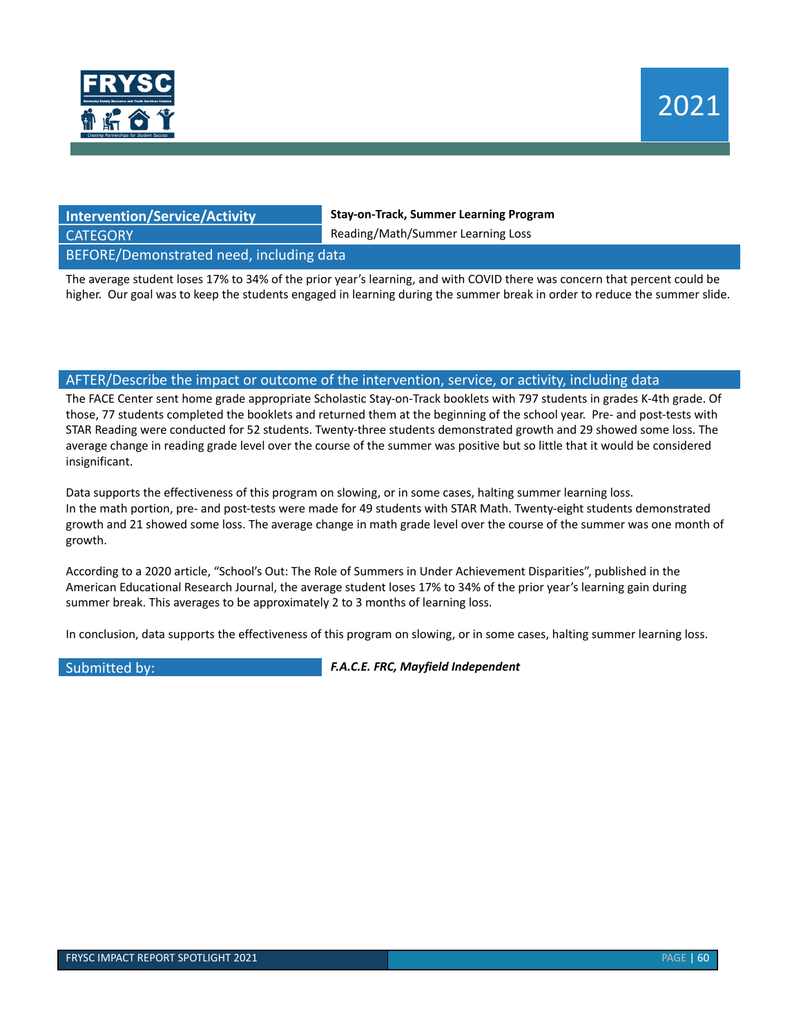| | |
|---|---|
| **Intervention/Service/Activity** | **Stay-on-Track, Summer Learning Program** |
| CATEGORY | Reading/Math/Summer Learning Loss |

## BEFORE/Demonstrated need, including data

The average student loses 17% to 34% of the prior year's learning, and with COVID there was concern that percent could be higher. Our goal was to keep the students engaged in learning during the summer break in order to reduce the summer slide.

## AFTER/Describe the impact or outcome of the intervention, service, or activity, including data

The FACE Center sent home grade appropriate Scholastic Stay-on-Track booklets with 797 students in grades K-4th grade. Of those, 77 students completed the booklets and returned them at the beginning of the school year. Pre- and post-tests with STAR Reading were conducted for 52 students. Twenty-three students demonstrated growth and 29 showed some loss. The average change in reading grade level over the course of the summer was positive but so little that it would be considered insignificant.

Data supports the effectiveness of this program on slowing, or in some cases, halting summer learning loss.
In the math portion, pre- and post-tests were made for 49 students with STAR Math. Twenty-eight students demonstrated growth and 21 showed some loss. The average change in math grade level over the course of the summer was one month of growth.

According to a 2020 article, "School's Out: The Role of Summers in Under Achievement Disparities", published in the American Educational Research Journal, the average student loses 17% to 34% of the prior year's learning gain during summer break. This averages to be approximately 2 to 3 months of learning loss.

In conclusion, data supports the effectiveness of this program on slowing, or in some cases, halting summer learning loss.

| | |
|---|---|
| Submitted by: | ***F.A.C.E. FRC, Mayfield Independent*** |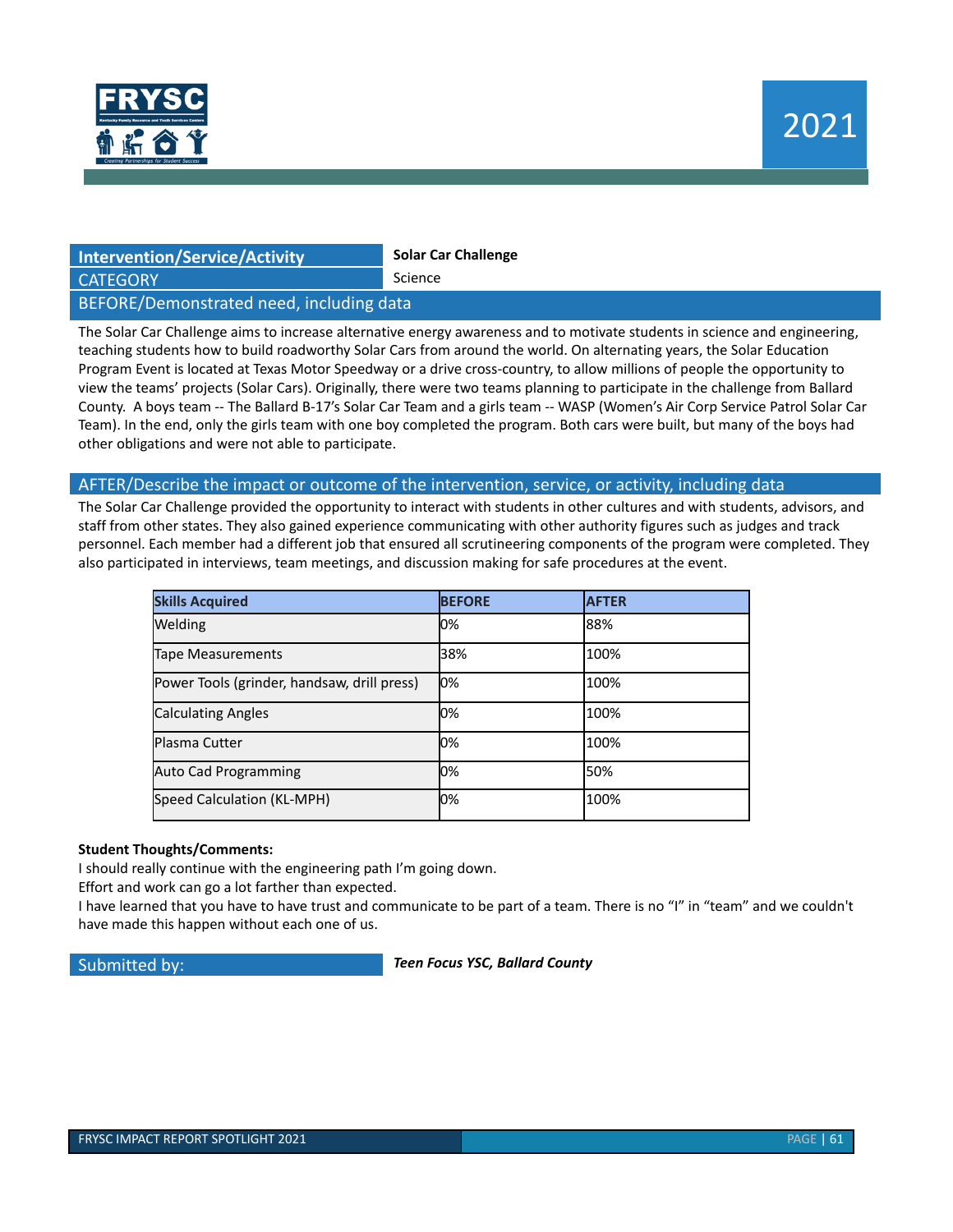| Intervention/Service/Activity | Solar Car Challenge |
|---|---|
| CATEGORY | Science |

## BEFORE/Demonstrated need, including data

The Solar Car Challenge aims to increase alternative energy awareness and to motivate students in science and engineering, teaching students how to build roadworthy Solar Cars from around the world. On alternating years, the Solar Education Program Event is located at Texas Motor Speedway or a drive cross-country, to allow millions of people the opportunity to view the teams' projects (Solar Cars). Originally, there were two teams planning to participate in the challenge from Ballard County. A boys team -- The Ballard B-17's Solar Car Team and a girls team -- WASP (Women's Air Corp Service Patrol Solar Car Team). In the end, only the girls team with one boy completed the program. Both cars were built, but many of the boys had other obligations and were not able to participate.

## AFTER/Describe the impact or outcome of the intervention, service, or activity, including data

The Solar Car Challenge provided the opportunity to interact with students in other cultures and with students, advisors, and staff from other states. They also gained experience communicating with other authority figures such as judges and track personnel. Each member had a different job that ensured all scrutineering components of the program were completed. They also participated in interviews, team meetings, and discussion making for safe procedures at the event.

| Skills Acquired | BEFORE | AFTER |
|---|---|---|
| Welding | 0% | 88% |
| Tape Measurements | 38% | 100% |
| Power Tools (grinder, handsaw, drill press) | 0% | 100% |
| Calculating Angles | 0% | 100% |
| Plasma Cutter | 0% | 100% |
| Auto Cad Programming | 0% | 50% |
| Speed Calculation (KL-MPH) | 0% | 100% |

**Student Thoughts/Comments:**

I should really continue with the engineering path I'm going down.

Effort and work can go a lot farther than expected.

I have learned that you have to have trust and communicate to be part of a team. There is no "I" in "team" and we couldn't have made this happen without each one of us.

Submitted by: ***Teen Focus YSC, Ballard County***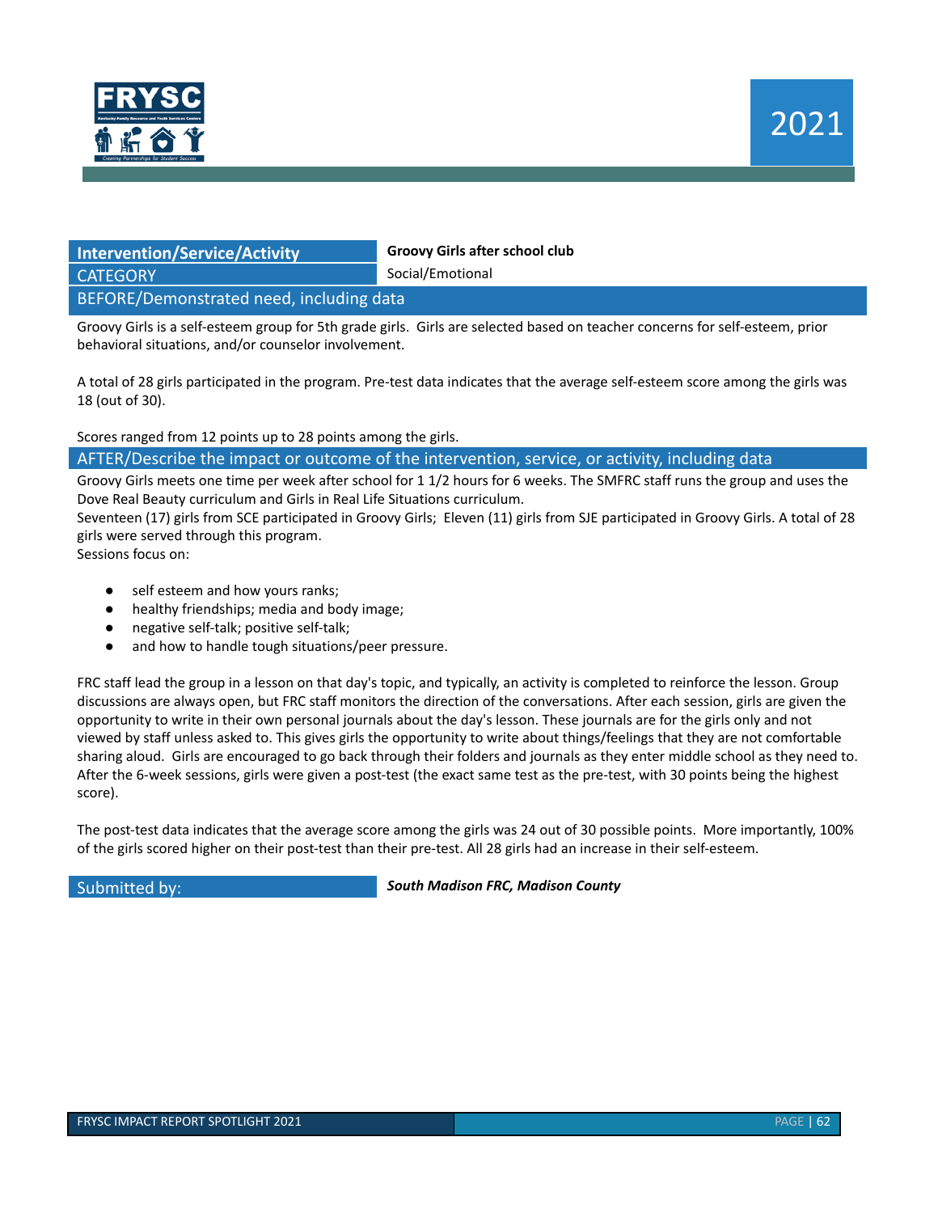| | |
|---|---|
| **Intervention/Service/Activity** | **Groovy Girls after school club** |
| CATEGORY | Social/Emotional |

## BEFORE/Demonstrated need, including data

Groovy Girls is a self-esteem group for 5th grade girls. Girls are selected based on teacher concerns for self-esteem, prior behavioral situations, and/or counselor involvement.

A total of 28 girls participated in the program. Pre-test data indicates that the average self-esteem score among the girls was 18 (out of 30).

Scores ranged from 12 points up to 28 points among the girls.

## AFTER/Describe the impact or outcome of the intervention, service, or activity, including data

Groovy Girls meets one time per week after school for 1 1/2 hours for 6 weeks. The SMFRC staff runs the group and uses the Dove Real Beauty curriculum and Girls in Real Life Situations curriculum.
Seventeen (17) girls from SCE participated in Groovy Girls; Eleven (11) girls from SJE participated in Groovy Girls. A total of 28 girls were served through this program.
Sessions focus on:

- self esteem and how yours ranks;
- healthy friendships; media and body image;
- negative self-talk; positive self-talk;
- and how to handle tough situations/peer pressure.

FRC staff lead the group in a lesson on that day's topic, and typically, an activity is completed to reinforce the lesson. Group discussions are always open, but FRC staff monitors the direction of the conversations. After each session, girls are given the opportunity to write in their own personal journals about the day's lesson. These journals are for the girls only and not viewed by staff unless asked to. This gives girls the opportunity to write about things/feelings that they are not comfortable sharing aloud. Girls are encouraged to go back through their folders and journals as they enter middle school as they need to. After the 6-week sessions, girls were given a post-test (the exact same test as the pre-test, with 30 points being the highest score).

The post-test data indicates that the average score among the girls was 24 out of 30 possible points. More importantly, 100% of the girls scored higher on their post-test than their pre-test. All 28 girls had an increase in their self-esteem.

Submitted by: ***South Madison FRC, Madison County***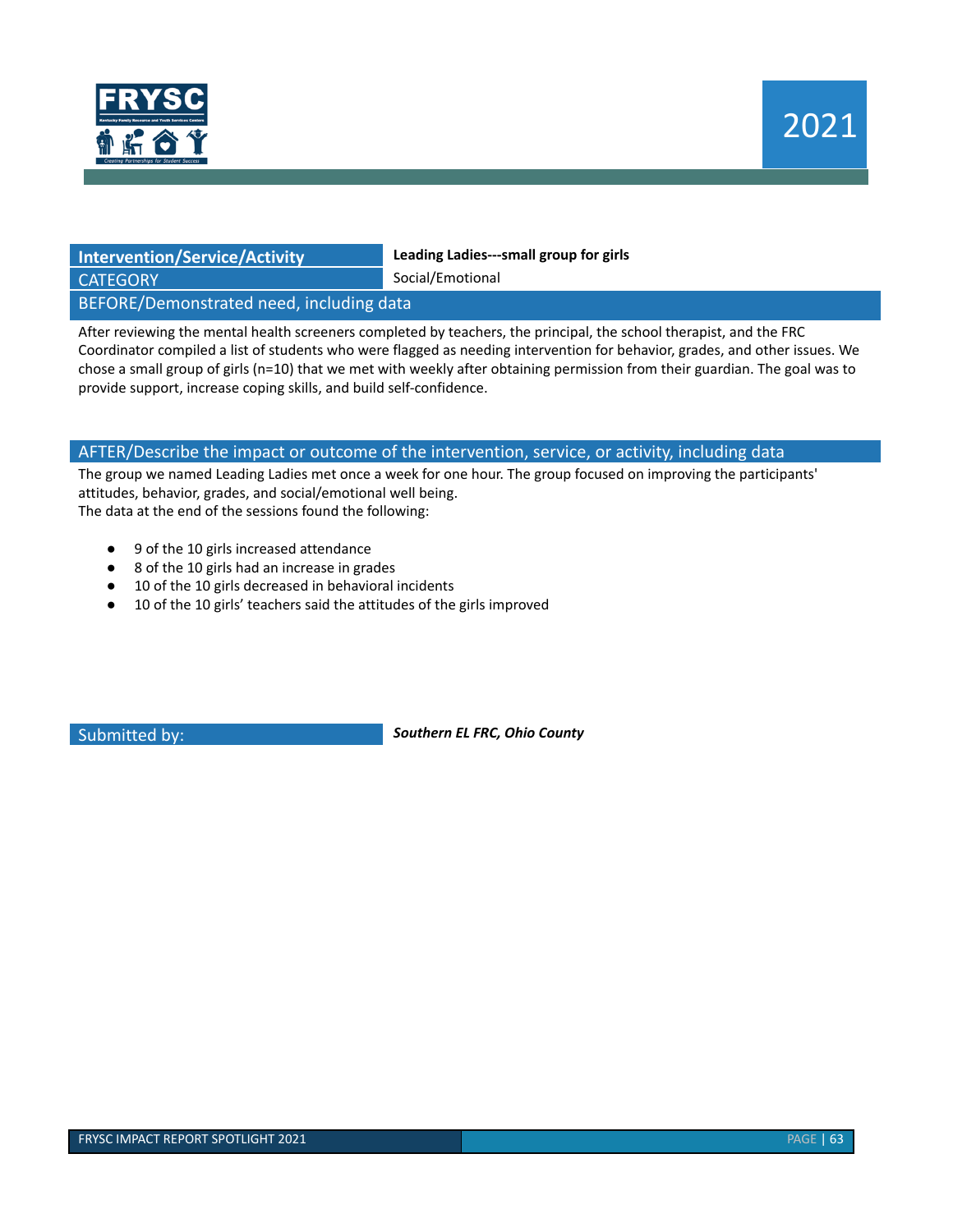| | |
|---|---|
| **Intervention/Service/Activity** | **Leading Ladies---small group for girls** |
| CATEGORY | Social/Emotional |

## BEFORE/Demonstrated need, including data

After reviewing the mental health screeners completed by teachers, the principal, the school therapist, and the FRC Coordinator compiled a list of students who were flagged as needing intervention for behavior, grades, and other issues. We chose a small group of girls (n=10) that we met with weekly after obtaining permission from their guardian. The goal was to provide support, increase coping skills, and build self-confidence.

## AFTER/Describe the impact or outcome of the intervention, service, or activity, including data

The group we named Leading Ladies met once a week for one hour. The group focused on improving the participants' attitudes, behavior, grades, and social/emotional well being.
The data at the end of the sessions found the following:

- 9 of the 10 girls increased attendance
- 8 of the 10 girls had an increase in grades
- 10 of the 10 girls decreased in behavioral incidents
- 10 of the 10 girls' teachers said the attitudes of the girls improved

Submitted by: ***Southern EL FRC, Ohio County***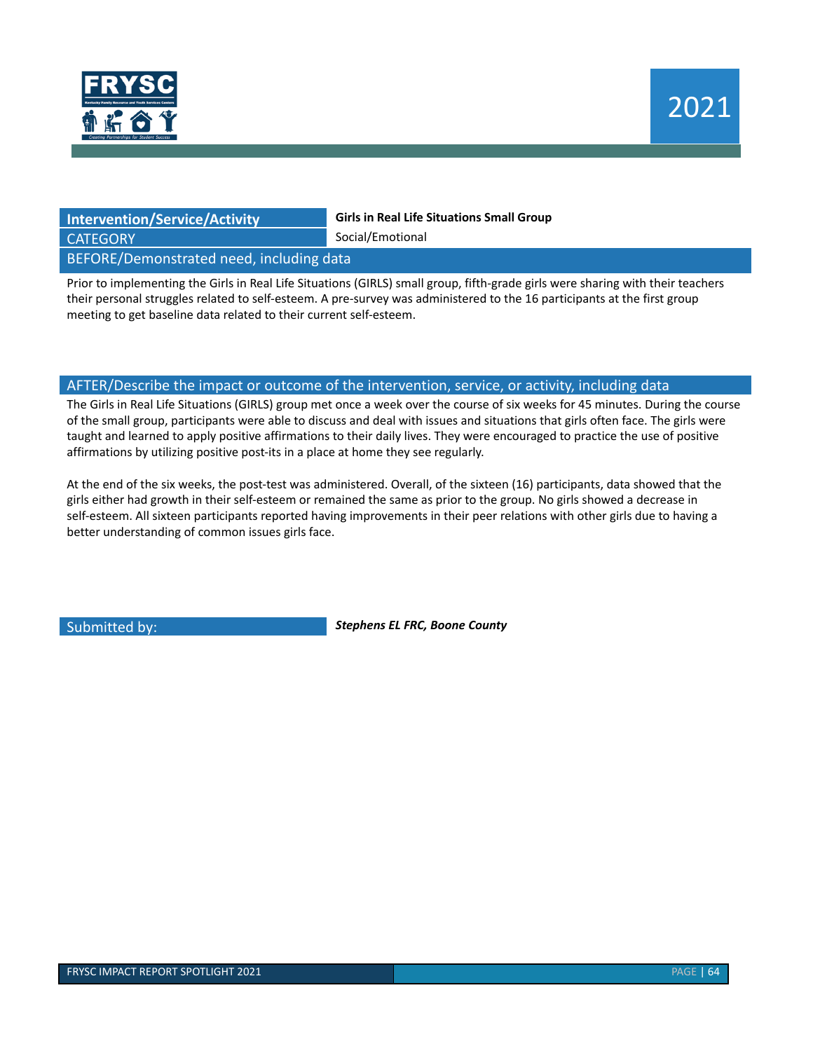| | |
|---|---|
| **Intervention/Service/Activity** | **Girls in Real Life Situations Small Group** |
| CATEGORY | Social/Emotional |

## BEFORE/Demonstrated need, including data

Prior to implementing the Girls in Real Life Situations (GIRLS) small group, fifth-grade girls were sharing with their teachers their personal struggles related to self-esteem. A pre-survey was administered to the 16 participants at the first group meeting to get baseline data related to their current self-esteem.

## AFTER/Describe the impact or outcome of the intervention, service, or activity, including data

The Girls in Real Life Situations (GIRLS) group met once a week over the course of six weeks for 45 minutes. During the course of the small group, participants were able to discuss and deal with issues and situations that girls often face. The girls were taught and learned to apply positive affirmations to their daily lives. They were encouraged to practice the use of positive affirmations by utilizing positive post-its in a place at home they see regularly.

At the end of the six weeks, the post-test was administered. Overall, of the sixteen (16) participants, data showed that the girls either had growth in their self-esteem or remained the same as prior to the group. No girls showed a decrease in self-esteem. All sixteen participants reported having improvements in their peer relations with other girls due to having a better understanding of common issues girls face.

| | |
|---|---|
| Submitted by: | ***Stephens EL FRC, Boone County*** |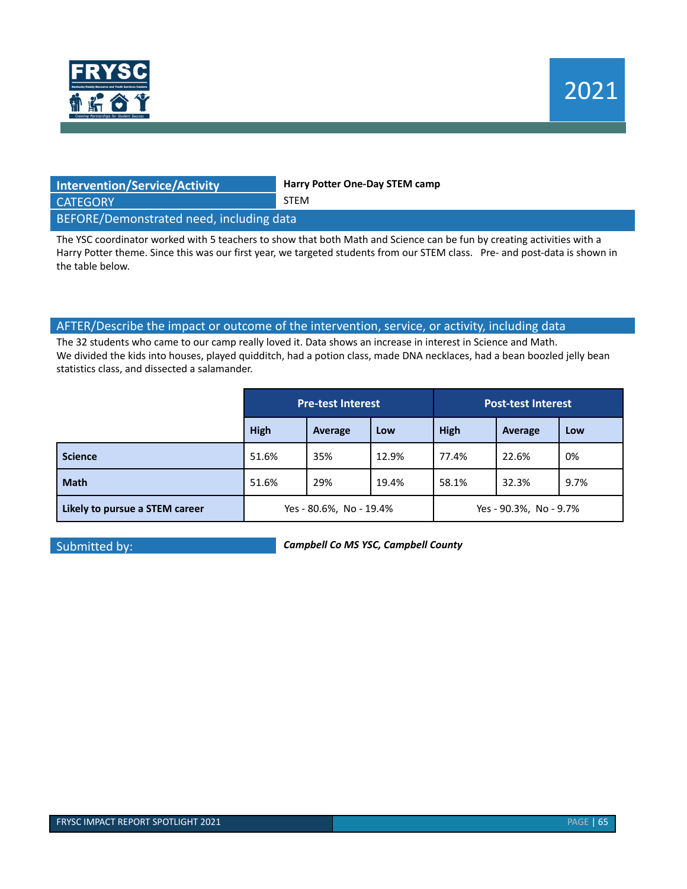| | |
|---|---|
| **Intervention/Service/Activity** | **Harry Potter One-Day STEM camp** |
| CATEGORY | STEM |

## BEFORE/Demonstrated need, including data

The YSC coordinator worked with 5 teachers to show that both Math and Science can be fun by creating activities with a Harry Potter theme. Since this was our first year, we targeted students from our STEM class. Pre- and post-data is shown in the table below.

## AFTER/Describe the impact or outcome of the intervention, service, or activity, including data

The 32 students who came to our camp really loved it. Data shows an increase in interest in Science and Math.
We divided the kids into houses, played quidditch, had a potion class, made DNA necklaces, had a bean boozled jelly bean statistics class, and dissected a salamander.

| | Pre-test Interest | | | Post-test Interest | | |
|---|---|---|---|---|---|---|
| | **High** | **Average** | **Low** | **High** | **Average** | **Low** |
| **Science** | 51.6% | 35% | 12.9% | 77.4% | 22.6% | 0% |
| **Math** | 51.6% | 29% | 19.4% | 58.1% | 32.3% | 9.7% |
| **Likely to pursue a STEM career** | Yes - 80.6%, No - 19.4% | | | Yes - 90.3%, No - 9.7% | | |

Submitted by: ***Campbell Co MS YSC, Campbell County***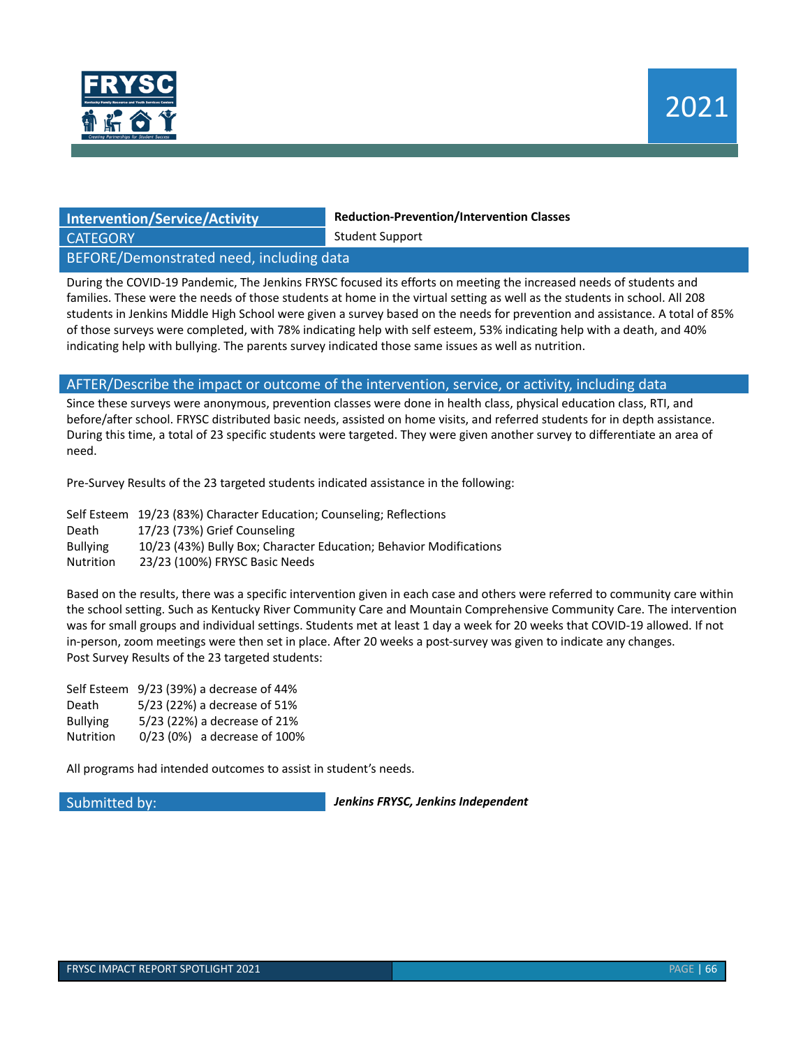| | |
|---|---|
| **Intervention/Service/Activity** | **Reduction-Prevention/Intervention Classes** |
| CATEGORY | Student Support |

## BEFORE/Demonstrated need, including data

During the COVID-19 Pandemic, The Jenkins FRYSC focused its efforts on meeting the increased needs of students and families. These were the needs of those students at home in the virtual setting as well as the students in school. All 208 students in Jenkins Middle High School were given a survey based on the needs for prevention and assistance. A total of 85% of those surveys were completed, with 78% indicating help with self esteem, 53% indicating help with a death, and 40% indicating help with bullying. The parents survey indicated those same issues as well as nutrition.

## AFTER/Describe the impact or outcome of the intervention, service, or activity, including data

Since these surveys were anonymous, prevention classes were done in health class, physical education class, RTI, and before/after school. FRYSC distributed basic needs, assisted on home visits, and referred students for in depth assistance. During this time, a total of 23 specific students were targeted. They were given another survey to differentiate an area of need.

Pre-Survey Results of the 23 targeted students indicated assistance in the following:

| | |
|---|---|
| Self Esteem | 19/23 (83%) Character Education; Counseling; Reflections |
| Death | 17/23 (73%) Grief Counseling |
| Bullying | 10/23 (43%) Bully Box; Character Education; Behavior Modifications |
| Nutrition | 23/23 (100%) FRYSC Basic Needs |

Based on the results, there was a specific intervention given in each case and others were referred to community care within the school setting. Such as Kentucky River Community Care and Mountain Comprehensive Community Care. The intervention was for small groups and individual settings. Students met at least 1 day a week for 20 weeks that COVID-19 allowed. If not in-person, zoom meetings were then set in place. After 20 weeks a post-survey was given to indicate any changes.
Post Survey Results of the 23 targeted students:

| | |
|---|---|
| Self Esteem | 9/23 (39%) a decrease of 44% |
| Death | 5/23 (22%) a decrease of 51% |
| Bullying | 5/23 (22%) a decrease of 21% |
| Nutrition | 0/23 (0%) a decrease of 100% |

All programs had intended outcomes to assist in student's needs.

**Submitted by:** ***Jenkins FRYSC, Jenkins Independent***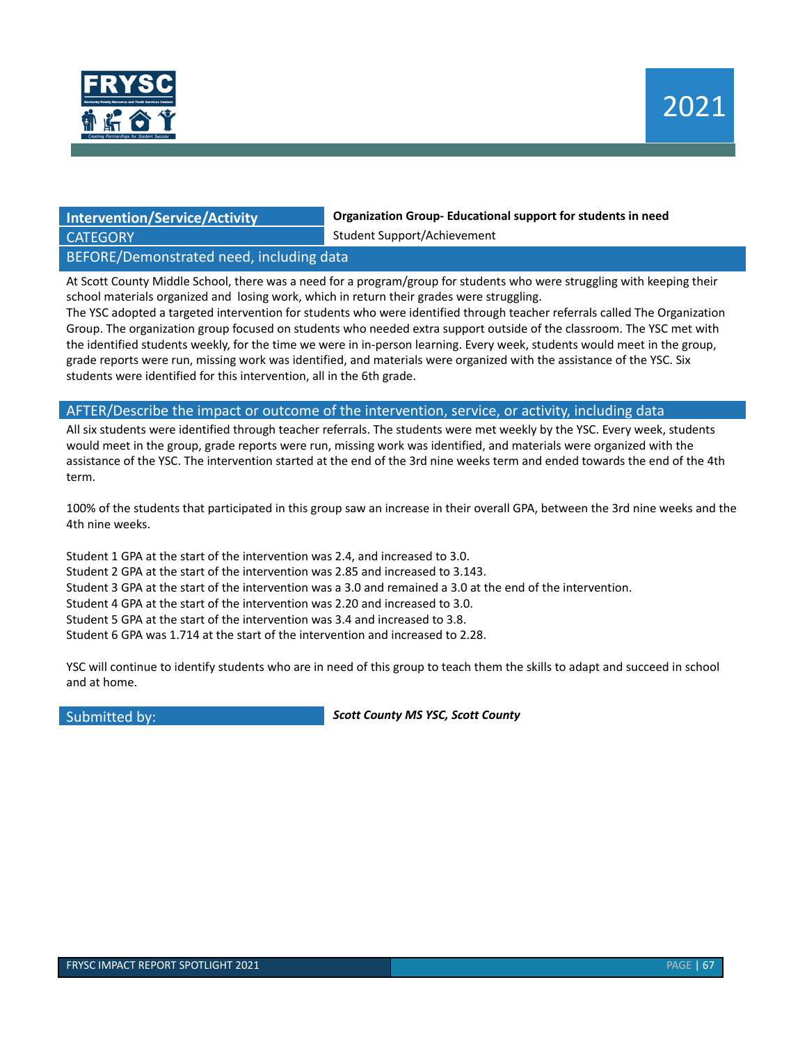| | |
|---|---|
| **Intervention/Service/Activity** | **Organization Group- Educational support for students in need** |
| CATEGORY | Student Support/Achievement |

## BEFORE/Demonstrated need, including data

At Scott County Middle School, there was a need for a program/group for students who were struggling with keeping their school materials organized and losing work, which in return their grades were struggling.
The YSC adopted a targeted intervention for students who were identified through teacher referrals called The Organization Group. The organization group focused on students who needed extra support outside of the classroom. The YSC met with the identified students weekly, for the time we were in in-person learning. Every week, students would meet in the group, grade reports were run, missing work was identified, and materials were organized with the assistance of the YSC. Six students were identified for this intervention, all in the 6th grade.

## AFTER/Describe the impact or outcome of the intervention, service, or activity, including data

All six students were identified through teacher referrals. The students were met weekly by the YSC. Every week, students would meet in the group, grade reports were run, missing work was identified, and materials were organized with the assistance of the YSC. The intervention started at the end of the 3rd nine weeks term and ended towards the end of the 4th term.

100% of the students that participated in this group saw an increase in their overall GPA, between the 3rd nine weeks and the 4th nine weeks.

Student 1 GPA at the start of the intervention was 2.4, and increased to 3.0.
Student 2 GPA at the start of the intervention was 2.85 and increased to 3.143.
Student 3 GPA at the start of the intervention was a 3.0 and remained a 3.0 at the end of the intervention.
Student 4 GPA at the start of the intervention was 2.20 and increased to 3.0.
Student 5 GPA at the start of the intervention was 3.4 and increased to 3.8.
Student 6 GPA was 1.714 at the start of the intervention and increased to 2.28.

YSC will continue to identify students who are in need of this group to teach them the skills to adapt and succeed in school and at home.

| | |
|---|---|
| Submitted by: | ***Scott County MS YSC, Scott County*** |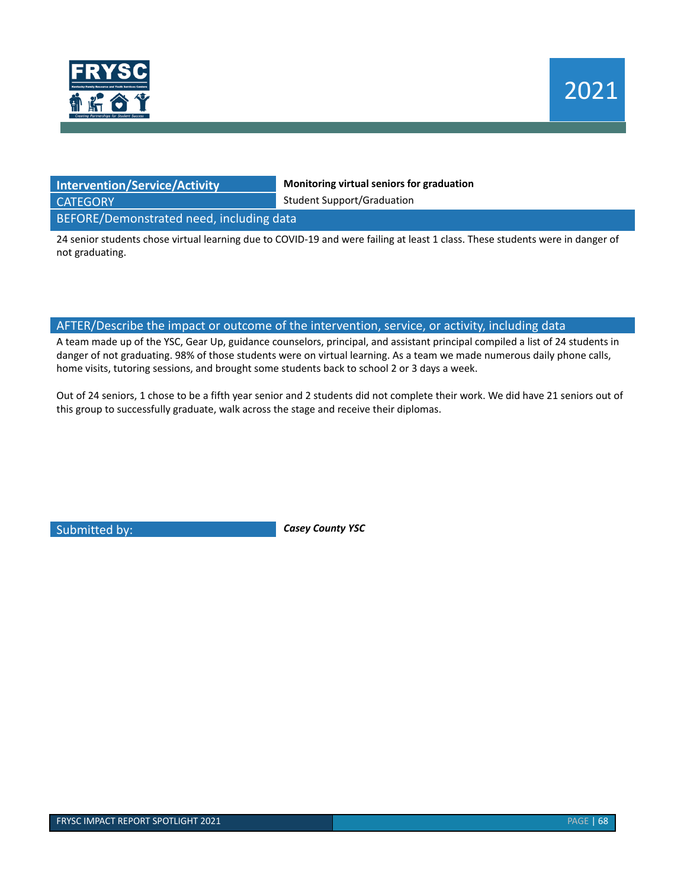| | |
|---|---|
| **Intervention/Service/Activity** | **Monitoring virtual seniors for graduation** |
| CATEGORY | Student Support/Graduation |

## BEFORE/Demonstrated need, including data

24 senior students chose virtual learning due to COVID-19 and were failing at least 1 class. These students were in danger of not graduating.

## AFTER/Describe the impact or outcome of the intervention, service, or activity, including data

A team made up of the YSC, Gear Up, guidance counselors, principal, and assistant principal compiled a list of 24 students in danger of not graduating. 98% of those students were on virtual learning. As a team we made numerous daily phone calls, home visits, tutoring sessions, and brought some students back to school 2 or 3 days a week.

Out of 24 seniors, 1 chose to be a fifth year senior and 2 students did not complete their work. We did have 21 seniors out of this group to successfully graduate, walk across the stage and receive their diplomas.

| | |
|---|---|
| Submitted by: | ***Casey County YSC*** |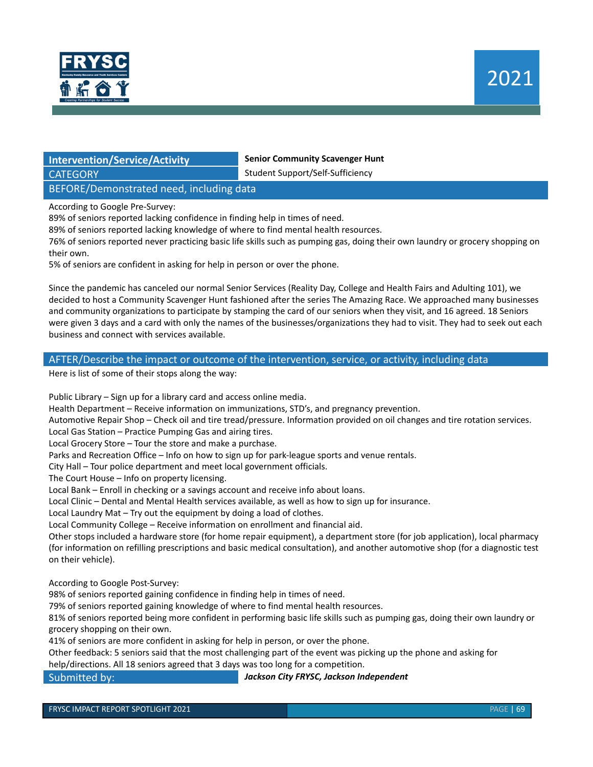| Intervention/Service/Activity | Senior Community Scavenger Hunt |
| --- | --- |
| CATEGORY | Student Support/Self-Sufficiency |

## BEFORE/Demonstrated need, including data

According to Google Pre-Survey:
89% of seniors reported lacking confidence in finding help in times of need.
89% of seniors reported lacking knowledge of where to find mental health resources.
76% of seniors reported never practicing basic life skills such as pumping gas, doing their own laundry or grocery shopping on their own.
5% of seniors are confident in asking for help in person or over the phone.

Since the pandemic has canceled our normal Senior Services (Reality Day, College and Health Fairs and Adulting 101), we decided to host a Community Scavenger Hunt fashioned after the series The Amazing Race. We approached many businesses and community organizations to participate by stamping the card of our seniors when they visit, and 16 agreed. 18 Seniors were given 3 days and a card with only the names of the businesses/organizations they had to visit. They had to seek out each business and connect with services available.

## AFTER/Describe the impact or outcome of the intervention, service, or activity, including data

Here is list of some of their stops along the way:

Public Library – Sign up for a library card and access online media.
Health Department – Receive information on immunizations, STD's, and pregnancy prevention.
Automotive Repair Shop – Check oil and tire tread/pressure. Information provided on oil changes and tire rotation services.
Local Gas Station – Practice Pumping Gas and airing tires.
Local Grocery Store – Tour the store and make a purchase.
Parks and Recreation Office – Info on how to sign up for park-league sports and venue rentals.
City Hall – Tour police department and meet local government officials.
The Court House – Info on property licensing.
Local Bank – Enroll in checking or a savings account and receive info about loans.
Local Clinic – Dental and Mental Health services available, as well as how to sign up for insurance.
Local Laundry Mat – Try out the equipment by doing a load of clothes.
Local Community College – Receive information on enrollment and financial aid.
Other stops included a hardware store (for home repair equipment), a department store (for job application), local pharmacy (for information on refilling prescriptions and basic medical consultation), and another automotive shop (for a diagnostic test on their vehicle).

According to Google Post-Survey:
98% of seniors reported gaining confidence in finding help in times of need.
79% of seniors reported gaining knowledge of where to find mental health resources.
81% of seniors reported being more confident in performing basic life skills such as pumping gas, doing their own laundry or grocery shopping on their own.
41% of seniors are more confident in asking for help in person, or over the phone.
Other feedback: 5 seniors said that the most challenging part of the event was picking up the phone and asking for help/directions. All 18 seniors agreed that 3 days was too long for a competition.

| Submitted by: | ***Jackson City FRYSC, Jackson Independent*** |
| --- | --- |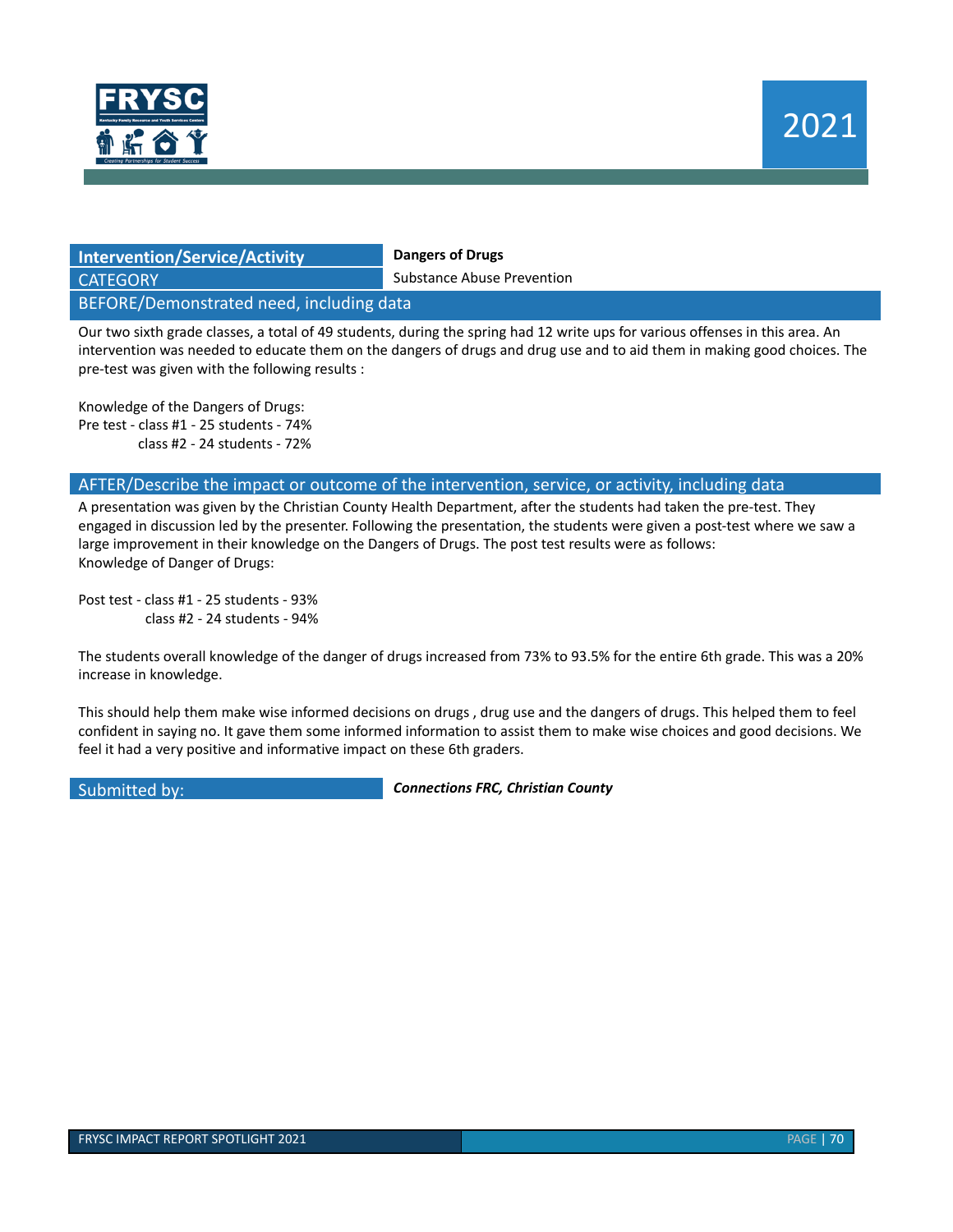| Intervention/Service/Activity | **Dangers of Drugs** |
|---|---|
| CATEGORY | Substance Abuse Prevention |

## BEFORE/Demonstrated need, including data

Our two sixth grade classes, a total of 49 students, during the spring had 12 write ups for various offenses in this area. An intervention was needed to educate them on the dangers of drugs and drug use and to aid them in making good choices. The pre-test was given with the following results :

Knowledge of the Dangers of Drugs:
Pre test - class #1 - 25 students - 74%
class #2 - 24 students - 72%

## AFTER/Describe the impact or outcome of the intervention, service, or activity, including data

A presentation was given by the Christian County Health Department, after the students had taken the pre-test. They engaged in discussion led by the presenter. Following the presentation, the students were given a post-test where we saw a large improvement in their knowledge on the Dangers of Drugs. The post test results were as follows:
Knowledge of Danger of Drugs:

Post test - class #1 - 25 students - 93%
class #2 - 24 students - 94%

The students overall knowledge of the danger of drugs increased from 73% to 93.5% for the entire 6th grade. This was a 20% increase in knowledge.

This should help them make wise informed decisions on drugs , drug use and the dangers of drugs. This helped them to feel confident in saying no. It gave them some informed information to assist them to make wise choices and good decisions. We feel it had a very positive and informative impact on these 6th graders.

**Submitted by:** ***Connections FRC, Christian County***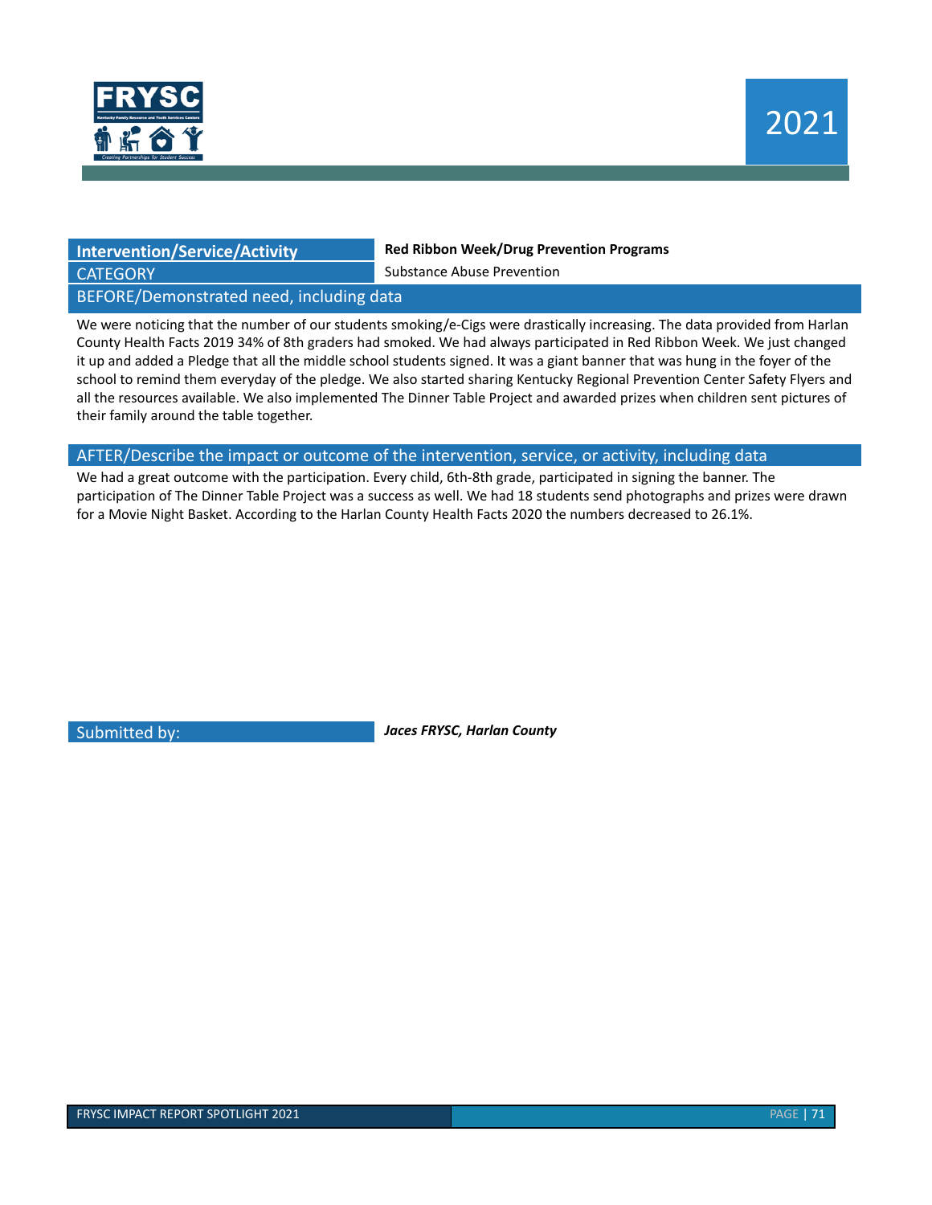2021

| | |
|---|---|
| **Intervention/Service/Activity** | **Red Ribbon Week/Drug Prevention Programs** |
| CATEGORY | Substance Abuse Prevention |

## BEFORE/Demonstrated need, including data

We were noticing that the number of our students smoking/e-Cigs were drastically increasing. The data provided from Harlan County Health Facts 2019 34% of 8th graders had smoked. We had always participated in Red Ribbon Week. We just changed it up and added a Pledge that all the middle school students signed. It was a giant banner that was hung in the foyer of the school to remind them everyday of the pledge. We also started sharing Kentucky Regional Prevention Center Safety Flyers and all the resources available. We also implemented The Dinner Table Project and awarded prizes when children sent pictures of their family around the table together.

## AFTER/Describe the impact or outcome of the intervention, service, or activity, including data

We had a great outcome with the participation. Every child, 6th-8th grade, participated in signing the banner. The participation of The Dinner Table Project was a success as well. We had 18 students send photographs and prizes were drawn for a Movie Night Basket. According to the Harlan County Health Facts 2020 the numbers decreased to 26.1%.

Submitted by: ***Jaces FRYSC, Harlan County***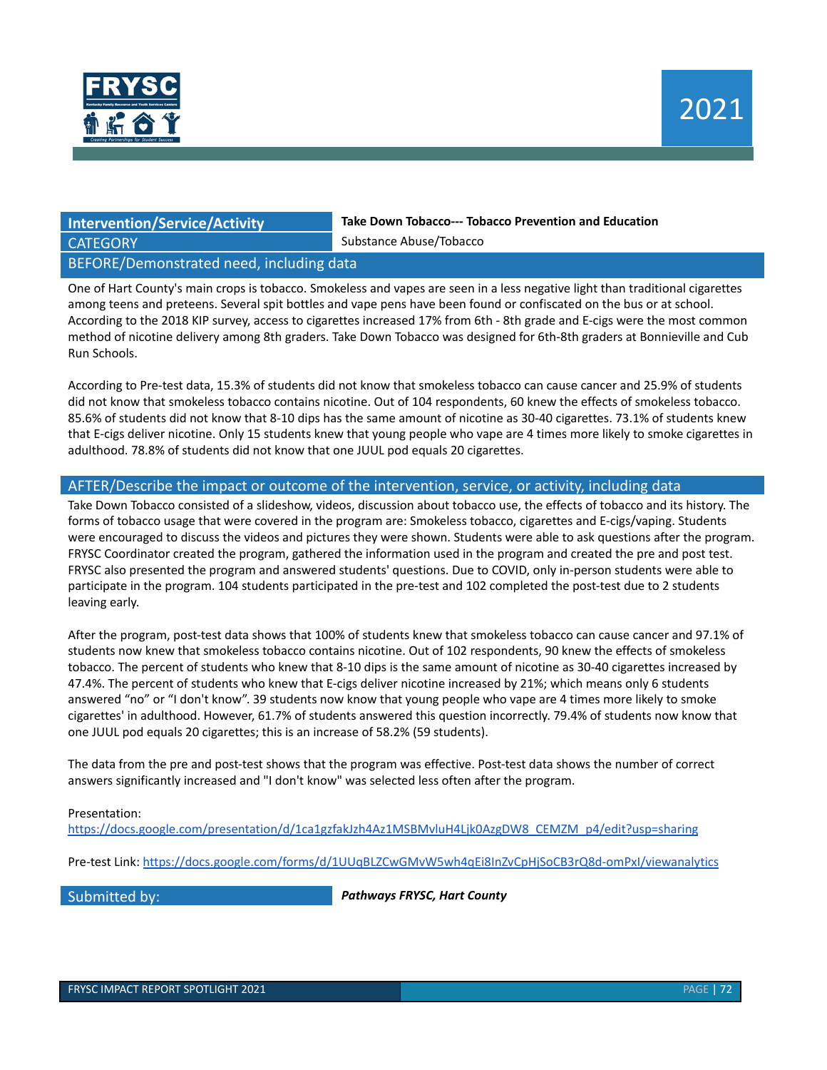| Intervention/Service/Activity | Take Down Tobacco--- Tobacco Prevention and Education |
| --- | --- |
| CATEGORY | Substance Abuse/Tobacco |

## BEFORE/Demonstrated need, including data

One of Hart County's main crops is tobacco. Smokeless and vapes are seen in a less negative light than traditional cigarettes among teens and preteens. Several spit bottles and vape pens have been found or confiscated on the bus or at school. According to the 2018 KIP survey, access to cigarettes increased 17% from 6th - 8th grade and E-cigs were the most common method of nicotine delivery among 8th graders. Take Down Tobacco was designed for 6th-8th graders at Bonnieville and Cub Run Schools.

According to Pre-test data, 15.3% of students did not know that smokeless tobacco can cause cancer and 25.9% of students did not know that smokeless tobacco contains nicotine. Out of 104 respondents, 60 knew the effects of smokeless tobacco. 85.6% of students did not know that 8-10 dips has the same amount of nicotine as 30-40 cigarettes. 73.1% of students knew that E-cigs deliver nicotine. Only 15 students knew that young people who vape are 4 times more likely to smoke cigarettes in adulthood. 78.8% of students did not know that one JUUL pod equals 20 cigarettes.

## AFTER/Describe the impact or outcome of the intervention, service, or activity, including data

Take Down Tobacco consisted of a slideshow, videos, discussion about tobacco use, the effects of tobacco and its history. The forms of tobacco usage that were covered in the program are: Smokeless tobacco, cigarettes and E-cigs/vaping. Students were encouraged to discuss the videos and pictures they were shown. Students were able to ask questions after the program. FRYSC Coordinator created the program, gathered the information used in the program and created the pre and post test. FRYSC also presented the program and answered students' questions. Due to COVID, only in-person students were able to participate in the program. 104 students participated in the pre-test and 102 completed the post-test due to 2 students leaving early.

After the program, post-test data shows that 100% of students knew that smokeless tobacco can cause cancer and 97.1% of students now knew that smokeless tobacco contains nicotine. Out of 102 respondents, 90 knew the effects of smokeless tobacco. The percent of students who knew that 8-10 dips is the same amount of nicotine as 30-40 cigarettes increased by 47.4%. The percent of students who knew that E-cigs deliver nicotine increased by 21%; which means only 6 students answered "no" or "I don't know". 39 students now know that young people who vape are 4 times more likely to smoke cigarettes' in adulthood. However, 61.7% of students answered this question incorrectly. 79.4% of students now know that one JUUL pod equals 20 cigarettes; this is an increase of 58.2% (59 students).

The data from the pre and post-test shows that the program was effective. Post-test data shows the number of correct answers significantly increased and "I don't know" was selected less often after the program.

Presentation:
https://docs.google.com/presentation/d/1ca1gzfakJzh4Az1MSBMvluH4Ljk0AzgDW8_CEMZM_p4/edit?usp=sharing

Pre-test Link: https://docs.google.com/forms/d/1UUqBLZCwGMvW5wh4qEi8InZvCpHjSoCB3rQ8d-omPxI/viewanalytics

| Submitted by: | ***Pathways FRYSC, Hart County*** |
| --- | --- |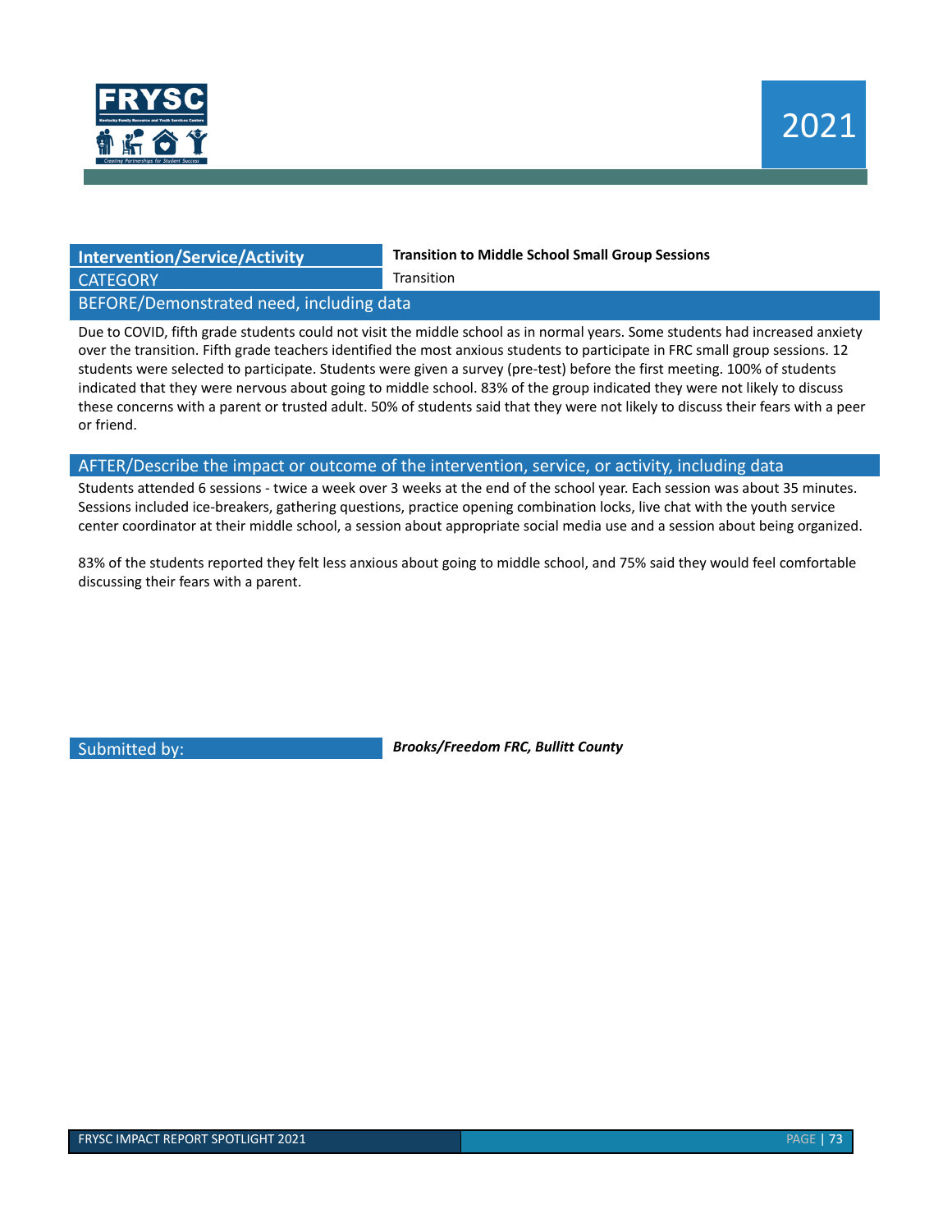| Intervention/Service/Activity | Transition to Middle School Small Group Sessions |
|---|---|
| CATEGORY | Transition |

## BEFORE/Demonstrated need, including data

Due to COVID, fifth grade students could not visit the middle school as in normal years. Some students had increased anxiety over the transition. Fifth grade teachers identified the most anxious students to participate in FRC small group sessions. 12 students were selected to participate. Students were given a survey (pre-test) before the first meeting. 100% of students indicated that they were nervous about going to middle school. 83% of the group indicated they were not likely to discuss these concerns with a parent or trusted adult. 50% of students said that they were not likely to discuss their fears with a peer or friend.

## AFTER/Describe the impact or outcome of the intervention, service, or activity, including data

Students attended 6 sessions - twice a week over 3 weeks at the end of the school year. Each session was about 35 minutes. Sessions included ice-breakers, gathering questions, practice opening combination locks, live chat with the youth service center coordinator at their middle school, a session about appropriate social media use and a session about being organized.

83% of the students reported they felt less anxious about going to middle school, and 75% said they would feel comfortable discussing their fears with a parent.

Submitted by: ***Brooks/Freedom FRC, Bullitt County***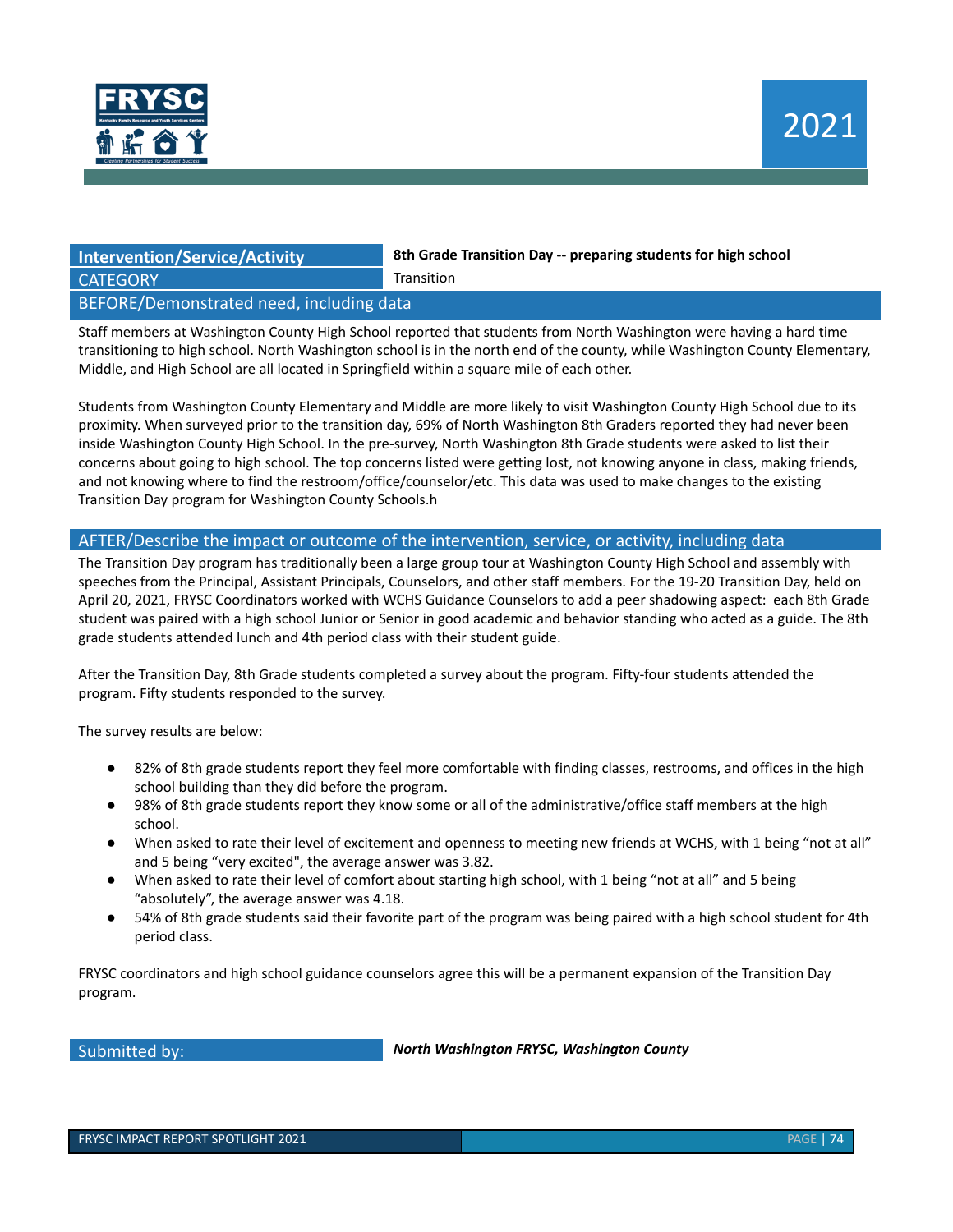| | |
|---|---|
| **Intervention/Service/Activity** | **8th Grade Transition Day -- preparing students for high school** |
| CATEGORY | Transition |

## BEFORE/Demonstrated need, including data

Staff members at Washington County High School reported that students from North Washington were having a hard time transitioning to high school. North Washington school is in the north end of the county, while Washington County Elementary, Middle, and High School are all located in Springfield within a square mile of each other.

Students from Washington County Elementary and Middle are more likely to visit Washington County High School due to its proximity. When surveyed prior to the transition day, 69% of North Washington 8th Graders reported they had never been inside Washington County High School. In the pre-survey, North Washington 8th Grade students were asked to list their concerns about going to high school. The top concerns listed were getting lost, not knowing anyone in class, making friends, and not knowing where to find the restroom/office/counselor/etc. This data was used to make changes to the existing Transition Day program for Washington County Schools.h

## AFTER/Describe the impact or outcome of the intervention, service, or activity, including data

The Transition Day program has traditionally been a large group tour at Washington County High School and assembly with speeches from the Principal, Assistant Principals, Counselors, and other staff members. For the 19-20 Transition Day, held on April 20, 2021, FRYSC Coordinators worked with WCHS Guidance Counselors to add a peer shadowing aspect: each 8th Grade student was paired with a high school Junior or Senior in good academic and behavior standing who acted as a guide. The 8th grade students attended lunch and 4th period class with their student guide.

After the Transition Day, 8th Grade students completed a survey about the program. Fifty-four students attended the program. Fifty students responded to the survey.

The survey results are below:

- 82% of 8th grade students report they feel more comfortable with finding classes, restrooms, and offices in the high school building than they did before the program.
- 98% of 8th grade students report they know some or all of the administrative/office staff members at the high school.
- When asked to rate their level of excitement and openness to meeting new friends at WCHS, with 1 being "not at all" and 5 being "very excited", the average answer was 3.82.
- When asked to rate their level of comfort about starting high school, with 1 being "not at all" and 5 being "absolutely", the average answer was 4.18.
- 54% of 8th grade students said their favorite part of the program was being paired with a high school student for 4th period class.

FRYSC coordinators and high school guidance counselors agree this will be a permanent expansion of the Transition Day program.

| | |
|---|---|
| Submitted by: | ***North Washington FRYSC, Washington County*** |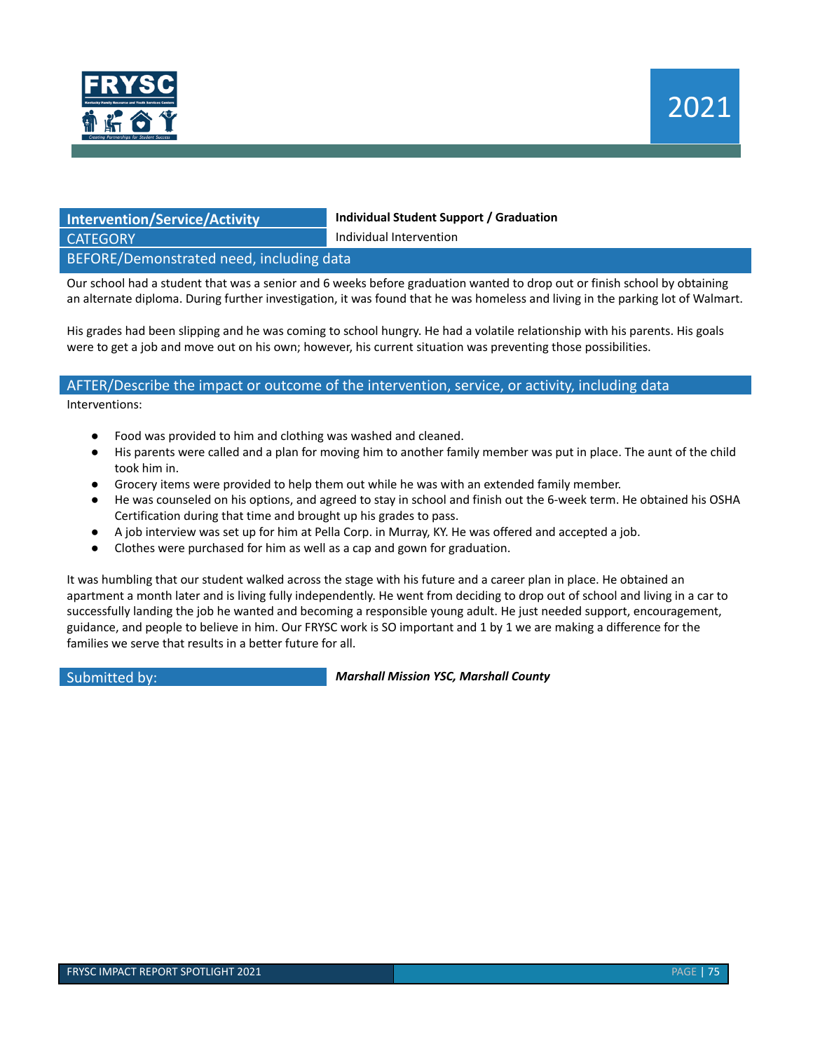| | |
|---|---|
| **Intervention/Service/Activity** | **Individual Student Support / Graduation** |
| CATEGORY | Individual Intervention |

## BEFORE/Demonstrated need, including data

Our school had a student that was a senior and 6 weeks before graduation wanted to drop out or finish school by obtaining an alternate diploma. During further investigation, it was found that he was homeless and living in the parking lot of Walmart.

His grades had been slipping and he was coming to school hungry. He had a volatile relationship with his parents. His goals were to get a job and move out on his own; however, his current situation was preventing those possibilities.

## AFTER/Describe the impact or outcome of the intervention, service, or activity, including data

Interventions:

- Food was provided to him and clothing was washed and cleaned.
- His parents were called and a plan for moving him to another family member was put in place. The aunt of the child took him in.
- Grocery items were provided to help them out while he was with an extended family member.
- He was counseled on his options, and agreed to stay in school and finish out the 6-week term. He obtained his OSHA Certification during that time and brought up his grades to pass.
- A job interview was set up for him at Pella Corp. in Murray, KY. He was offered and accepted a job.
- Clothes were purchased for him as well as a cap and gown for graduation.

It was humbling that our student walked across the stage with his future and a career plan in place. He obtained an apartment a month later and is living fully independently. He went from deciding to drop out of school and living in a car to successfully landing the job he wanted and becoming a responsible young adult. He just needed support, encouragement, guidance, and people to believe in him. Our FRYSC work is SO important and 1 by 1 we are making a difference for the families we serve that results in a better future for all.

| | |
|---|---|
| Submitted by: | ***Marshall Mission YSC, Marshall County*** |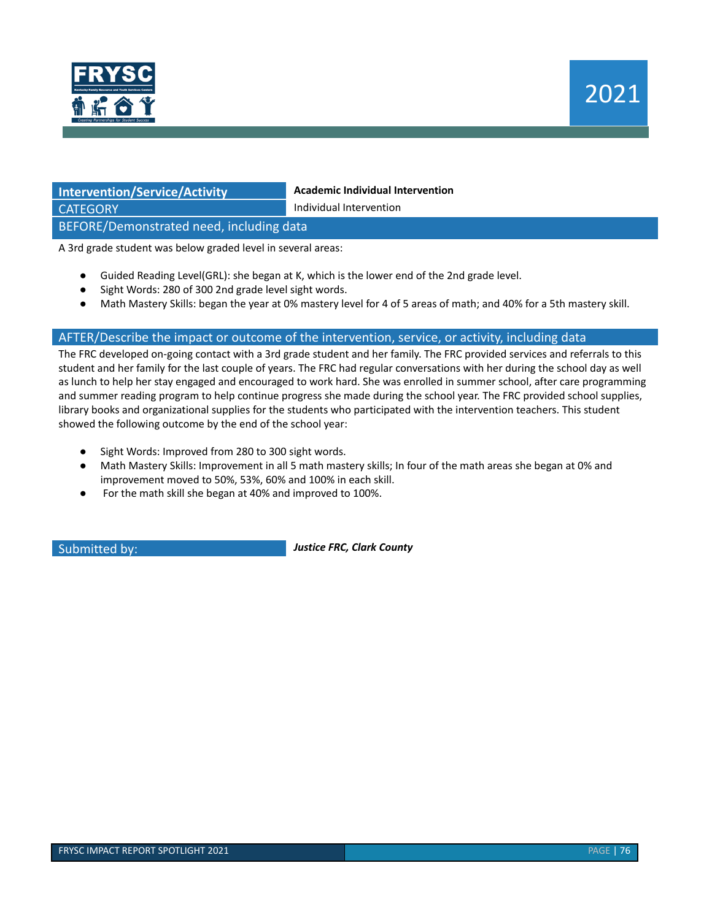| | |
|---|---|
| **Intervention/Service/Activity** | **Academic Individual Intervention** |
| CATEGORY | Individual Intervention |

## BEFORE/Demonstrated need, including data

A 3rd grade student was below graded level in several areas:

- Guided Reading Level(GRL): she began at K, which is the lower end of the 2nd grade level.
- Sight Words: 280 of 300 2nd grade level sight words.
- Math Mastery Skills: began the year at 0% mastery level for 4 of 5 areas of math; and 40% for a 5th mastery skill.

## AFTER/Describe the impact or outcome of the intervention, service, or activity, including data

The FRC developed on-going contact with a 3rd grade student and her family. The FRC provided services and referrals to this student and her family for the last couple of years. The FRC had regular conversations with her during the school day as well as lunch to help her stay engaged and encouraged to work hard. She was enrolled in summer school, after care programming and summer reading program to help continue progress she made during the school year. The FRC provided school supplies, library books and organizational supplies for the students who participated with the intervention teachers. This student showed the following outcome by the end of the school year:

- Sight Words: Improved from 280 to 300 sight words.
- Math Mastery Skills: Improvement in all 5 math mastery skills; In four of the math areas she began at 0% and improvement moved to 50%, 53%, 60% and 100% in each skill.
- For the math skill she began at 40% and improved to 100%.

| | |
|---|---|
| Submitted by: | ***Justice FRC, Clark County*** |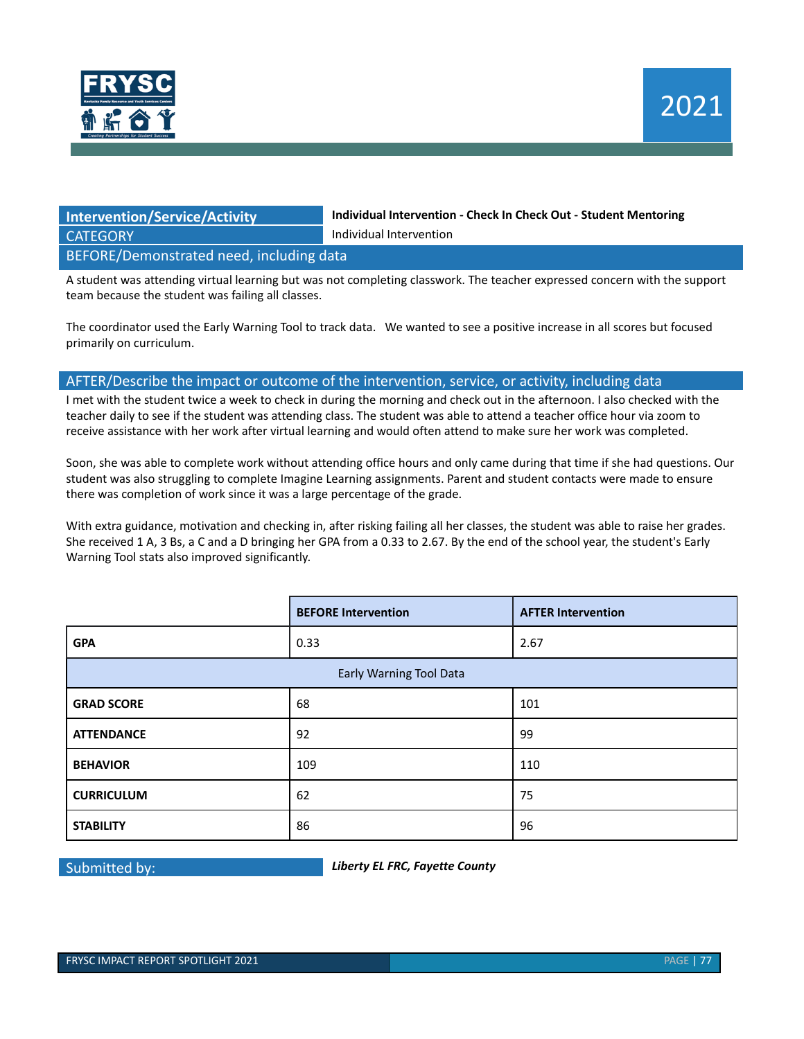| | |
|---|---|
| **Intervention/Service/Activity** | **Individual Intervention - Check In Check Out - Student Mentoring** |
| CATEGORY | Individual Intervention |

## BEFORE/Demonstrated need, including data

A student was attending virtual learning but was not completing classwork. The teacher expressed concern with the support team because the student was failing all classes.

The coordinator used the Early Warning Tool to track data. We wanted to see a positive increase in all scores but focused primarily on curriculum.

## AFTER/Describe the impact or outcome of the intervention, service, or activity, including data

I met with the student twice a week to check in during the morning and check out in the afternoon. I also checked with the teacher daily to see if the student was attending class. The student was able to attend a teacher office hour via zoom to receive assistance with her work after virtual learning and would often attend to make sure her work was completed.

Soon, she was able to complete work without attending office hours and only came during that time if she had questions. Our student was also struggling to complete Imagine Learning assignments. Parent and student contacts were made to ensure there was completion of work since it was a large percentage of the grade.

With extra guidance, motivation and checking in, after risking failing all her classes, the student was able to raise her grades. She received 1 A, 3 Bs, a C and a D bringing her GPA from a 0.33 to 2.67. By the end of the school year, the student's Early Warning Tool stats also improved significantly.

| | **BEFORE Intervention** | **AFTER Intervention** |
|---|---|---|
| **GPA** | 0.33 | 2.67 |
| Early Warning Tool Data | | |
| **GRAD SCORE** | 68 | 101 |
| **ATTENDANCE** | 92 | 99 |
| **BEHAVIOR** | 109 | 110 |
| **CURRICULUM** | 62 | 75 |
| **STABILITY** | 86 | 96 |

**Submitted by:** ***Liberty EL FRC, Fayette County***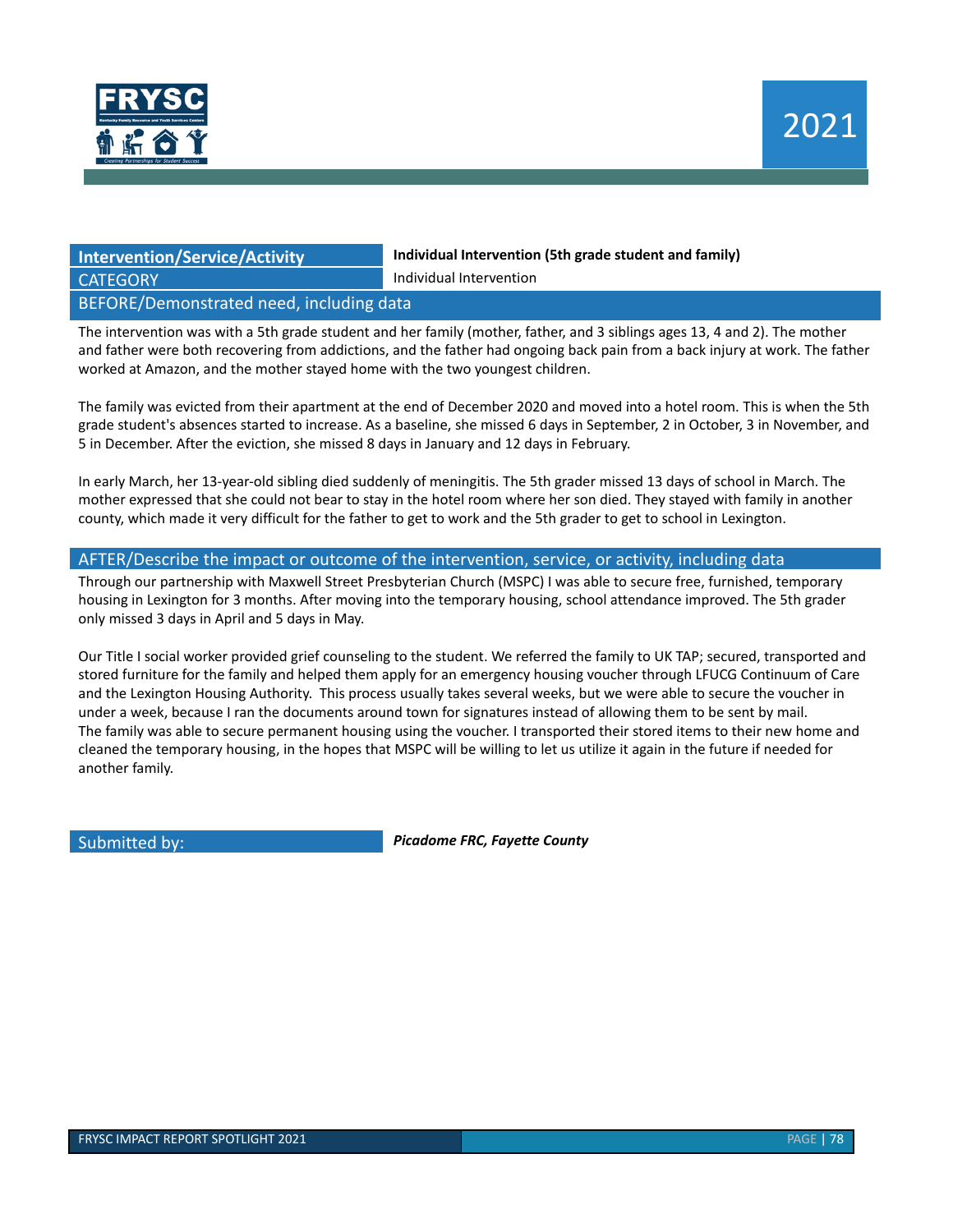| | |
|---|---|
| **Intervention/Service/Activity** | **Individual Intervention (5th grade student and family)** |
| CATEGORY | Individual Intervention |

## BEFORE/Demonstrated need, including data

The intervention was with a 5th grade student and her family (mother, father, and 3 siblings ages 13, 4 and 2). The mother and father were both recovering from addictions, and the father had ongoing back pain from a back injury at work. The father worked at Amazon, and the mother stayed home with the two youngest children.

The family was evicted from their apartment at the end of December 2020 and moved into a hotel room. This is when the 5th grade student's absences started to increase. As a baseline, she missed 6 days in September, 2 in October, 3 in November, and 5 in December. After the eviction, she missed 8 days in January and 12 days in February.

In early March, her 13-year-old sibling died suddenly of meningitis. The 5th grader missed 13 days of school in March. The mother expressed that she could not bear to stay in the hotel room where her son died. They stayed with family in another county, which made it very difficult for the father to get to work and the 5th grader to get to school in Lexington.

## AFTER/Describe the impact or outcome of the intervention, service, or activity, including data

Through our partnership with Maxwell Street Presbyterian Church (MSPC) I was able to secure free, furnished, temporary housing in Lexington for 3 months. After moving into the temporary housing, school attendance improved. The 5th grader only missed 3 days in April and 5 days in May.

Our Title I social worker provided grief counseling to the student. We referred the family to UK TAP; secured, transported and stored furniture for the family and helped them apply for an emergency housing voucher through LFUCG Continuum of Care and the Lexington Housing Authority. This process usually takes several weeks, but we were able to secure the voucher in under a week, because I ran the documents around town for signatures instead of allowing them to be sent by mail.
The family was able to secure permanent housing using the voucher. I transported their stored items to their new home and cleaned the temporary housing, in the hopes that MSPC will be willing to let us utilize it again in the future if needed for another family.

| | |
|---|---|
| Submitted by: | ***Picadome FRC, Fayette County*** |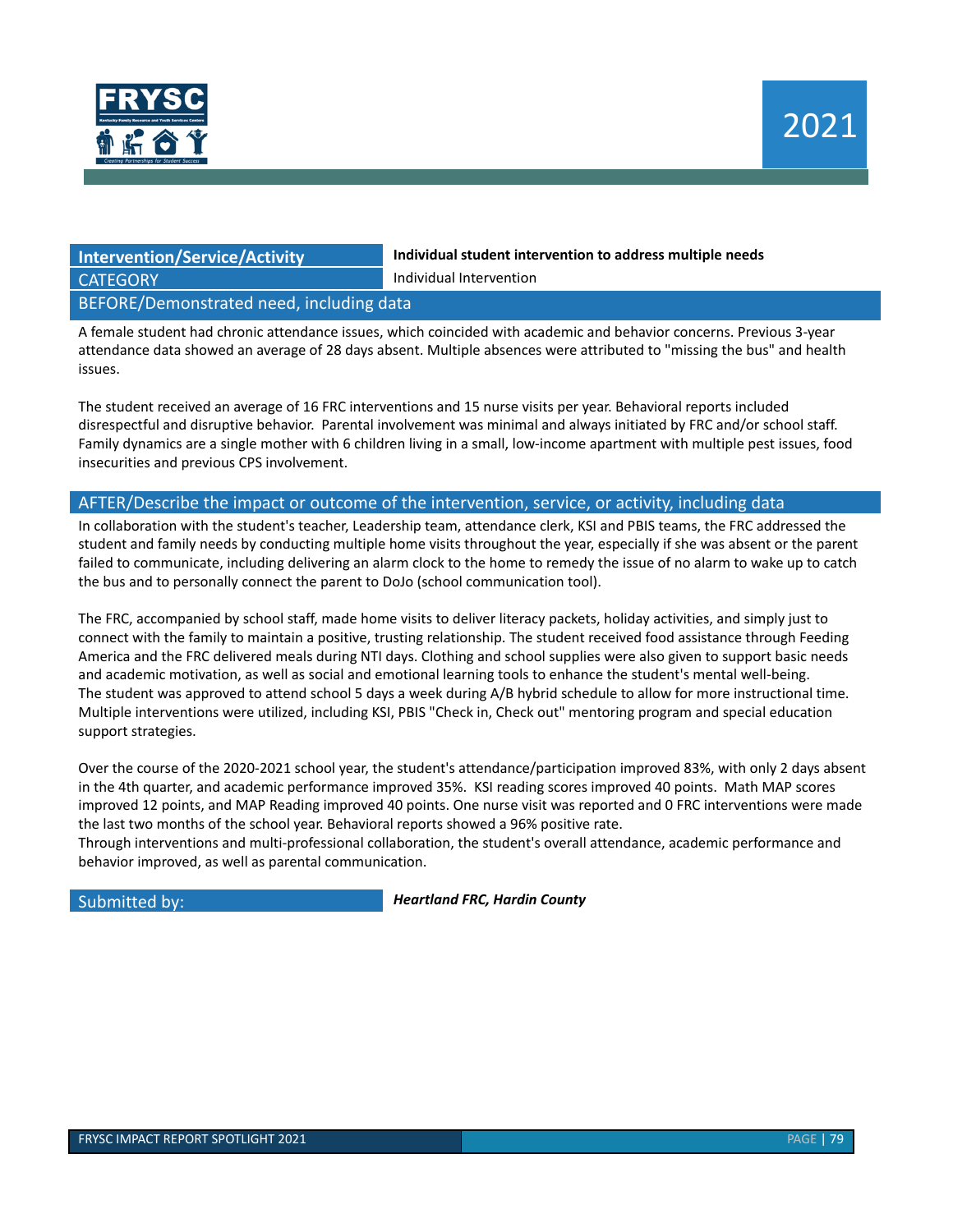| Intervention/Service/Activity | Individual student intervention to address multiple needs |
|---|---|
| CATEGORY | Individual Intervention |

## BEFORE/Demonstrated need, including data

A female student had chronic attendance issues, which coincided with academic and behavior concerns. Previous 3-year attendance data showed an average of 28 days absent. Multiple absences were attributed to "missing the bus" and health issues.

The student received an average of 16 FRC interventions and 15 nurse visits per year. Behavioral reports included disrespectful and disruptive behavior. Parental involvement was minimal and always initiated by FRC and/or school staff. Family dynamics are a single mother with 6 children living in a small, low-income apartment with multiple pest issues, food insecurities and previous CPS involvement.

## AFTER/Describe the impact or outcome of the intervention, service, or activity, including data

In collaboration with the student's teacher, Leadership team, attendance clerk, KSI and PBIS teams, the FRC addressed the student and family needs by conducting multiple home visits throughout the year, especially if she was absent or the parent failed to communicate, including delivering an alarm clock to the home to remedy the issue of no alarm to wake up to catch the bus and to personally connect the parent to DoJo (school communication tool).

The FRC, accompanied by school staff, made home visits to deliver literacy packets, holiday activities, and simply just to connect with the family to maintain a positive, trusting relationship. The student received food assistance through Feeding America and the FRC delivered meals during NTI days. Clothing and school supplies were also given to support basic needs and academic motivation, as well as social and emotional learning tools to enhance the student's mental well-being.
The student was approved to attend school 5 days a week during A/B hybrid schedule to allow for more instructional time. Multiple interventions were utilized, including KSI, PBIS "Check in, Check out" mentoring program and special education support strategies.

Over the course of the 2020-2021 school year, the student's attendance/participation improved 83%, with only 2 days absent in the 4th quarter, and academic performance improved 35%. KSI reading scores improved 40 points. Math MAP scores improved 12 points, and MAP Reading improved 40 points. One nurse visit was reported and 0 FRC interventions were made the last two months of the school year. Behavioral reports showed a 96% positive rate.
Through interventions and multi-professional collaboration, the student's overall attendance, academic performance and behavior improved, as well as parental communication.

**Submitted by:** ***Heartland FRC, Hardin County***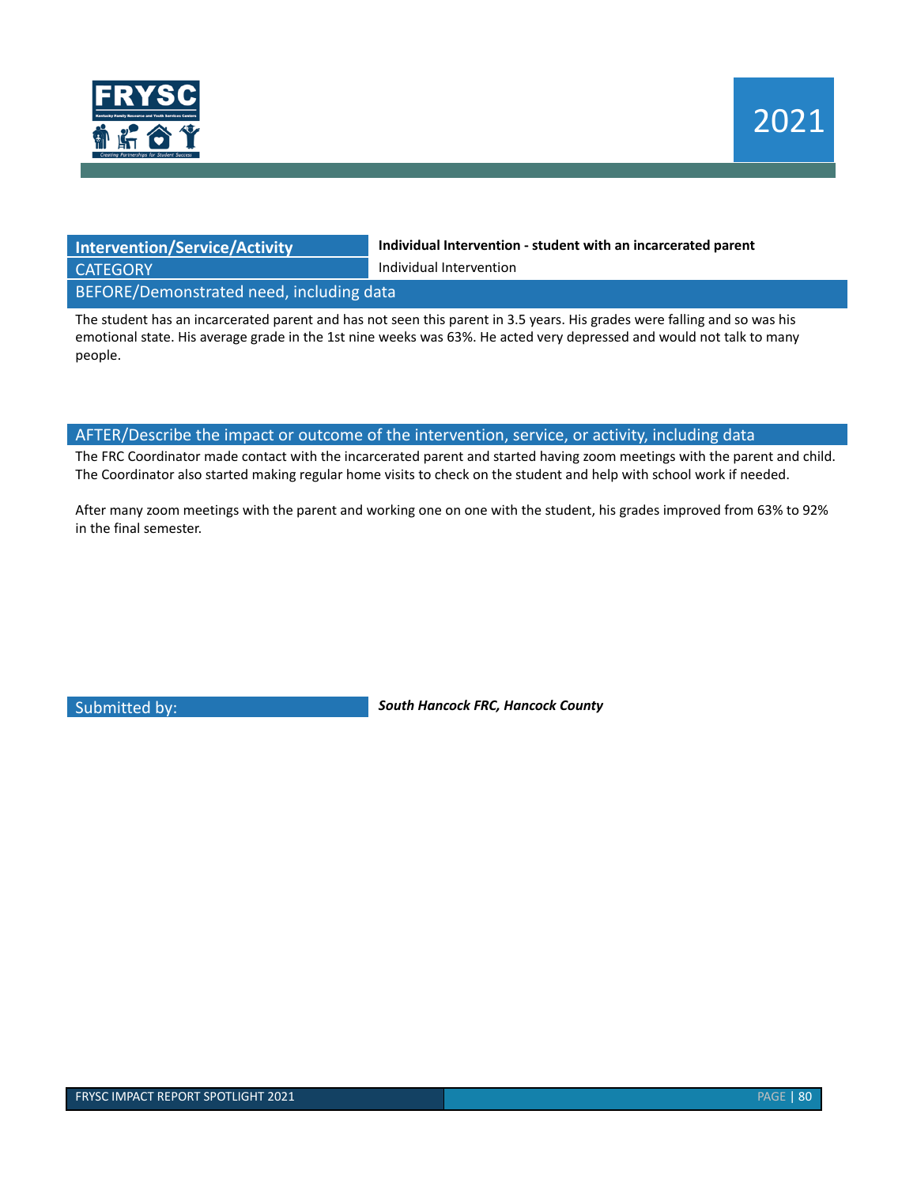| Intervention/Service/Activity | Individual Intervention - student with an incarcerated parent |
| --- | --- |
| CATEGORY | Individual Intervention |

## BEFORE/Demonstrated need, including data

The student has an incarcerated parent and has not seen this parent in 3.5 years. His grades were falling and so was his emotional state. His average grade in the 1st nine weeks was 63%. He acted very depressed and would not talk to many people.

## AFTER/Describe the impact or outcome of the intervention, service, or activity, including data

The FRC Coordinator made contact with the incarcerated parent and started having zoom meetings with the parent and child. The Coordinator also started making regular home visits to check on the student and help with school work if needed.

After many zoom meetings with the parent and working one on one with the student, his grades improved from 63% to 92% in the final semester.

| Submitted by: | ***South Hancock FRC, Hancock County*** |
| --- | --- |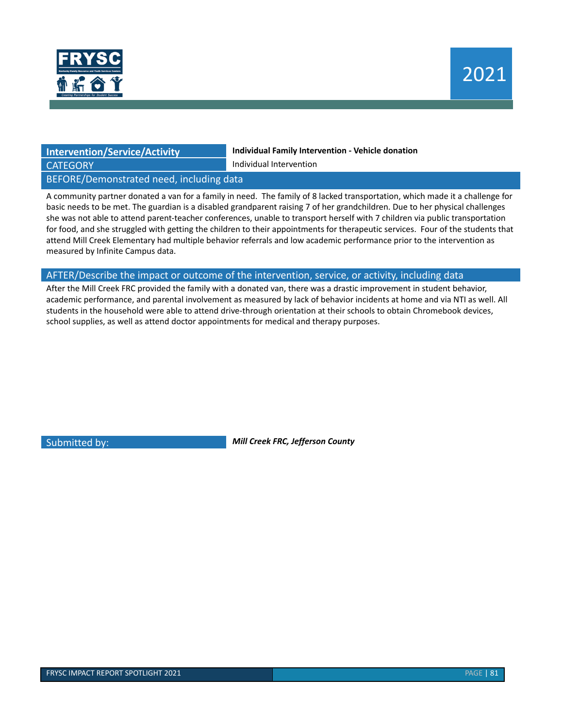2021

| | |
|---|---|
| **Intervention/Service/Activity** | **Individual Family Intervention - Vehicle donation** |
| CATEGORY | Individual Intervention |

## BEFORE/Demonstrated need, including data

A community partner donated a van for a family in need. The family of 8 lacked transportation, which made it a challenge for basic needs to be met. The guardian is a disabled grandparent raising 7 of her grandchildren. Due to her physical challenges she was not able to attend parent-teacher conferences, unable to transport herself with 7 children via public transportation for food, and she struggled with getting the children to their appointments for therapeutic services. Four of the students that attend Mill Creek Elementary had multiple behavior referrals and low academic performance prior to the intervention as measured by Infinite Campus data.

## AFTER/Describe the impact or outcome of the intervention, service, or activity, including data

After the Mill Creek FRC provided the family with a donated van, there was a drastic improvement in student behavior, academic performance, and parental involvement as measured by lack of behavior incidents at home and via NTI as well. All students in the household were able to attend drive-through orientation at their schools to obtain Chromebook devices, school supplies, as well as attend doctor appointments for medical and therapy purposes.

| | |
|---|---|
| Submitted by: | ***Mill Creek FRC, Jefferson County*** |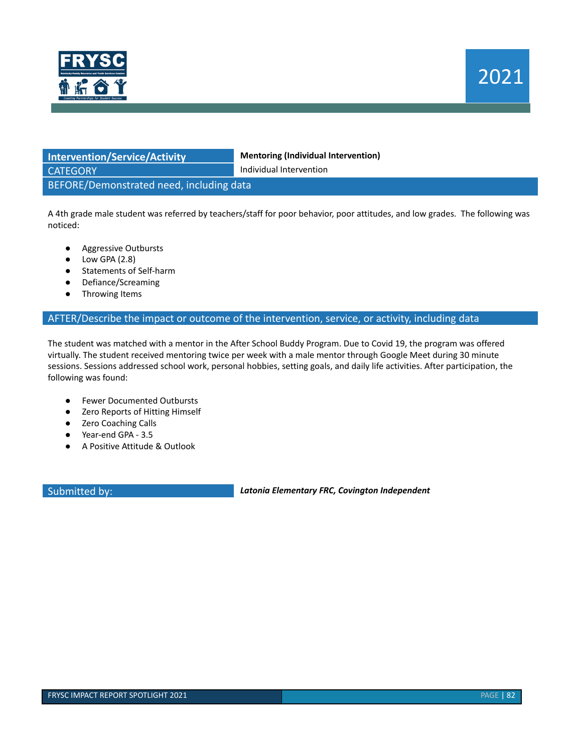| | |
|---|---|
| **Intervention/Service/Activity** | **Mentoring (Individual Intervention)** |
| CATEGORY | Individual Intervention |

## BEFORE/Demonstrated need, including data

A 4th grade male student was referred by teachers/staff for poor behavior, poor attitudes, and low grades. The following was noticed:

- Aggressive Outbursts
- Low GPA (2.8)
- Statements of Self-harm
- Defiance/Screaming
- Throwing Items

## AFTER/Describe the impact or outcome of the intervention, service, or activity, including data

The student was matched with a mentor in the After School Buddy Program. Due to Covid 19, the program was offered virtually. The student received mentoring twice per week with a male mentor through Google Meet during 30 minute sessions. Sessions addressed school work, personal hobbies, setting goals, and daily life activities. After participation, the following was found:

- Fewer Documented Outbursts
- Zero Reports of Hitting Himself
- Zero Coaching Calls
- Year-end GPA - 3.5
- A Positive Attitude & Outlook

Submitted by: ***Latonia Elementary FRC, Covington Independent***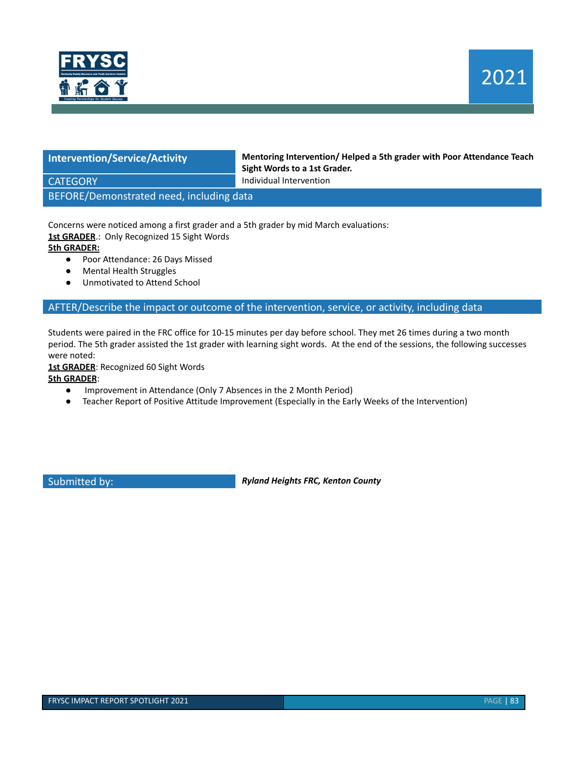| Intervention/Service/Activity | **Mentoring Intervention/ Helped a 5th grader with Poor Attendance Teach Sight Words to a 1st Grader.** |
| --- | --- |
| CATEGORY | Individual Intervention |

## BEFORE/Demonstrated need, including data

Concerns were noticed among a first grader and a 5th grader by mid March evaluations:

**1st GRADER**.: Only Recognized 15 Sight Words

**5th GRADER:**

- Poor Attendance: 26 Days Missed
- Mental Health Struggles
- Unmotivated to Attend School

## AFTER/Describe the impact or outcome of the intervention, service, or activity, including data

Students were paired in the FRC office for 10-15 minutes per day before school. They met 26 times during a two month period. The 5th grader assisted the 1st grader with learning sight words. At the end of the sessions, the following successes were noted:

**1st GRADER**: Recognized 60 Sight Words

**5th GRADER**:

- Improvement in Attendance (Only 7 Absences in the 2 Month Period)
- Teacher Report of Positive Attitude Improvement (Especially in the Early Weeks of the Intervention)

| Submitted by: | ***Ryland Heights FRC, Kenton County*** |
| --- | --- |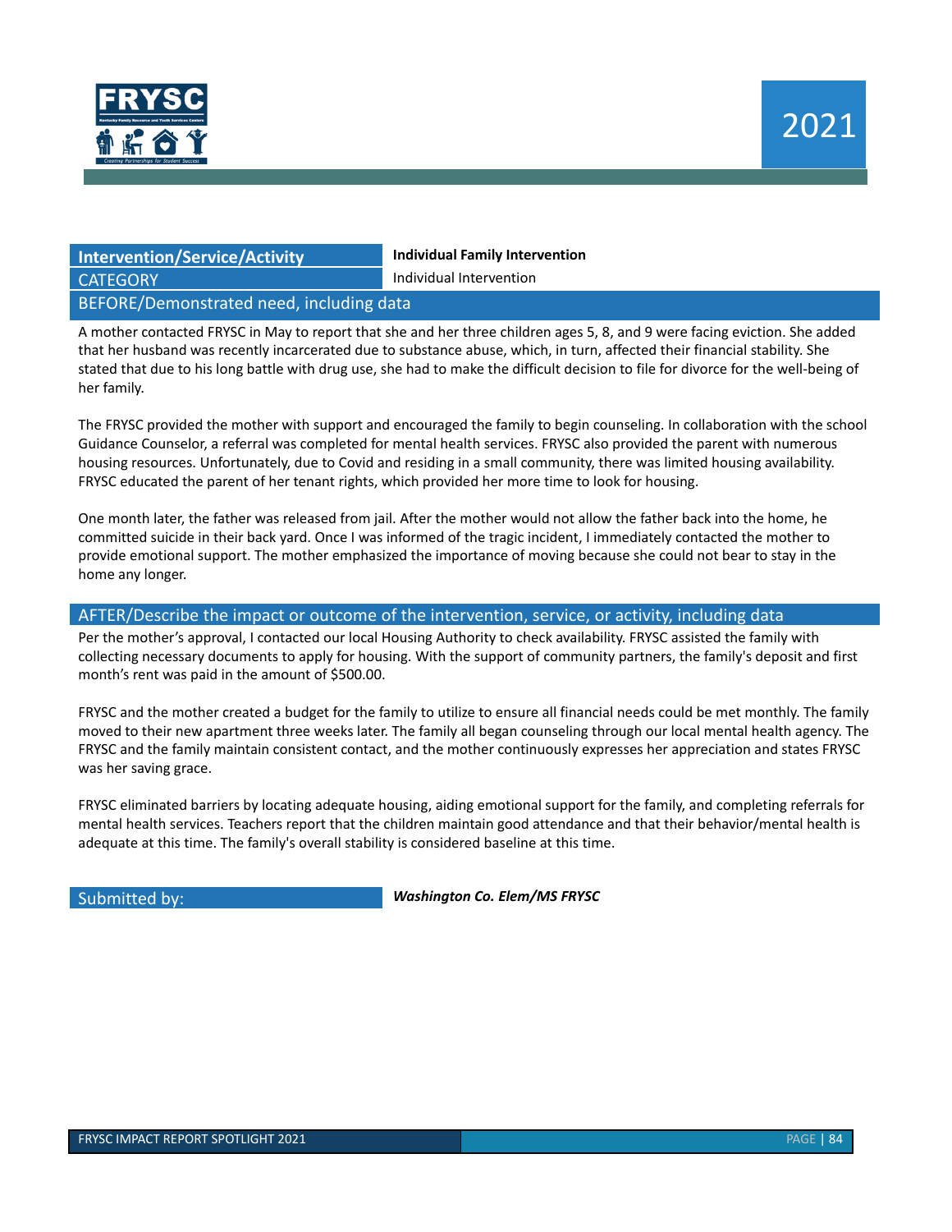| Intervention/Service/Activity | **Individual Family Intervention** |
| --- | --- |
| CATEGORY | Individual Intervention |

## BEFORE/Demonstrated need, including data

A mother contacted FRYSC in May to report that she and her three children ages 5, 8, and 9 were facing eviction. She added that her husband was recently incarcerated due to substance abuse, which, in turn, affected their financial stability. She stated that due to his long battle with drug use, she had to make the difficult decision to file for divorce for the well-being of her family.

The FRYSC provided the mother with support and encouraged the family to begin counseling. In collaboration with the school Guidance Counselor, a referral was completed for mental health services. FRYSC also provided the parent with numerous housing resources. Unfortunately, due to Covid and residing in a small community, there was limited housing availability. FRYSC educated the parent of her tenant rights, which provided her more time to look for housing.

One month later, the father was released from jail. After the mother would not allow the father back into the home, he committed suicide in their back yard. Once I was informed of the tragic incident, I immediately contacted the mother to provide emotional support. The mother emphasized the importance of moving because she could not bear to stay in the home any longer.

## AFTER/Describe the impact or outcome of the intervention, service, or activity, including data

Per the mother's approval, I contacted our local Housing Authority to check availability. FRYSC assisted the family with collecting necessary documents to apply for housing. With the support of community partners, the family's deposit and first month's rent was paid in the amount of $500.00.

FRYSC and the mother created a budget for the family to utilize to ensure all financial needs could be met monthly. The family moved to their new apartment three weeks later. The family all began counseling through our local mental health agency. The FRYSC and the family maintain consistent contact, and the mother continuously expresses her appreciation and states FRYSC was her saving grace.

FRYSC eliminated barriers by locating adequate housing, aiding emotional support for the family, and completing referrals for mental health services. Teachers report that the children maintain good attendance and that their behavior/mental health is adequate at this time. The family's overall stability is considered baseline at this time.

| Submitted by: | ***Washington Co. Elem/MS FRYSC*** |
| --- | --- |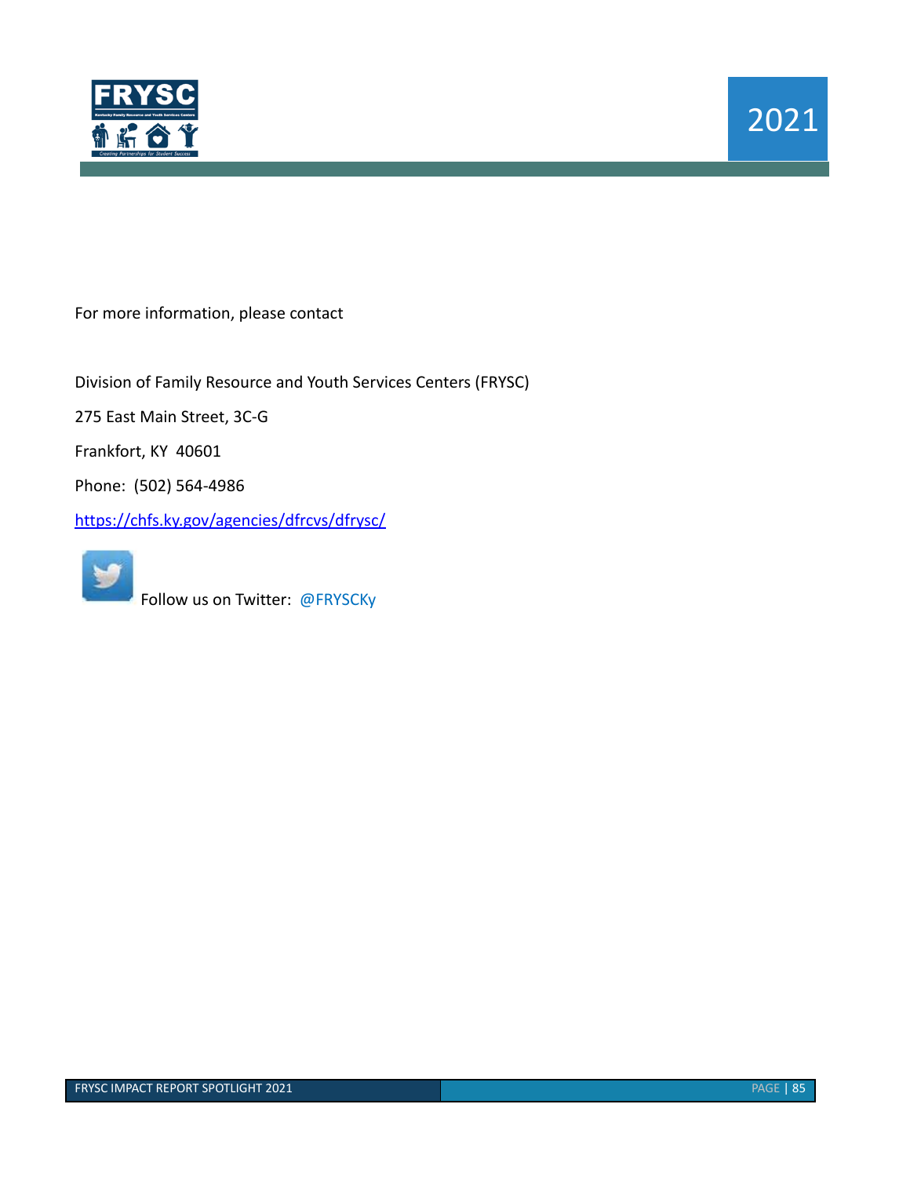For more information, please contact

Division of Family Resource and Youth Services Centers (FRYSC)

275 East Main Street, 3C-G

Frankfort, KY 40601

Phone: (502) 564-4986

https://chfs.ky.gov/agencies/dfrcvs/dfrysc/

Follow us on Twitter: @FRYSCKy